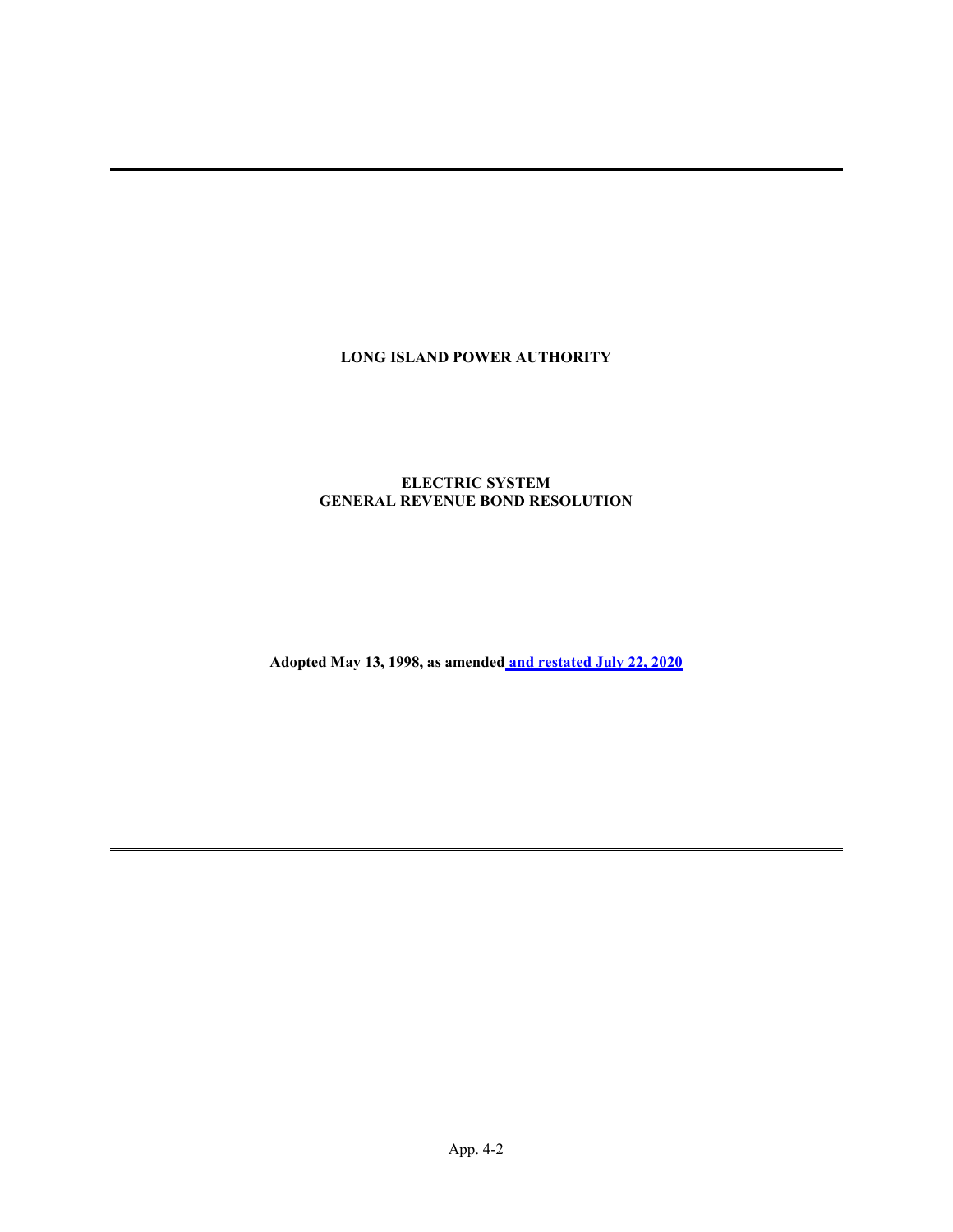**LONG ISLAND POWER AUTHORITY**

**ELECTRIC SYSTEM**
**GENERAL REVENUE BOND RESOLUTION**

**Adopted May 13, 1998, as amended and restated July 22, 2020**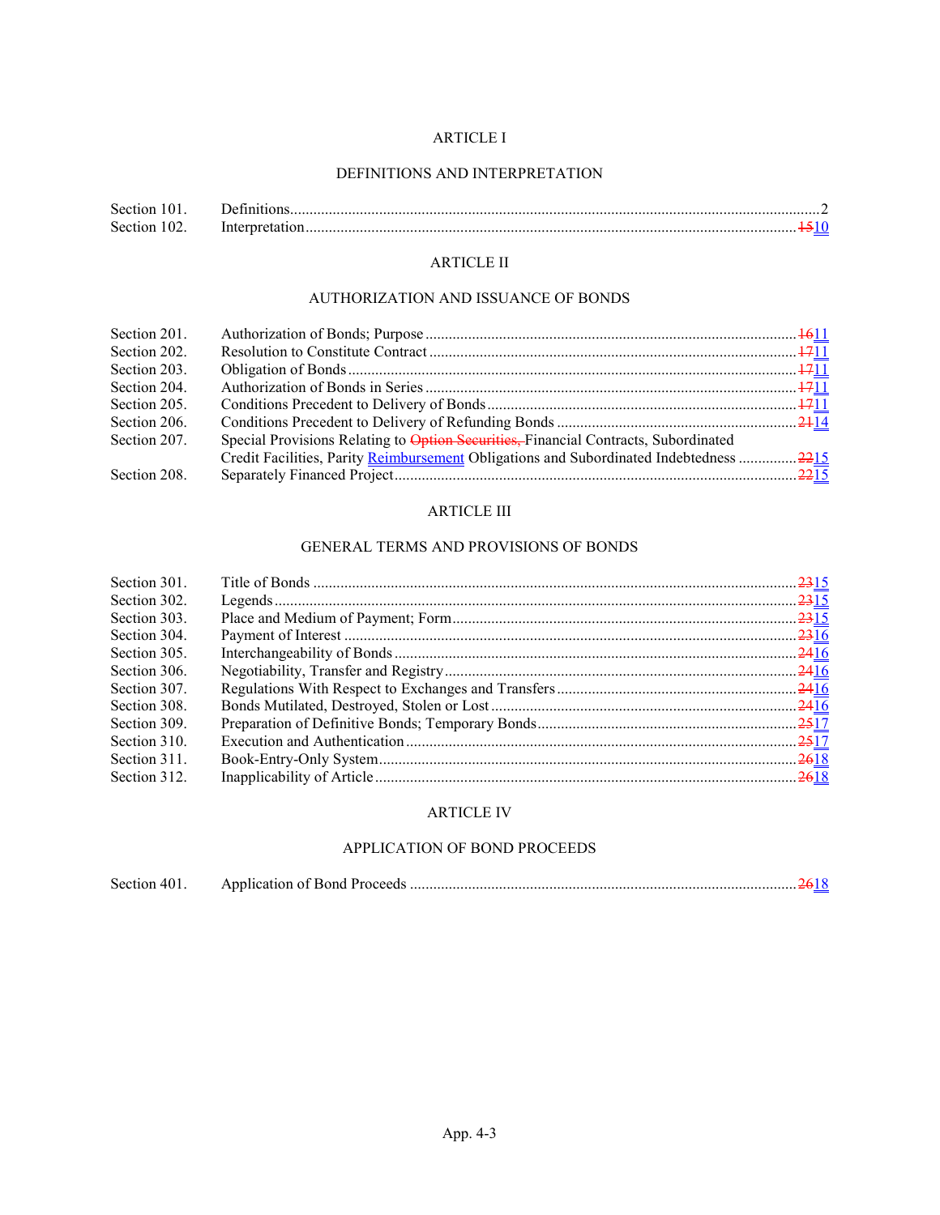ARTICLE I

DEFINITIONS AND INTERPRETATION

| | | |
|---|---|---|
| Section 101. | Definitions | 2 |
| Section 102. | Interpretation | ~~15~~10 |

ARTICLE II

AUTHORIZATION AND ISSUANCE OF BONDS

| | | |
|---|---|---|
| Section 201. | Authorization of Bonds; Purpose | ~~16~~11 |
| Section 202. | Resolution to Constitute Contract | ~~17~~11 |
| Section 203. | Obligation of Bonds | ~~17~~11 |
| Section 204. | Authorization of Bonds in Series | ~~17~~11 |
| Section 205. | Conditions Precedent to Delivery of Bonds | ~~17~~11 |
| Section 206. | Conditions Precedent to Delivery of Refunding Bonds | ~~21~~14 |
| Section 207. | Special Provisions Relating to ~~Option Securities,~~ Financial Contracts, Subordinated Credit Facilities, Parity Reimbursement Obligations and Subordinated Indebtedness | ~~22~~15 |
| Section 208. | Separately Financed Project | ~~22~~15 |

ARTICLE III

GENERAL TERMS AND PROVISIONS OF BONDS

| | | |
|---|---|---|
| Section 301. | Title of Bonds | ~~23~~15 |
| Section 302. | Legends | ~~23~~15 |
| Section 303. | Place and Medium of Payment; Form | ~~23~~15 |
| Section 304. | Payment of Interest | ~~23~~16 |
| Section 305. | Interchangeability of Bonds | ~~24~~16 |
| Section 306. | Negotiability, Transfer and Registry | ~~24~~16 |
| Section 307. | Regulations With Respect to Exchanges and Transfers | ~~24~~16 |
| Section 308. | Bonds Mutilated, Destroyed, Stolen or Lost | ~~24~~16 |
| Section 309. | Preparation of Definitive Bonds; Temporary Bonds | ~~25~~17 |
| Section 310. | Execution and Authentication | ~~25~~17 |
| Section 311. | Book-Entry-Only System | ~~26~~18 |
| Section 312. | Inapplicability of Article | ~~26~~18 |

ARTICLE IV

APPLICATION OF BOND PROCEEDS

| | | |
|---|---|---|
| Section 401. | Application of Bond Proceeds | ~~26~~18 |

App. 4-3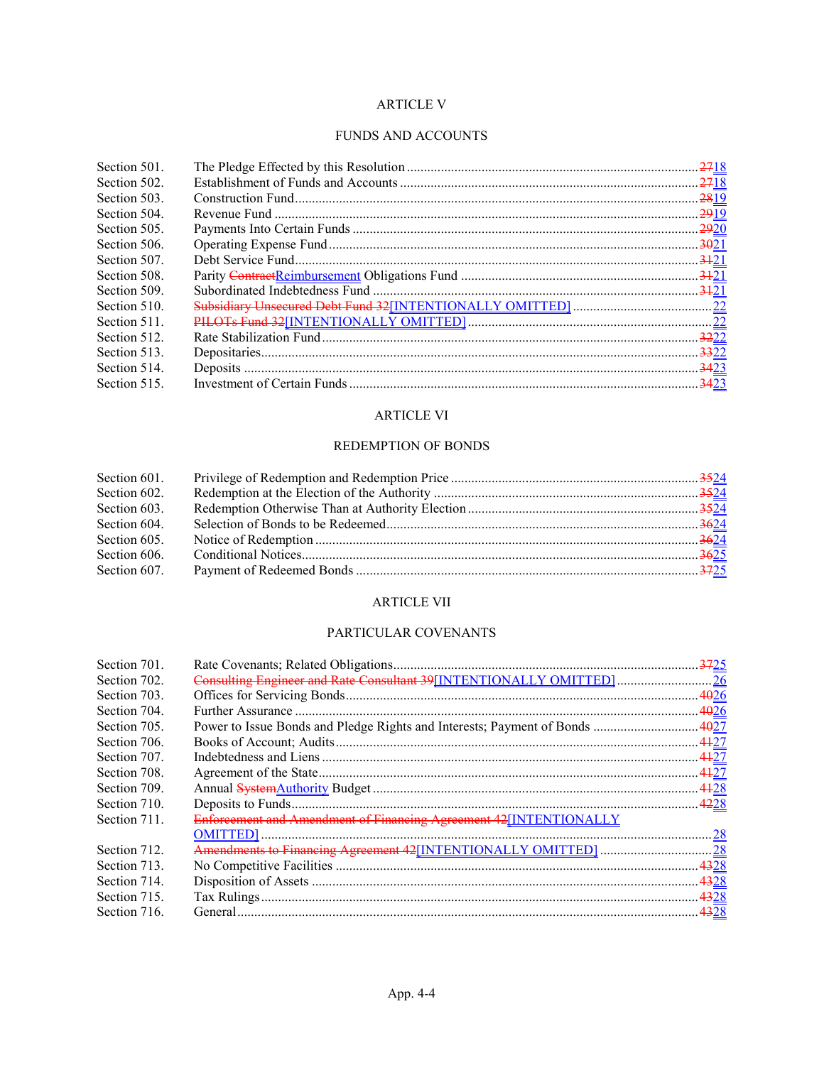## ARTICLE V

## FUNDS AND ACCOUNTS

| | | |
|---|---|---|
| Section 501. | The Pledge Effected by this Resolution | ~~27~~18 |
| Section 502. | Establishment of Funds and Accounts | ~~27~~18 |
| Section 503. | Construction Fund | ~~28~~19 |
| Section 504. | Revenue Fund | ~~29~~19 |
| Section 505. | Payments Into Certain Funds | ~~29~~20 |
| Section 506. | Operating Expense Fund | ~~30~~21 |
| Section 507. | Debt Service Fund | ~~31~~21 |
| Section 508. | Parity ~~Contract~~Reimbursement Obligations Fund | ~~31~~21 |
| Section 509. | Subordinated Indebtedness Fund | ~~31~~21 |
| Section 510. | ~~Subsidiary Unsecured Debt Fund 32~~[INTENTIONALLY OMITTED] | 22 |
| Section 511. | ~~PILOTs Fund 32~~[INTENTIONALLY OMITTED] | 22 |
| Section 512. | Rate Stabilization Fund | ~~32~~22 |
| Section 513. | Depositaries | ~~33~~22 |
| Section 514. | Deposits | ~~34~~23 |
| Section 515. | Investment of Certain Funds | ~~34~~23 |

## ARTICLE VI

## REDEMPTION OF BONDS

| | | |
|---|---|---|
| Section 601. | Privilege of Redemption and Redemption Price | ~~35~~24 |
| Section 602. | Redemption at the Election of the Authority | ~~35~~24 |
| Section 603. | Redemption Otherwise Than at Authority Election | ~~35~~24 |
| Section 604. | Selection of Bonds to be Redeemed | ~~36~~24 |
| Section 605. | Notice of Redemption | ~~36~~24 |
| Section 606. | Conditional Notices | ~~36~~25 |
| Section 607. | Payment of Redeemed Bonds | ~~37~~25 |

## ARTICLE VII

## PARTICULAR COVENANTS

| | | |
|---|---|---|
| Section 701. | Rate Covenants; Related Obligations | ~~37~~25 |
| Section 702. | ~~Consulting Engineer and Rate Consultant 39~~[INTENTIONALLY OMITTED] | 26 |
| Section 703. | Offices for Servicing Bonds | ~~40~~26 |
| Section 704. | Further Assurance | ~~40~~26 |
| Section 705. | Power to Issue Bonds and Pledge Rights and Interests; Payment of Bonds | ~~40~~27 |
| Section 706. | Books of Account; Audits | ~~41~~27 |
| Section 707. | Indebtedness and Liens | ~~41~~27 |
| Section 708. | Agreement of the State | ~~41~~27 |
| Section 709. | Annual ~~System~~Authority Budget | ~~41~~28 |
| Section 710. | Deposits to Funds | ~~42~~28 |
| Section 711. | ~~Enforcement and Amendment of Financing Agreement 42~~[INTENTIONALLY OMITTED] | 28 |
| Section 712. | ~~Amendments to Financing Agreement 42~~[INTENTIONALLY OMITTED] | 28 |
| Section 713. | No Competitive Facilities | ~~43~~28 |
| Section 714. | Disposition of Assets | ~~43~~28 |
| Section 715. | Tax Rulings | ~~43~~28 |
| Section 716. | General | ~~43~~28 |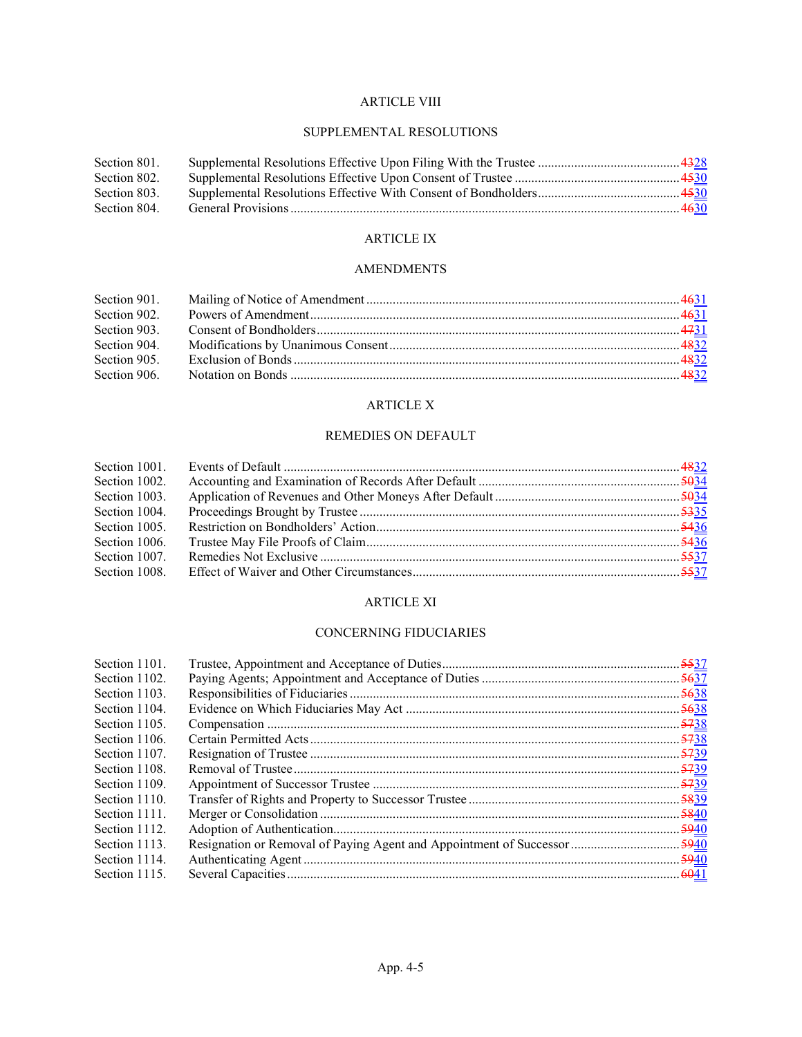## ARTICLE VIII

## SUPPLEMENTAL RESOLUTIONS

| Section | Title | Page |
|---|---|---|
| Section 801. | Supplemental Resolutions Effective Upon Filing With the Trustee | ~~43~~28 |
| Section 802. | Supplemental Resolutions Effective Upon Consent of Trustee | ~~45~~30 |
| Section 803. | Supplemental Resolutions Effective With Consent of Bondholders | ~~45~~30 |
| Section 804. | General Provisions | ~~46~~30 |

## ARTICLE IX

## AMENDMENTS

| Section | Title | Page |
|---|---|---|
| Section 901. | Mailing of Notice of Amendment | ~~46~~31 |
| Section 902. | Powers of Amendment | ~~46~~31 |
| Section 903. | Consent of Bondholders | ~~47~~31 |
| Section 904. | Modifications by Unanimous Consent | ~~48~~32 |
| Section 905. | Exclusion of Bonds | ~~48~~32 |
| Section 906. | Notation on Bonds | ~~48~~32 |

## ARTICLE X

## REMEDIES ON DEFAULT

| Section | Title | Page |
|---|---|---|
| Section 1001. | Events of Default | ~~48~~32 |
| Section 1002. | Accounting and Examination of Records After Default | ~~50~~34 |
| Section 1003. | Application of Revenues and Other Moneys After Default | ~~50~~34 |
| Section 1004. | Proceedings Brought by Trustee | ~~53~~35 |
| Section 1005. | Restriction on Bondholders' Action | ~~54~~36 |
| Section 1006. | Trustee May File Proofs of Claim | ~~54~~36 |
| Section 1007. | Remedies Not Exclusive | ~~55~~37 |
| Section 1008. | Effect of Waiver and Other Circumstances | ~~55~~37 |

## ARTICLE XI

## CONCERNING FIDUCIARIES

| Section | Title | Page |
|---|---|---|
| Section 1101. | Trustee, Appointment and Acceptance of Duties | ~~55~~37 |
| Section 1102. | Paying Agents; Appointment and Acceptance of Duties | ~~56~~37 |
| Section 1103. | Responsibilities of Fiduciaries | ~~56~~38 |
| Section 1104. | Evidence on Which Fiduciaries May Act | ~~56~~38 |
| Section 1105. | Compensation | ~~57~~38 |
| Section 1106. | Certain Permitted Acts | ~~57~~38 |
| Section 1107. | Resignation of Trustee | ~~57~~39 |
| Section 1108. | Removal of Trustee | ~~57~~39 |
| Section 1109. | Appointment of Successor Trustee | ~~57~~39 |
| Section 1110. | Transfer of Rights and Property to Successor Trustee | ~~58~~39 |
| Section 1111. | Merger or Consolidation | ~~58~~40 |
| Section 1112. | Adoption of Authentication | ~~59~~40 |
| Section 1113. | Resignation or Removal of Paying Agent and Appointment of Successor | ~~59~~40 |
| Section 1114. | Authenticating Agent | ~~59~~40 |
| Section 1115. | Several Capacities | ~~60~~41 |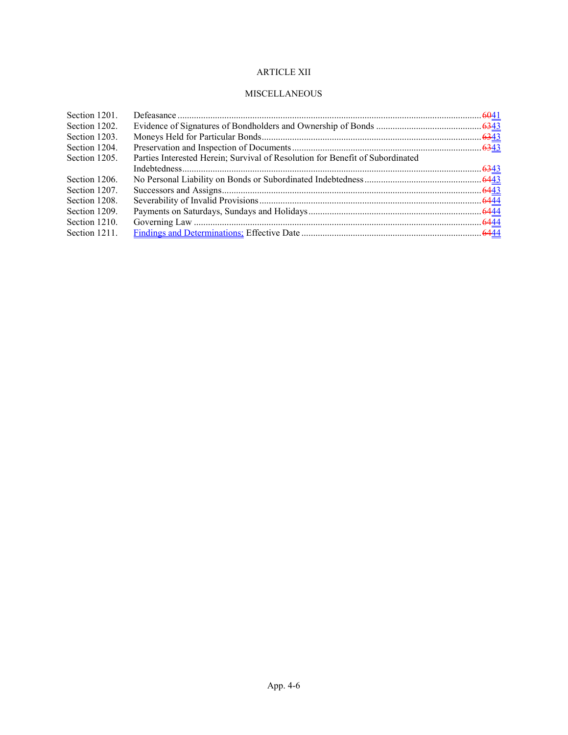ARTICLE XII

MISCELLANEOUS

| | | |
|---|---|---|
| Section 1201. | Defeasance | ~~60~~41 |
| Section 1202. | Evidence of Signatures of Bondholders and Ownership of Bonds | ~~63~~43 |
| Section 1203. | Moneys Held for Particular Bonds | ~~63~~43 |
| Section 1204. | Preservation and Inspection of Documents | ~~63~~43 |
| Section 1205. | Parties Interested Herein; Survival of Resolution for Benefit of Subordinated Indebtedness | ~~63~~43 |
| Section 1206. | No Personal Liability on Bonds or Subordinated Indebtedness | ~~64~~43 |
| Section 1207. | Successors and Assigns | ~~64~~43 |
| Section 1208. | Severability of Invalid Provisions | ~~64~~44 |
| Section 1209. | Payments on Saturdays, Sundays and Holidays | ~~64~~44 |
| Section 1210. | Governing Law | ~~64~~44 |
| Section 1211. | Findings and Determinations; Effective Date | ~~64~~44 |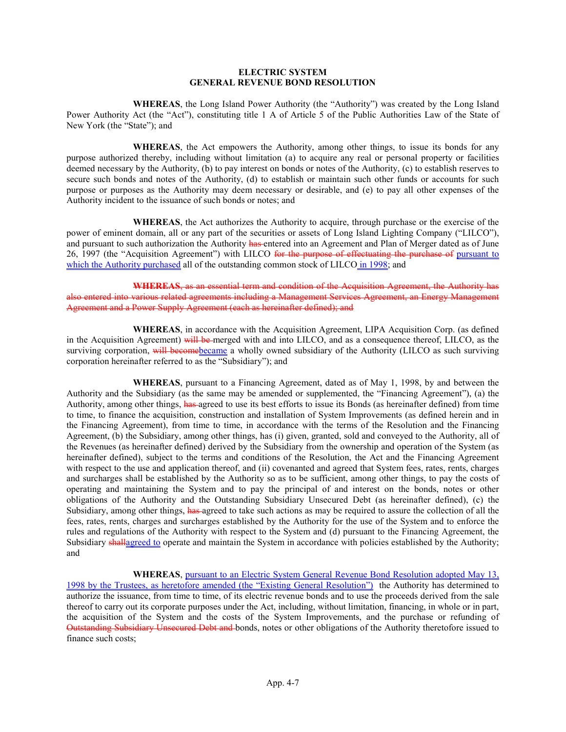**ELECTRIC SYSTEM**
**GENERAL REVENUE BOND RESOLUTION**

**WHEREAS**, the Long Island Power Authority (the "Authority") was created by the Long Island Power Authority Act (the "Act"), constituting title 1 A of Article 5 of the Public Authorities Law of the State of New York (the "State"); and

**WHEREAS**, the Act empowers the Authority, among other things, to issue its bonds for any purpose authorized thereby, including without limitation (a) to acquire any real or personal property or facilities deemed necessary by the Authority, (b) to pay interest on bonds or notes of the Authority, (c) to establish reserves to secure such bonds and notes of the Authority, (d) to establish or maintain such other funds or accounts for such purpose or purposes as the Authority may deem necessary or desirable, and (e) to pay all other expenses of the Authority incident to the issuance of such bonds or notes; and

**WHEREAS**, the Act authorizes the Authority to acquire, through purchase or the exercise of the power of eminent domain, all or any part of the securities or assets of Long Island Lighting Company ("LILCO"), and pursuant to such authorization the Authority ~~has~~ entered into an Agreement and Plan of Merger dated as of June 26, 1997 (the "Acquisition Agreement") with LILCO ~~for the purpose of effectuating the purchase of~~ pursuant to which the Authority purchased all of the outstanding common stock of LILCO in 1998; and

~~**WHEREAS**, as an essential term and condition of the Acquisition Agreement, the Authority has also entered into various related agreements including a Management Services Agreement, an Energy Management Agreement and a Power Supply Agreement (each as hereinafter defined); and~~

**WHEREAS**, in accordance with the Acquisition Agreement, LIPA Acquisition Corp. (as defined in the Acquisition Agreement) ~~will be~~ merged with and into LILCO, and as a consequence thereof, LILCO, as the surviving corporation, ~~will become~~became a wholly owned subsidiary of the Authority (LILCO as such surviving corporation hereinafter referred to as the "Subsidiary"); and

**WHEREAS**, pursuant to a Financing Agreement, dated as of May 1, 1998, by and between the Authority and the Subsidiary (as the same may be amended or supplemented, the "Financing Agreement"), (a) the Authority, among other things, ~~has~~ agreed to use its best efforts to issue its Bonds (as hereinafter defined) from time to time, to finance the acquisition, construction and installation of System Improvements (as defined herein and in the Financing Agreement), from time to time, in accordance with the terms of the Resolution and the Financing Agreement, (b) the Subsidiary, among other things, has (i) given, granted, sold and conveyed to the Authority, all of the Revenues (as hereinafter defined) derived by the Subsidiary from the ownership and operation of the System (as hereinafter defined), subject to the terms and conditions of the Resolution, the Act and the Financing Agreement with respect to the use and application thereof, and (ii) covenanted and agreed that System fees, rates, rents, charges and surcharges shall be established by the Authority so as to be sufficient, among other things, to pay the costs of operating and maintaining the System and to pay the principal of and interest on the bonds, notes or other obligations of the Authority and the Outstanding Subsidiary Unsecured Debt (as hereinafter defined), (c) the Subsidiary, among other things, ~~has~~ agreed to take such actions as may be required to assure the collection of all the fees, rates, rents, charges and surcharges established by the Authority for the use of the System and to enforce the rules and regulations of the Authority with respect to the System and (d) pursuant to the Financing Agreement, the Subsidiary ~~shall~~agreed to operate and maintain the System in accordance with policies established by the Authority; and

**WHEREAS**, pursuant to an Electric System General Revenue Bond Resolution adopted May 13, 1998 by the Trustees, as heretofore amended (the "Existing General Resolution") the Authority has determined to authorize the issuance, from time to time, of its electric revenue bonds and to use the proceeds derived from the sale thereof to carry out its corporate purposes under the Act, including, without limitation, financing, in whole or in part, the acquisition of the System and the costs of the System Improvements, and the purchase or refunding of ~~Outstanding Subsidiary Unsecured Debt and~~ bonds, notes or other obligations of the Authority theretofore issued to finance such costs;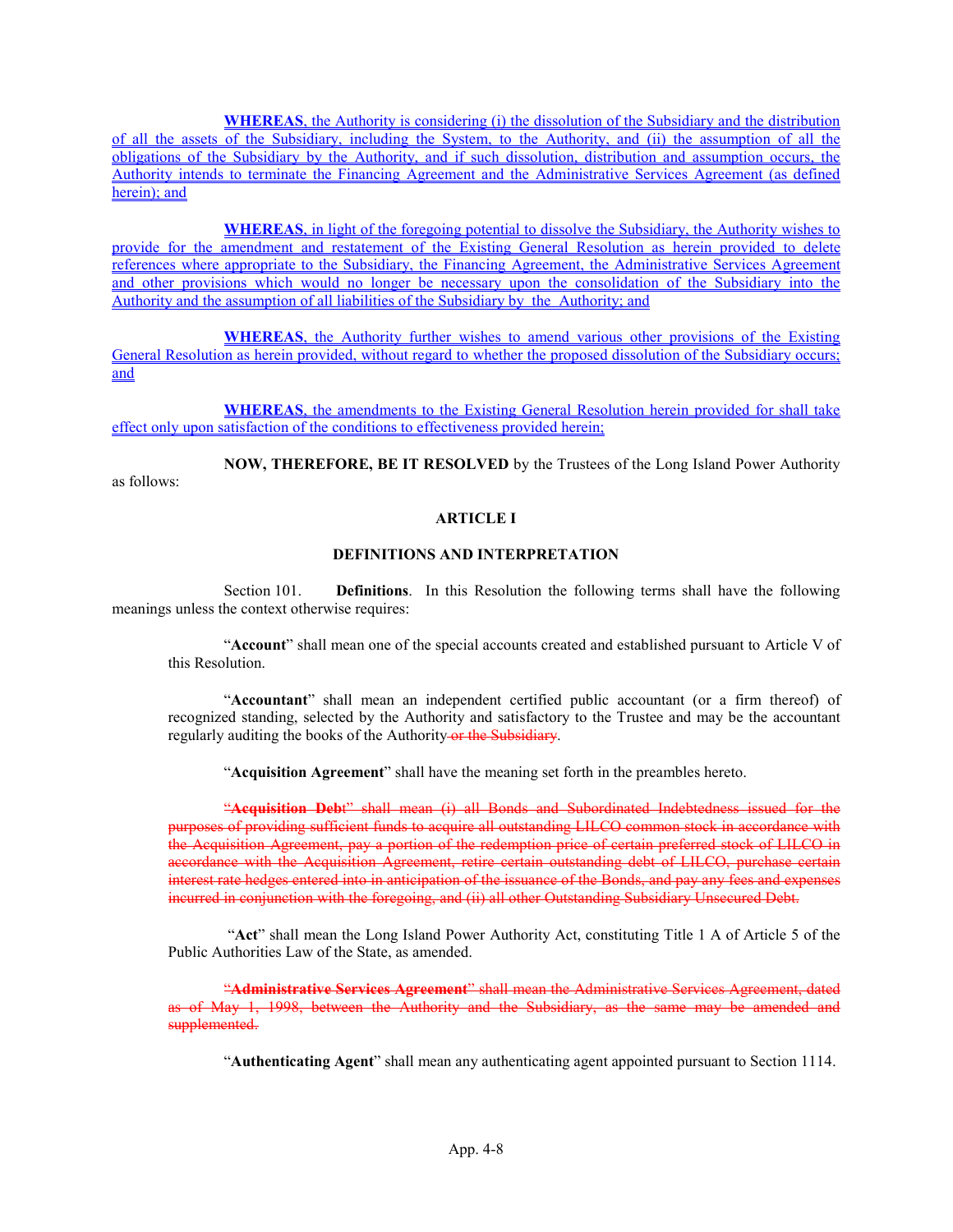**WHEREAS**, the Authority is considering (i) the dissolution of the Subsidiary and the distribution of all the assets of the Subsidiary, including the System, to the Authority, and (ii) the assumption of all the obligations of the Subsidiary by the Authority, and if such dissolution, distribution and assumption occurs, the Authority intends to terminate the Financing Agreement and the Administrative Services Agreement (as defined herein); and

**WHEREAS**, in light of the foregoing potential to dissolve the Subsidiary, the Authority wishes to provide for the amendment and restatement of the Existing General Resolution as herein provided to delete references where appropriate to the Subsidiary, the Financing Agreement, the Administrative Services Agreement and other provisions which would no longer be necessary upon the consolidation of the Subsidiary into the Authority and the assumption of all liabilities of the Subsidiary by the Authority; and

**WHEREAS**, the Authority further wishes to amend various other provisions of the Existing General Resolution as herein provided, without regard to whether the proposed dissolution of the Subsidiary occurs; and

**WHEREAS**, the amendments to the Existing General Resolution herein provided for shall take effect only upon satisfaction of the conditions to effectiveness provided herein;

**NOW, THEREFORE, BE IT RESOLVED** by the Trustees of the Long Island Power Authority as follows:

## ARTICLE I

## DEFINITIONS AND INTERPRETATION

Section 101. **Definitions**. In this Resolution the following terms shall have the following meanings unless the context otherwise requires:

"**Account**" shall mean one of the special accounts created and established pursuant to Article V of this Resolution.

"**Accountant**" shall mean an independent certified public accountant (or a firm thereof) of recognized standing, selected by the Authority and satisfactory to the Trustee and may be the accountant regularly auditing the books of the Authority ~~or the Subsidiary~~.

"**Acquisition Agreement**" shall have the meaning set forth in the preambles hereto.

~~"**Acquisition Debt**" shall mean (i) all Bonds and Subordinated Indebtedness issued for the purposes of providing sufficient funds to acquire all outstanding LILCO common stock in accordance with the Acquisition Agreement, pay a portion of the redemption price of certain preferred stock of LILCO in accordance with the Acquisition Agreement, retire certain outstanding debt of LILCO, purchase certain interest rate hedges entered into in anticipation of the issuance of the Bonds, and pay any fees and expenses incurred in conjunction with the foregoing, and (ii) all other Outstanding Subsidiary Unsecured Debt.~~

"**Act**" shall mean the Long Island Power Authority Act, constituting Title 1 A of Article 5 of the Public Authorities Law of the State, as amended.

~~"**Administrative Services Agreement**" shall mean the Administrative Services Agreement, dated as of May 1, 1998, between the Authority and the Subsidiary, as the same may be amended and supplemented.~~

"**Authenticating Agent**" shall mean any authenticating agent appointed pursuant to Section 1114.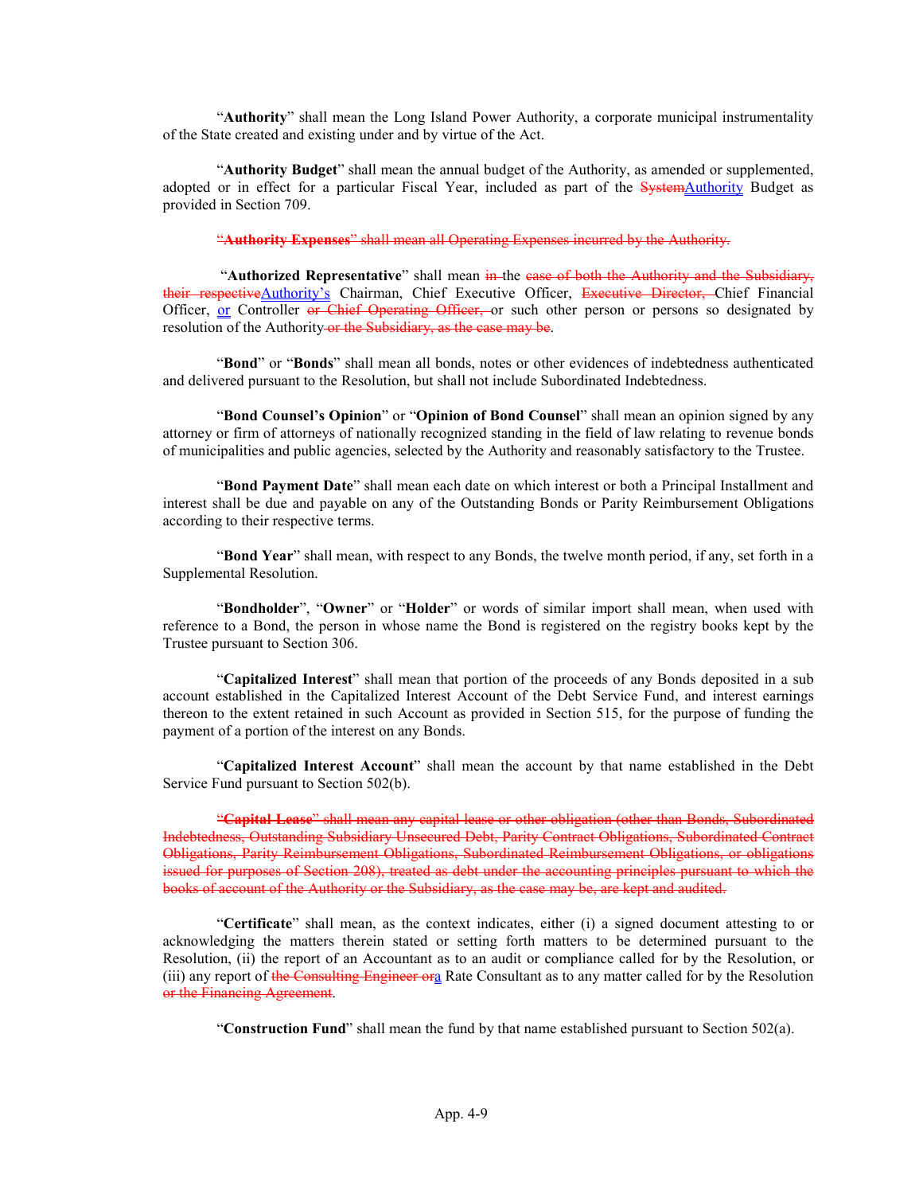"**Authority**" shall mean the Long Island Power Authority, a corporate municipal instrumentality of the State created and existing under and by virtue of the Act.

"**Authority Budget**" shall mean the annual budget of the Authority, as amended or supplemented, adopted or in effect for a particular Fiscal Year, included as part of the ~~System~~Authority Budget as provided in Section 709.

~~"**Authority Expenses**" shall mean all Operating Expenses incurred by the Authority.~~

"**Authorized Representative**" shall mean ~~in~~ the ~~case of both the Authority and the Subsidiary, their respective~~Authority's Chairman, Chief Executive Officer, ~~Executive Director,~~ Chief Financial Officer, or Controller ~~or Chief Operating Officer,~~ or such other person or persons so designated by resolution of the Authority~~ or the Subsidiary, as the case may be~~.

"**Bond**" or "**Bonds**" shall mean all bonds, notes or other evidences of indebtedness authenticated and delivered pursuant to the Resolution, but shall not include Subordinated Indebtedness.

"**Bond Counsel's Opinion**" or "**Opinion of Bond Counsel**" shall mean an opinion signed by any attorney or firm of attorneys of nationally recognized standing in the field of law relating to revenue bonds of municipalities and public agencies, selected by the Authority and reasonably satisfactory to the Trustee.

"**Bond Payment Date**" shall mean each date on which interest or both a Principal Installment and interest shall be due and payable on any of the Outstanding Bonds or Parity Reimbursement Obligations according to their respective terms.

"**Bond Year**" shall mean, with respect to any Bonds, the twelve month period, if any, set forth in a Supplemental Resolution.

"**Bondholder**", "**Owner**" or "**Holder**" or words of similar import shall mean, when used with reference to a Bond, the person in whose name the Bond is registered on the registry books kept by the Trustee pursuant to Section 306.

"**Capitalized Interest**" shall mean that portion of the proceeds of any Bonds deposited in a sub account established in the Capitalized Interest Account of the Debt Service Fund, and interest earnings thereon to the extent retained in such Account as provided in Section 515, for the purpose of funding the payment of a portion of the interest on any Bonds.

"**Capitalized Interest Account**" shall mean the account by that name established in the Debt Service Fund pursuant to Section 502(b).

~~"**Capital Lease**" shall mean any capital lease or other obligation (other than Bonds, Subordinated Indebtedness, Outstanding Subsidiary Unsecured Debt, Parity Contract Obligations, Subordinated Contract Obligations, Parity Reimbursement Obligations, Subordinated Reimbursement Obligations, or obligations issued for purposes of Section 208), treated as debt under the accounting principles pursuant to which the books of account of the Authority or the Subsidiary, as the case may be, are kept and audited.~~

"**Certificate**" shall mean, as the context indicates, either (i) a signed document attesting to or acknowledging the matters therein stated or setting forth matters to be determined pursuant to the Resolution, (ii) the report of an Accountant as to an audit or compliance called for by the Resolution, or (iii) any report of ~~the Consulting Engineer or~~a Rate Consultant as to any matter called for by the Resolution ~~or the Financing Agreement~~.

"**Construction Fund**" shall mean the fund by that name established pursuant to Section 502(a).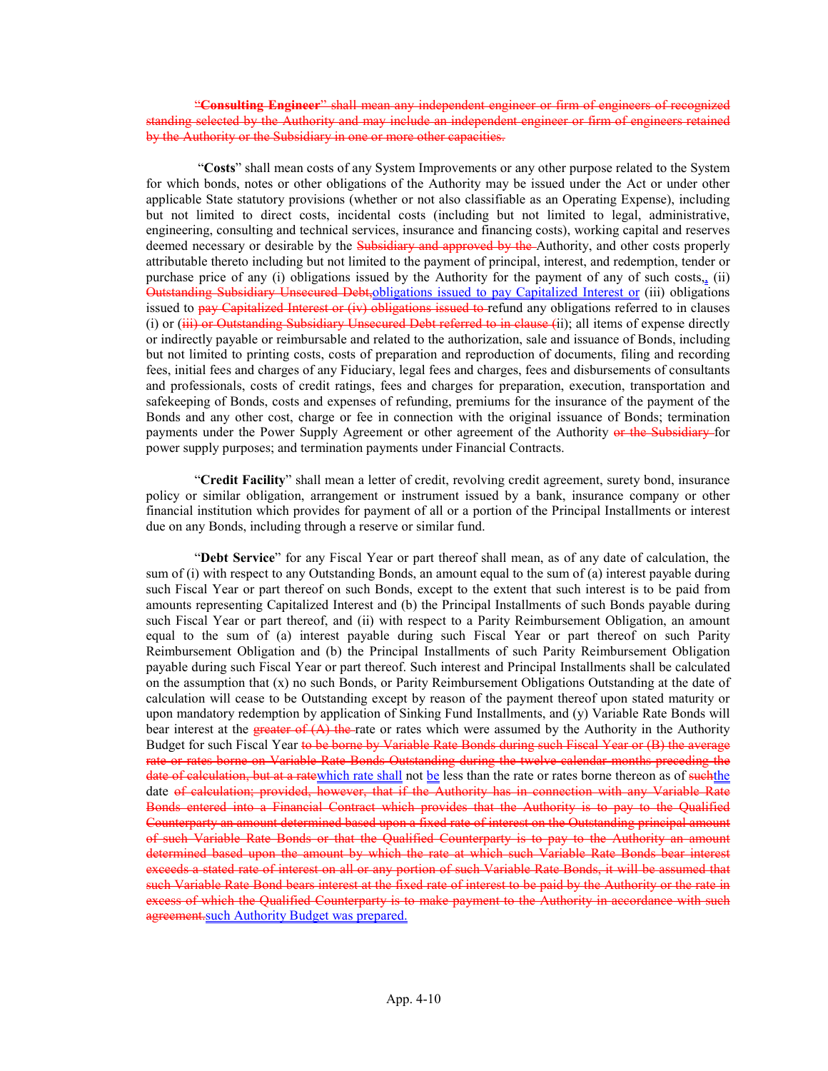~~"**Consulting Engineer**" shall mean any independent engineer or firm of engineers of recognized standing selected by the Authority and may include an independent engineer or firm of engineers retained by the Authority or the Subsidiary in one or more other capacities.~~

"**Costs**" shall mean costs of any System Improvements or any other purpose related to the System for which bonds, notes or other obligations of the Authority may be issued under the Act or under other applicable State statutory provisions (whether or not also classifiable as an Operating Expense), including but not limited to direct costs, incidental costs (including but not limited to legal, administrative, engineering, consulting and technical services, insurance and financing costs), working capital and reserves deemed necessary or desirable by the ~~Subsidiary and approved by the~~ Authority, and other costs properly attributable thereto including but not limited to the payment of principal, interest, and redemption, tender or purchase price of any (i) obligations issued by the Authority for the payment of any of such costs~~,~~<u>,</u> (ii) ~~Outstanding Subsidiary Unsecured Debt,~~<u>obligations issued to pay Capitalized Interest or</u> (iii) obligations issued to ~~pay Capitalized Interest or (iv) obligations issued to~~ refund any obligations referred to in clauses (i) or (~~iii) or Outstanding Subsidiary Unsecured Debt referred to in clause (~~ii); all items of expense directly or indirectly payable or reimbursable and related to the authorization, sale and issuance of Bonds, including but not limited to printing costs, costs of preparation and reproduction of documents, filing and recording fees, initial fees and charges of any Fiduciary, legal fees and charges, fees and disbursements of consultants and professionals, costs of credit ratings, fees and charges for preparation, execution, transportation and safekeeping of Bonds, costs and expenses of refunding, premiums for the insurance of the payment of the Bonds and any other cost, charge or fee in connection with the original issuance of Bonds; termination payments under the Power Supply Agreement or other agreement of the Authority ~~or the Subsidiary~~ for power supply purposes; and termination payments under Financial Contracts.

"**Credit Facility**" shall mean a letter of credit, revolving credit agreement, surety bond, insurance policy or similar obligation, arrangement or instrument issued by a bank, insurance company or other financial institution which provides for payment of all or a portion of the Principal Installments or interest due on any Bonds, including through a reserve or similar fund.

"**Debt Service**" for any Fiscal Year or part thereof shall mean, as of any date of calculation, the sum of (i) with respect to any Outstanding Bonds, an amount equal to the sum of (a) interest payable during such Fiscal Year or part thereof on such Bonds, except to the extent that such interest is to be paid from amounts representing Capitalized Interest and (b) the Principal Installments of such Bonds payable during such Fiscal Year or part thereof, and (ii) with respect to a Parity Reimbursement Obligation, an amount equal to the sum of (a) interest payable during such Fiscal Year or part thereof on such Parity Reimbursement Obligation and (b) the Principal Installments of such Parity Reimbursement Obligation payable during such Fiscal Year or part thereof. Such interest and Principal Installments shall be calculated on the assumption that (x) no such Bonds, or Parity Reimbursement Obligations Outstanding at the date of calculation will cease to be Outstanding except by reason of the payment thereof upon stated maturity or upon mandatory redemption by application of Sinking Fund Installments, and (y) Variable Rate Bonds will bear interest at the ~~greater of (A) the~~ rate or rates which were assumed by the Authority in the Authority Budget for such Fiscal Year ~~to be borne by Variable Rate Bonds during such Fiscal Year or (B) the average rate or rates borne on Variable Rate Bonds Outstanding during the twelve calendar months preceding the date of calculation, but at a rate~~<u>which rate shall</u> not <u>be</u> less than the rate or rates borne thereon as of ~~such~~<u>the</u> date ~~of calculation; provided, however, that if the Authority has in connection with any Variable Rate Bonds entered into a Financial Contract which provides that the Authority is to pay to the Qualified Counterparty an amount determined based upon a fixed rate of interest on the Outstanding principal amount of such Variable Rate Bonds or that the Qualified Counterparty is to pay to the Authority an amount determined based upon the amount by which the rate at which such Variable Rate Bonds bear interest exceeds a stated rate of interest on all or any portion of such Variable Rate Bonds, it will be assumed that such Variable Rate Bond bears interest at the fixed rate of interest to be paid by the Authority or the rate in excess of which the Qualified Counterparty is to make payment to the Authority in accordance with such agreement.~~<u>such Authority Budget was prepared.</u>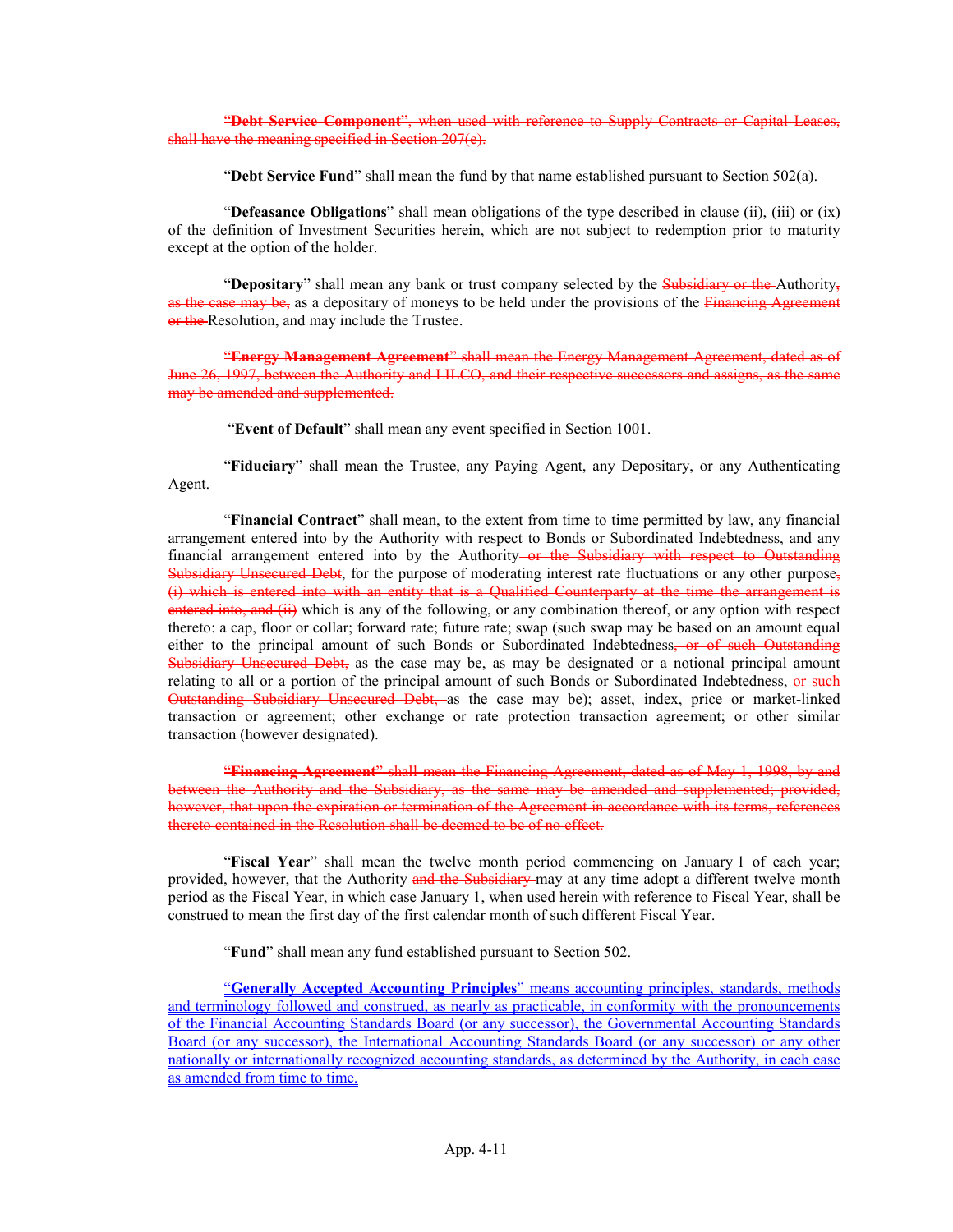"**Debt Service Component**", when used with reference to Supply Contracts or Capital Leases, shall have the meaning specified in Section 207(e).

"**Debt Service Fund**" shall mean the fund by that name established pursuant to Section 502(a).

"**Defeasance Obligations**" shall mean obligations of the type described in clause (ii), (iii) or (ix) of the definition of Investment Securities herein, which are not subject to redemption prior to maturity except at the option of the holder.

"**Depositary**" shall mean any bank or trust company selected by the Subsidiary or the Authority, as the case may be, as a depositary of moneys to be held under the provisions of the Financing Agreement or the Resolution, and may include the Trustee.

"**Energy Management Agreement**" shall mean the Energy Management Agreement, dated as of June 26, 1997, between the Authority and LILCO, and their respective successors and assigns, as the same may be amended and supplemented.

"**Event of Default**" shall mean any event specified in Section 1001.

"**Fiduciary**" shall mean the Trustee, any Paying Agent, any Depositary, or any Authenticating Agent.

"**Financial Contract**" shall mean, to the extent from time to time permitted by law, any financial arrangement entered into by the Authority with respect to Bonds or Subordinated Indebtedness, and any financial arrangement entered into by the Authority or the Subsidiary with respect to Outstanding Subsidiary Unsecured Debt, for the purpose of moderating interest rate fluctuations or any other purpose, (i) which is entered into with an entity that is a Qualified Counterparty at the time the arrangement is entered into, and (ii) which is any of the following, or any combination thereof, or any option with respect thereto: a cap, floor or collar; forward rate; future rate; swap (such swap may be based on an amount equal either to the principal amount of such Bonds or Subordinated Indebtedness, or of such Outstanding Subsidiary Unsecured Debt, as the case may be, as may be designated or a notional principal amount relating to all or a portion of the principal amount of such Bonds or Subordinated Indebtedness, or such Outstanding Subsidiary Unsecured Debt, as the case may be); asset, index, price or market-linked transaction or agreement; other exchange or rate protection transaction agreement; or other similar transaction (however designated).

"**Financing Agreement**" shall mean the Financing Agreement, dated as of May 1, 1998, by and between the Authority and the Subsidiary, as the same may be amended and supplemented; provided, however, that upon the expiration or termination of the Agreement in accordance with its terms, references thereto contained in the Resolution shall be deemed to be of no effect.

"**Fiscal Year**" shall mean the twelve month period commencing on January 1 of each year; provided, however, that the Authority and the Subsidiary may at any time adopt a different twelve month period as the Fiscal Year, in which case January 1, when used herein with reference to Fiscal Year, shall be construed to mean the first day of the first calendar month of such different Fiscal Year.

"**Fund**" shall mean any fund established pursuant to Section 502.

"**Generally Accepted Accounting Principles**" means accounting principles, standards, methods and terminology followed and construed, as nearly as practicable, in conformity with the pronouncements of the Financial Accounting Standards Board (or any successor), the Governmental Accounting Standards Board (or any successor), the International Accounting Standards Board (or any successor) or any other nationally or internationally recognized accounting standards, as determined by the Authority, in each case as amended from time to time.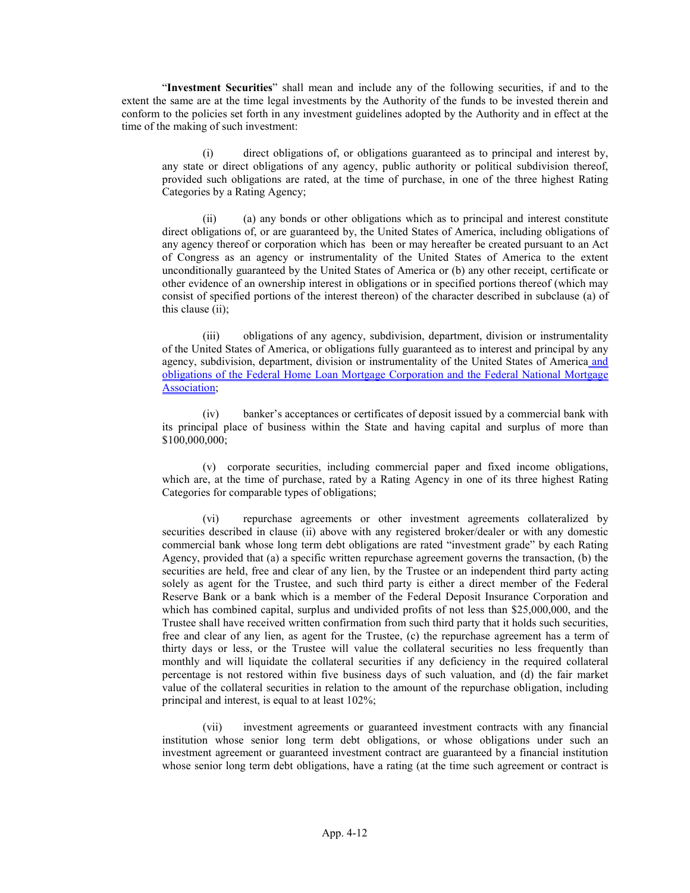"**Investment Securities**" shall mean and include any of the following securities, if and to the extent the same are at the time legal investments by the Authority of the funds to be invested therein and conform to the policies set forth in any investment guidelines adopted by the Authority and in effect at the time of the making of such investment:

(i) direct obligations of, or obligations guaranteed as to principal and interest by, any state or direct obligations of any agency, public authority or political subdivision thereof, provided such obligations are rated, at the time of purchase, in one of the three highest Rating Categories by a Rating Agency;

(ii) (a) any bonds or other obligations which as to principal and interest constitute direct obligations of, or are guaranteed by, the United States of America, including obligations of any agency thereof or corporation which has been or may hereafter be created pursuant to an Act of Congress as an agency or instrumentality of the United States of America to the extent unconditionally guaranteed by the United States of America or (b) any other receipt, certificate or other evidence of an ownership interest in obligations or in specified portions thereof (which may consist of specified portions of the interest thereon) of the character described in subclause (a) of this clause (ii);

(iii) obligations of any agency, subdivision, department, division or instrumentality of the United States of America, or obligations fully guaranteed as to interest and principal by any agency, subdivision, department, division or instrumentality of the United States of America and obligations of the Federal Home Loan Mortgage Corporation and the Federal National Mortgage Association;

(iv) banker's acceptances or certificates of deposit issued by a commercial bank with its principal place of business within the State and having capital and surplus of more than $100,000,000;

(v) corporate securities, including commercial paper and fixed income obligations, which are, at the time of purchase, rated by a Rating Agency in one of its three highest Rating Categories for comparable types of obligations;

(vi) repurchase agreements or other investment agreements collateralized by securities described in clause (ii) above with any registered broker/dealer or with any domestic commercial bank whose long term debt obligations are rated "investment grade" by each Rating Agency, provided that (a) a specific written repurchase agreement governs the transaction, (b) the securities are held, free and clear of any lien, by the Trustee or an independent third party acting solely as agent for the Trustee, and such third party is either a direct member of the Federal Reserve Bank or a bank which is a member of the Federal Deposit Insurance Corporation and which has combined capital, surplus and undivided profits of not less than $25,000,000, and the Trustee shall have received written confirmation from such third party that it holds such securities, free and clear of any lien, as agent for the Trustee, (c) the repurchase agreement has a term of thirty days or less, or the Trustee will value the collateral securities no less frequently than monthly and will liquidate the collateral securities if any deficiency in the required collateral percentage is not restored within five business days of such valuation, and (d) the fair market value of the collateral securities in relation to the amount of the repurchase obligation, including principal and interest, is equal to at least 102%;

(vii) investment agreements or guaranteed investment contracts with any financial institution whose senior long term debt obligations, or whose obligations under such an investment agreement or guaranteed investment contract are guaranteed by a financial institution whose senior long term debt obligations, have a rating (at the time such agreement or contract is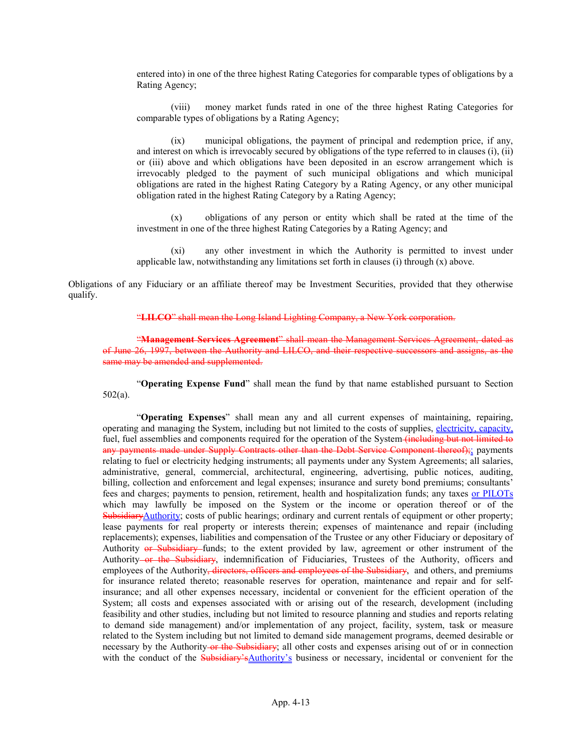entered into) in one of the three highest Rating Categories for comparable types of obligations by a Rating Agency;

(viii) money market funds rated in one of the three highest Rating Categories for comparable types of obligations by a Rating Agency;

(ix) municipal obligations, the payment of principal and redemption price, if any, and interest on which is irrevocably secured by obligations of the type referred to in clauses (i), (ii) or (iii) above and which obligations have been deposited in an escrow arrangement which is irrevocably pledged to the payment of such municipal obligations and which municipal obligations are rated in the highest Rating Category by a Rating Agency, or any other municipal obligation rated in the highest Rating Category by a Rating Agency;

(x) obligations of any person or entity which shall be rated at the time of the investment in one of the three highest Rating Categories by a Rating Agency; and

(xi) any other investment in which the Authority is permitted to invest under applicable law, notwithstanding any limitations set forth in clauses (i) through (x) above.

Obligations of any Fiduciary or an affiliate thereof may be Investment Securities, provided that they otherwise qualify.

~~"**LILCO**" shall mean the Long Island Lighting Company, a New York corporation.~~

~~"**Management Services Agreement**" shall mean the Management Services Agreement, dated as of June 26, 1997, between the Authority and LILCO, and their respective successors and assigns, as the same may be amended and supplemented.~~

"**Operating Expense Fund**" shall mean the fund by that name established pursuant to Section 502(a).

"**Operating Expenses**" shall mean any and all current expenses of maintaining, repairing, operating and managing the System, including but not limited to the costs of supplies, electricity, capacity, fuel, fuel assemblies and components required for the operation of the System~~ (including but not limited to any payments made under Supply Contracts other than the Debt Service Component thereof);~~; payments relating to fuel or electricity hedging instruments; all payments under any System Agreements; all salaries, administrative, general, commercial, architectural, engineering, advertising, public notices, auditing, billing, collection and enforcement and legal expenses; insurance and surety bond premiums; consultants' fees and charges; payments to pension, retirement, health and hospitalization funds; any taxes or PILOTs which may lawfully be imposed on the System or the income or operation thereof or of the ~~Subsidiary~~Authority; costs of public hearings; ordinary and current rentals of equipment or other property; lease payments for real property or interests therein; expenses of maintenance and repair (including replacements); expenses, liabilities and compensation of the Trustee or any other Fiduciary or depositary of Authority ~~or Subsidiary~~ funds; to the extent provided by law, agreement or other instrument of the Authority~~ or the Subsidiary~~, indemnification of Fiduciaries, Trustees of the Authority, officers and employees of the Authority~~, directors, officers and employees of the Subsidiary~~, and others, and premiums for insurance related thereto; reasonable reserves for operation, maintenance and repair and for self-insurance; and all other expenses necessary, incidental or convenient for the efficient operation of the System; all costs and expenses associated with or arising out of the research, development (including feasibility and other studies, including but not limited to resource planning and studies and reports relating to demand side management) and/or implementation of any project, facility, system, task or measure related to the System including but not limited to demand side management programs, deemed desirable or necessary by the Authority~~ or the Subsidiary~~; all other costs and expenses arising out of or in connection with the conduct of the ~~Subsidiary's~~Authority's business or necessary, incidental or convenient for the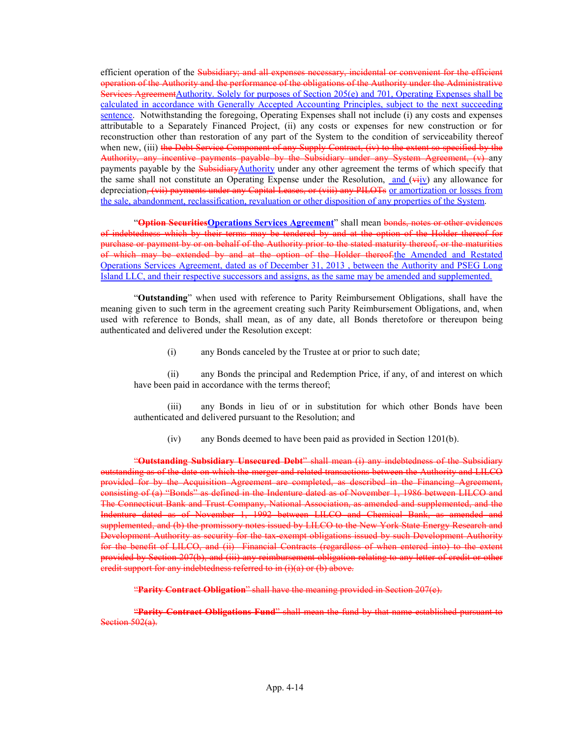efficient operation of the ~~Subsidiary; and all expenses necessary, incidental or convenient for the efficient operation of the Authority and the performance of the obligations of the Authority under the Administrative Services Agreement~~Authority. Solely for purposes of Section 205(e) and 701, Operating Expenses shall be calculated in accordance with Generally Accepted Accounting Principles, subject to the next succeeding sentence. Notwithstanding the foregoing, Operating Expenses shall not include (i) any costs and expenses attributable to a Separately Financed Project, (ii) any costs or expenses for new construction or for reconstruction other than restoration of any part of the System to the condition of serviceability thereof when new, (iii) ~~the Debt Service Component of any Supply Contract, (iv) to the extent so specified by the Authority, any incentive payments payable by the Subsidiary under any System Agreement, (v)~~ any payments payable by the ~~Subsidiary~~Authority under any other agreement the terms of which specify that the same shall not constitute an Operating Expense under the Resolution, and (~~vi~~iv) any allowance for depreciation~~, (vii) payments under any Capital Leases, or (viii) any PILOTs~~ or amortization or losses from the sale, abandonment, reclassification, revaluation or other disposition of any properties of the System.

"~~**Option Securities**~~**Operations Services Agreement**" shall mean ~~bonds, notes or other evidences of indebtedness which by their terms may be tendered by and at the option of the Holder thereof for purchase or payment by or on behalf of the Authority prior to the stated maturity thereof, or the maturities of which may be extended by and at the option of the Holder thereof.~~the Amended and Restated Operations Services Agreement, dated as of December 31, 2013 , between the Authority and PSEG Long Island LLC, and their respective successors and assigns, as the same may be amended and supplemented.

"**Outstanding**" when used with reference to Parity Reimbursement Obligations, shall have the meaning given to such term in the agreement creating such Parity Reimbursement Obligations, and, when used with reference to Bonds, shall mean, as of any date, all Bonds theretofore or thereupon being authenticated and delivered under the Resolution except:

(i) any Bonds canceled by the Trustee at or prior to such date;

(ii) any Bonds the principal and Redemption Price, if any, of and interest on which have been paid in accordance with the terms thereof;

(iii) any Bonds in lieu of or in substitution for which other Bonds have been authenticated and delivered pursuant to the Resolution; and

(iv) any Bonds deemed to have been paid as provided in Section 1201(b).

~~"**Outstanding Subsidiary Unsecured Debt**" shall mean (i) any indebtedness of the Subsidiary outstanding as of the date on which the merger and related transactions between the Authority and LILCO provided for by the Acquisition Agreement are completed, as described in the Financing Agreement, consisting of (a) "Bonds" as defined in the Indenture dated as of November 1, 1986 between LILCO and The Connecticut Bank and Trust Company, National Association, as amended and supplemented, and the Indenture dated as of November 1, 1992 between LILCO and Chemical Bank, as amended and supplemented, and (b) the promissory notes issued by LILCO to the New York State Energy Research and Development Authority as security for the tax-exempt obligations issued by such Development Authority for the benefit of LILCO, and (ii) Financial Contracts (regardless of when entered into) to the extent provided by Section 207(b), and (iii) any reimbursement obligation relating to any letter of credit or other credit support for any indebtedness referred to in (i)(a) or (b) above.~~

~~"**Parity Contract Obligation**" shall have the meaning provided in Section 207(e).~~

~~"**Parity Contract Obligations Fund**" shall mean the fund by that name established pursuant to Section 502(a).~~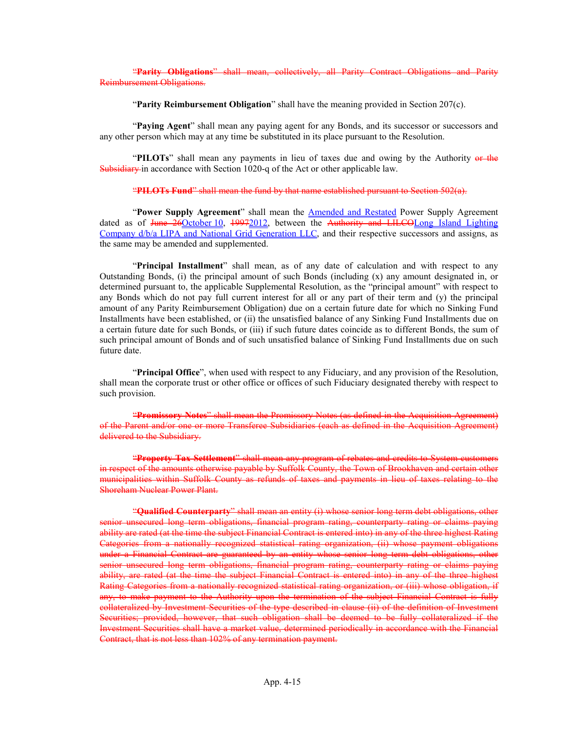~~"**Parity Obligations**" shall mean, collectively, all Parity Contract Obligations and Parity Reimbursement Obligations.~~

"**Parity Reimbursement Obligation**" shall have the meaning provided in Section 207(c).

"**Paying Agent**" shall mean any paying agent for any Bonds, and its successor or successors and any other person which may at any time be substituted in its place pursuant to the Resolution.

"**PILOTs**" shall mean any payments in lieu of taxes due and owing by the Authority ~~or the Subsidiary~~ in accordance with Section 1020-q of the Act or other applicable law.

~~"**PILOTs Fund**" shall mean the fund by that name established pursuant to Section 502(a).~~

"**Power Supply Agreement**" shall mean the <u>Amended and Restated</u> Power Supply Agreement dated as of ~~June 26~~<u>October 10</u>, ~~1997~~<u>2012</u>, between the ~~Authority and LILCO~~<u>Long Island Lighting Company d/b/a LIPA and National Grid Generation LLC</u>, and their respective successors and assigns, as the same may be amended and supplemented.

"**Principal Installment**" shall mean, as of any date of calculation and with respect to any Outstanding Bonds, (i) the principal amount of such Bonds (including (x) any amount designated in, or determined pursuant to, the applicable Supplemental Resolution, as the "principal amount" with respect to any Bonds which do not pay full current interest for all or any part of their term and (y) the principal amount of any Parity Reimbursement Obligation) due on a certain future date for which no Sinking Fund Installments have been established, or (ii) the unsatisfied balance of any Sinking Fund Installments due on a certain future date for such Bonds, or (iii) if such future dates coincide as to different Bonds, the sum of such principal amount of Bonds and of such unsatisfied balance of Sinking Fund Installments due on such future date.

"**Principal Office**", when used with respect to any Fiduciary, and any provision of the Resolution, shall mean the corporate trust or other office or offices of such Fiduciary designated thereby with respect to such provision.

~~"**Promissory Notes**" shall mean the Promissory Notes (as defined in the Acquisition Agreement) of the Parent and/or one or more Transferee Subsidiaries (each as defined in the Acquisition Agreement) delivered to the Subsidiary.~~

~~"**Property Tax Settlement**" shall mean any program of rebates and credits to System customers in respect of the amounts otherwise payable by Suffolk County, the Town of Brookhaven and certain other municipalities within Suffolk County as refunds of taxes and payments in lieu of taxes relating to the Shoreham Nuclear Power Plant.~~

~~"**Qualified Counterparty**" shall mean an entity (i) whose senior long term debt obligations, other senior unsecured long term obligations, financial program rating, counterparty rating or claims paying ability are rated (at the time the subject Financial Contract is entered into) in any of the three highest Rating Categories from a nationally recognized statistical rating organization, (ii) whose payment obligations under a Financial Contract are guaranteed by an entity whose senior long term debt obligations, other senior unsecured long term obligations, financial program rating, counterparty rating or claims paying ability, are rated (at the time the subject Financial Contract is entered into) in any of the three highest Rating Categories from a nationally recognized statistical rating organization, or (iii) whose obligation, if any, to make payment to the Authority upon the termination of the subject Financial Contract is fully collateralized by Investment Securities of the type described in clause (ii) of the definition of Investment Securities; provided, however, that such obligation shall be deemed to be fully collateralized if the Investment Securities shall have a market value, determined periodically in accordance with the Financial Contract, that is not less than 102% of any termination payment.~~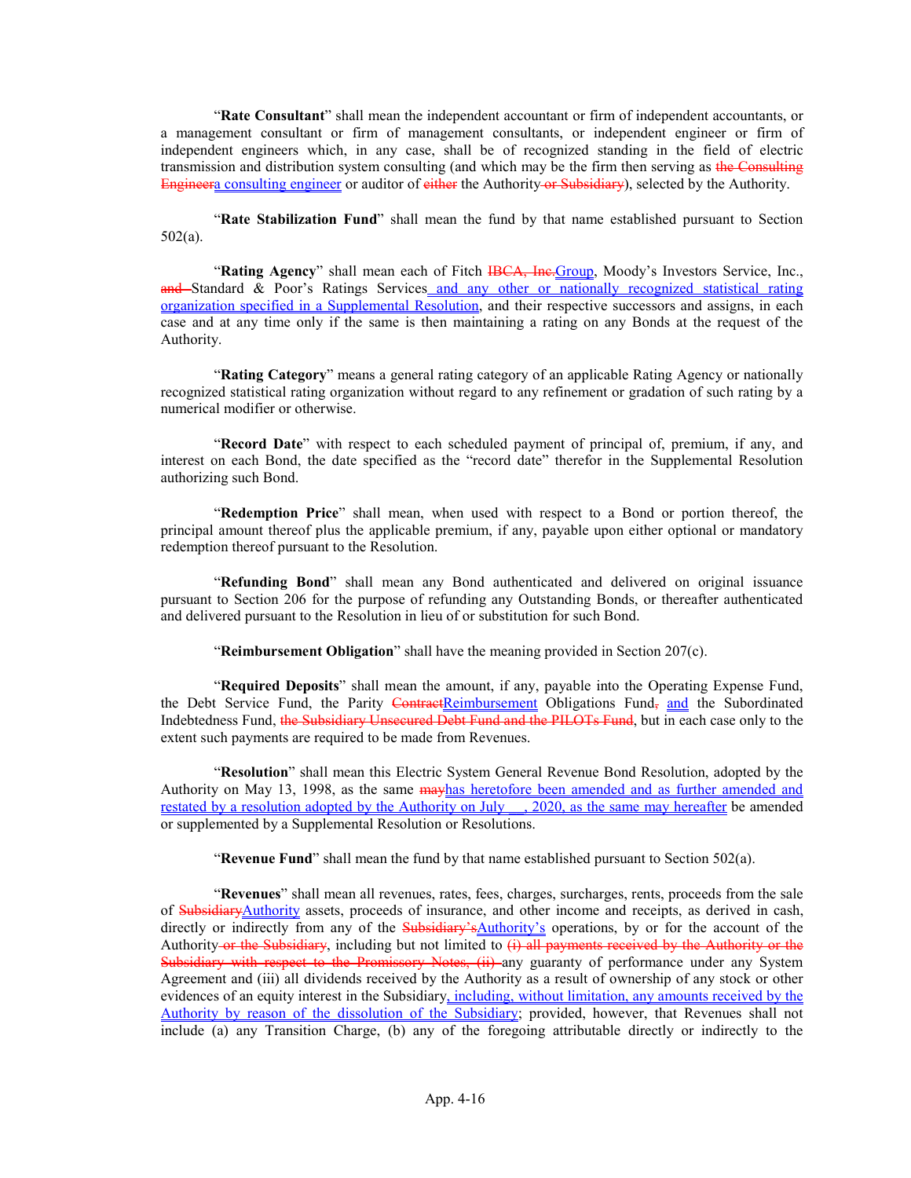"**Rate Consultant**" shall mean the independent accountant or firm of independent accountants, or a management consultant or firm of management consultants, or independent engineer or firm of independent engineers which, in any case, shall be of recognized standing in the field of electric transmission and distribution system consulting (and which may be the firm then serving as ~~the Consulting Engineer~~a consulting engineer or auditor of ~~either~~ the Authority ~~or Subsidiary~~), selected by the Authority.

"**Rate Stabilization Fund**" shall mean the fund by that name established pursuant to Section 502(a).

"**Rating Agency**" shall mean each of Fitch ~~IBCA, Inc.~~Group, Moody's Investors Service, Inc., ~~and~~ Standard & Poor's Ratings Services and any other or nationally recognized statistical rating organization specified in a Supplemental Resolution, and their respective successors and assigns, in each case and at any time only if the same is then maintaining a rating on any Bonds at the request of the Authority.

"**Rating Category**" means a general rating category of an applicable Rating Agency or nationally recognized statistical rating organization without regard to any refinement or gradation of such rating by a numerical modifier or otherwise.

"**Record Date**" with respect to each scheduled payment of principal of, premium, if any, and interest on each Bond, the date specified as the "record date" therefor in the Supplemental Resolution authorizing such Bond.

"**Redemption Price**" shall mean, when used with respect to a Bond or portion thereof, the principal amount thereof plus the applicable premium, if any, payable upon either optional or mandatory redemption thereof pursuant to the Resolution.

"**Refunding Bond**" shall mean any Bond authenticated and delivered on original issuance pursuant to Section 206 for the purpose of refunding any Outstanding Bonds, or thereafter authenticated and delivered pursuant to the Resolution in lieu of or substitution for such Bond.

"**Reimbursement Obligation**" shall have the meaning provided in Section 207(c).

"**Required Deposits**" shall mean the amount, if any, payable into the Operating Expense Fund, the Debt Service Fund, the Parity ~~Contract~~Reimbursement Obligations Fund~~,~~ and the Subordinated Indebtedness Fund, ~~the Subsidiary Unsecured Debt Fund and the PILOTs Fund~~, but in each case only to the extent such payments are required to be made from Revenues.

"**Resolution**" shall mean this Electric System General Revenue Bond Resolution, adopted by the Authority on May 13, 1998, as the same ~~may~~has heretofore been amended and as further amended and restated by a resolution adopted by the Authority on July \_\_, 2020, as the same may hereafter be amended or supplemented by a Supplemental Resolution or Resolutions.

"**Revenue Fund**" shall mean the fund by that name established pursuant to Section 502(a).

"**Revenues**" shall mean all revenues, rates, fees, charges, surcharges, rents, proceeds from the sale of ~~Subsidiary~~Authority assets, proceeds of insurance, and other income and receipts, as derived in cash, directly or indirectly from any of the ~~Subsidiary's~~Authority's operations, by or for the account of the Authority ~~or the Subsidiary~~, including but not limited to ~~(i) all payments received by the Authority or the Subsidiary with respect to the Promissory Notes, (ii)~~ any guaranty of performance under any System Agreement and (iii) all dividends received by the Authority as a result of ownership of any stock or other evidences of an equity interest in the Subsidiary, including, without limitation, any amounts received by the Authority by reason of the dissolution of the Subsidiary; provided, however, that Revenues shall not include (a) any Transition Charge, (b) any of the foregoing attributable directly or indirectly to the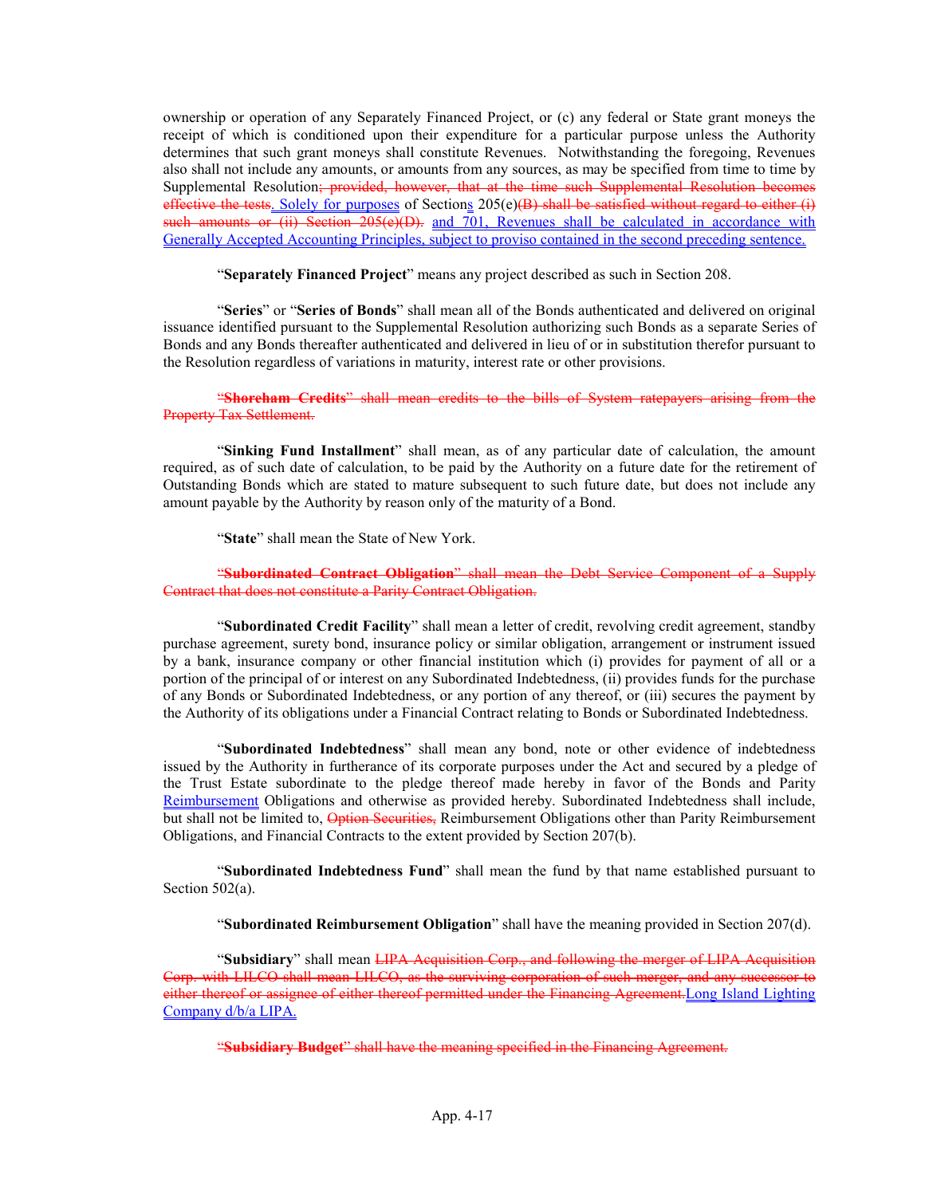ownership or operation of any Separately Financed Project, or (c) any federal or State grant moneys the receipt of which is conditioned upon their expenditure for a particular purpose unless the Authority determines that such grant moneys shall constitute Revenues. Notwithstanding the foregoing, Revenues also shall not include any amounts, or amounts from any sources, as may be specified from time to time by Supplemental Resolution~~; provided, however, that at the time such Supplemental Resolution becomes effective the tests~~. Solely for purposes of Sections 205(e)~~(B) shall be satisfied without regard to either (i) such amounts or (ii) Section 205(e)(D).~~ and 701, Revenues shall be calculated in accordance with Generally Accepted Accounting Principles, subject to proviso contained in the second preceding sentence.

"**Separately Financed Project**" means any project described as such in Section 208.

"**Series**" or "**Series of Bonds**" shall mean all of the Bonds authenticated and delivered on original issuance identified pursuant to the Supplemental Resolution authorizing such Bonds as a separate Series of Bonds and any Bonds thereafter authenticated and delivered in lieu of or in substitution therefor pursuant to the Resolution regardless of variations in maturity, interest rate or other provisions.

~~"**Shoreham Credits**" shall mean credits to the bills of System ratepayers arising from the Property Tax Settlement.~~

"**Sinking Fund Installment**" shall mean, as of any particular date of calculation, the amount required, as of such date of calculation, to be paid by the Authority on a future date for the retirement of Outstanding Bonds which are stated to mature subsequent to such future date, but does not include any amount payable by the Authority by reason only of the maturity of a Bond.

"**State**" shall mean the State of New York.

~~"**Subordinated Contract Obligation**" shall mean the Debt Service Component of a Supply Contract that does not constitute a Parity Contract Obligation.~~

"**Subordinated Credit Facility**" shall mean a letter of credit, revolving credit agreement, standby purchase agreement, surety bond, insurance policy or similar obligation, arrangement or instrument issued by a bank, insurance company or other financial institution which (i) provides for payment of all or a portion of the principal of or interest on any Subordinated Indebtedness, (ii) provides funds for the purchase of any Bonds or Subordinated Indebtedness, or any portion of any thereof, or (iii) secures the payment by the Authority of its obligations under a Financial Contract relating to Bonds or Subordinated Indebtedness.

"**Subordinated Indebtedness**" shall mean any bond, note or other evidence of indebtedness issued by the Authority in furtherance of its corporate purposes under the Act and secured by a pledge of the Trust Estate subordinate to the pledge thereof made hereby in favor of the Bonds and Parity Reimbursement Obligations and otherwise as provided hereby. Subordinated Indebtedness shall include, but shall not be limited to, ~~Option Securities,~~ Reimbursement Obligations other than Parity Reimbursement Obligations, and Financial Contracts to the extent provided by Section 207(b).

"**Subordinated Indebtedness Fund**" shall mean the fund by that name established pursuant to Section 502(a).

"**Subordinated Reimbursement Obligation**" shall have the meaning provided in Section 207(d).

"**Subsidiary**" shall mean ~~LIPA Acquisition Corp., and following the merger of LIPA Acquisition Corp. with LILCO shall mean LILCO, as the surviving corporation of such merger, and any successor to either thereof or assignee of either thereof permitted under the Financing Agreement.~~Long Island Lighting Company d/b/a LIPA.

~~"**Subsidiary Budget**" shall have the meaning specified in the Financing Agreement.~~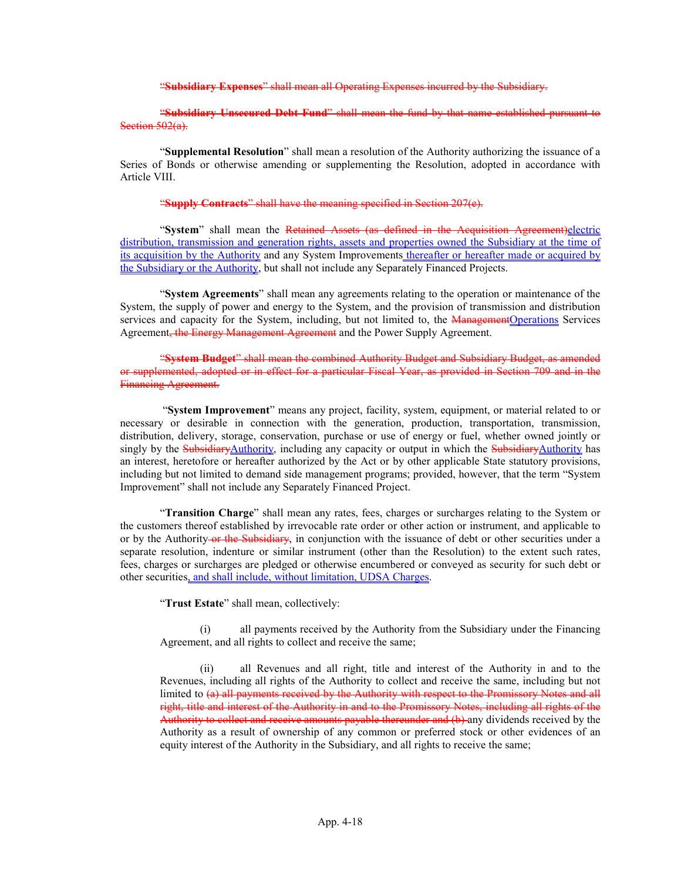~~"**Subsidiary Expenses**" shall mean all Operating Expenses incurred by the Subsidiary.~~

~~"**Subsidiary Unsecured Debt Fund**" shall mean the fund by that name established pursuant to Section 502(a).~~

"**Supplemental Resolution**" shall mean a resolution of the Authority authorizing the issuance of a Series of Bonds or otherwise amending or supplementing the Resolution, adopted in accordance with Article VIII.

~~"**Supply Contracts**" shall have the meaning specified in Section 207(e).~~

"**System**" shall mean the ~~Retained Assets (as defined in the Acquisition Agreement)~~<u>electric distribution, transmission and generation rights, assets and properties owned the Subsidiary at the time of its acquisition by the Authority</u> and any System Improvements<u> thereafter or hereafter made or acquired by the Subsidiary or the Authority</u>, but shall not include any Separately Financed Projects.

"**System Agreements**" shall mean any agreements relating to the operation or maintenance of the System, the supply of power and energy to the System, and the provision of transmission and distribution services and capacity for the System, including, but not limited to, the ~~Management~~<u>Operations</u> Services Agreement~~, the Energy Management Agreement~~ and the Power Supply Agreement.

~~"**System Budget**" shall mean the combined Authority Budget and Subsidiary Budget, as amended or supplemented, adopted or in effect for a particular Fiscal Year, as provided in Section 709 and in the Financing Agreement.~~

"**System Improvement**" means any project, facility, system, equipment, or material related to or necessary or desirable in connection with the generation, production, transportation, transmission, distribution, delivery, storage, conservation, purchase or use of energy or fuel, whether owned jointly or singly by the ~~Subsidiary~~<u>Authority</u>, including any capacity or output in which the ~~Subsidiary~~<u>Authority</u> has an interest, heretofore or hereafter authorized by the Act or by other applicable State statutory provisions, including but not limited to demand side management programs; provided, however, that the term "System Improvement" shall not include any Separately Financed Project.

"**Transition Charge**" shall mean any rates, fees, charges or surcharges relating to the System or the customers thereof established by irrevocable rate order or other action or instrument, and applicable to or by the Authority~~ or the Subsidiary~~, in conjunction with the issuance of debt or other securities under a separate resolution, indenture or similar instrument (other than the Resolution) to the extent such rates, fees, charges or surcharges are pledged or otherwise encumbered or conveyed as security for such debt or other securities<u>, and shall include, without limitation, UDSA Charges</u>.

"**Trust Estate**" shall mean, collectively:

(i) all payments received by the Authority from the Subsidiary under the Financing Agreement, and all rights to collect and receive the same;

(ii) all Revenues and all right, title and interest of the Authority in and to the Revenues, including all rights of the Authority to collect and receive the same, including but not limited to ~~(a) all payments received by the Authority with respect to the Promissory Notes and all right, title and interest of the Authority in and to the Promissory Notes, including all rights of the Authority to collect and receive amounts payable thereunder and (b) ~~any dividends received by the Authority as a result of ownership of any common or preferred stock or other evidences of an equity interest of the Authority in the Subsidiary, and all rights to receive the same;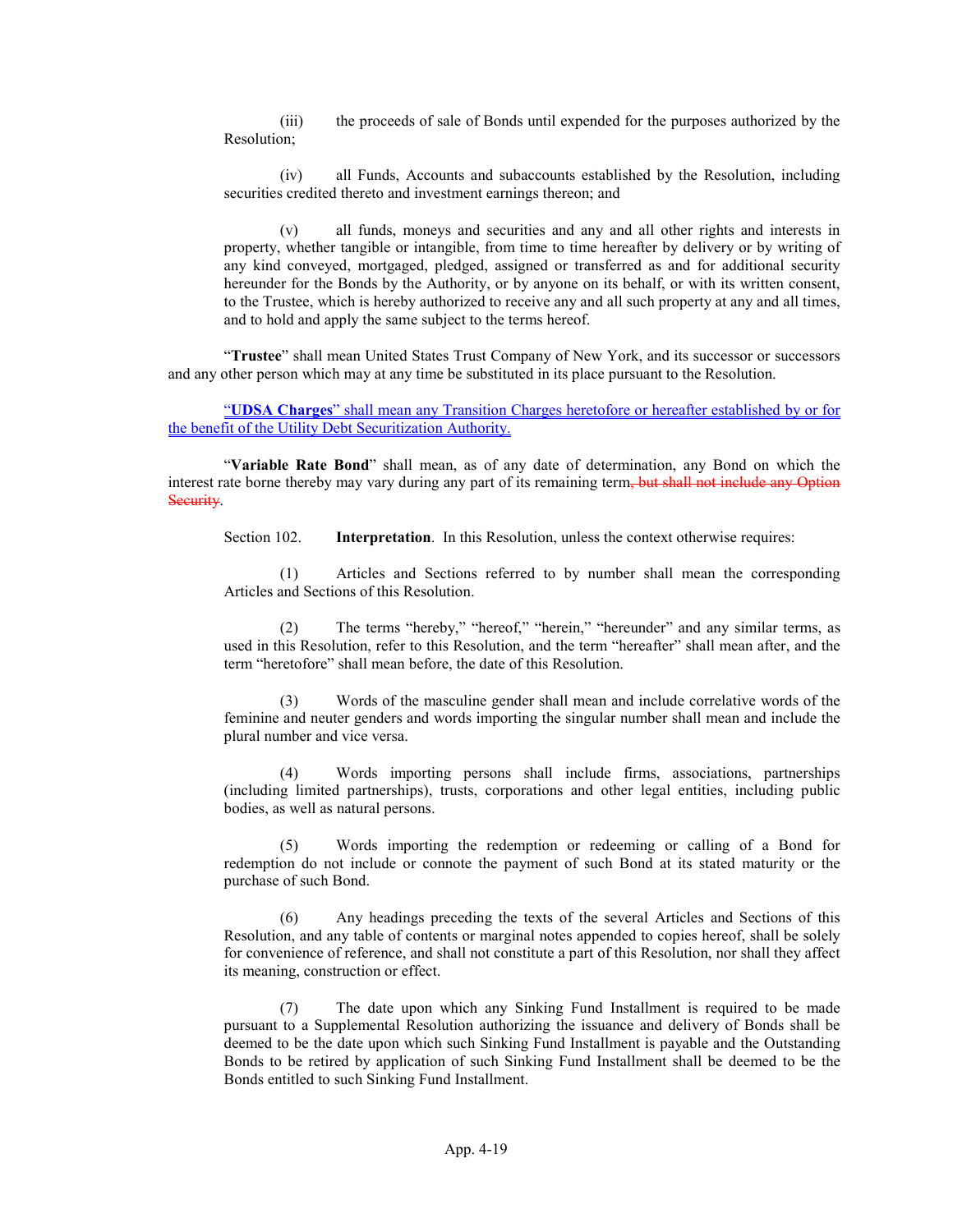(iii) the proceeds of sale of Bonds until expended for the purposes authorized by the Resolution;

(iv) all Funds, Accounts and subaccounts established by the Resolution, including securities credited thereto and investment earnings thereon; and

(v) all funds, moneys and securities and any and all other rights and interests in property, whether tangible or intangible, from time to time hereafter by delivery or by writing of any kind conveyed, mortgaged, pledged, assigned or transferred as and for additional security hereunder for the Bonds by the Authority, or by anyone on its behalf, or with its written consent, to the Trustee, which is hereby authorized to receive any and all such property at any and all times, and to hold and apply the same subject to the terms hereof.

"**Trustee**" shall mean United States Trust Company of New York, and its successor or successors and any other person which may at any time be substituted in its place pursuant to the Resolution.

"**UDSA Charges**" shall mean any Transition Charges heretofore or hereafter established by or for the benefit of the Utility Debt Securitization Authority.

"**Variable Rate Bond**" shall mean, as of any date of determination, any Bond on which the interest rate borne thereby may vary during any part of its remaining term~~, but shall not include any Option Security~~.

Section 102. **Interpretation**. In this Resolution, unless the context otherwise requires:

(1) Articles and Sections referred to by number shall mean the corresponding Articles and Sections of this Resolution.

(2) The terms "hereby," "hereof," "herein," "hereunder" and any similar terms, as used in this Resolution, refer to this Resolution, and the term "hereafter" shall mean after, and the term "heretofore" shall mean before, the date of this Resolution.

(3) Words of the masculine gender shall mean and include correlative words of the feminine and neuter genders and words importing the singular number shall mean and include the plural number and vice versa.

(4) Words importing persons shall include firms, associations, partnerships (including limited partnerships), trusts, corporations and other legal entities, including public bodies, as well as natural persons.

(5) Words importing the redemption or redeeming or calling of a Bond for redemption do not include or connote the payment of such Bond at its stated maturity or the purchase of such Bond.

(6) Any headings preceding the texts of the several Articles and Sections of this Resolution, and any table of contents or marginal notes appended to copies hereof, shall be solely for convenience of reference, and shall not constitute a part of this Resolution, nor shall they affect its meaning, construction or effect.

(7) The date upon which any Sinking Fund Installment is required to be made pursuant to a Supplemental Resolution authorizing the issuance and delivery of Bonds shall be deemed to be the date upon which such Sinking Fund Installment is payable and the Outstanding Bonds to be retired by application of such Sinking Fund Installment shall be deemed to be the Bonds entitled to such Sinking Fund Installment.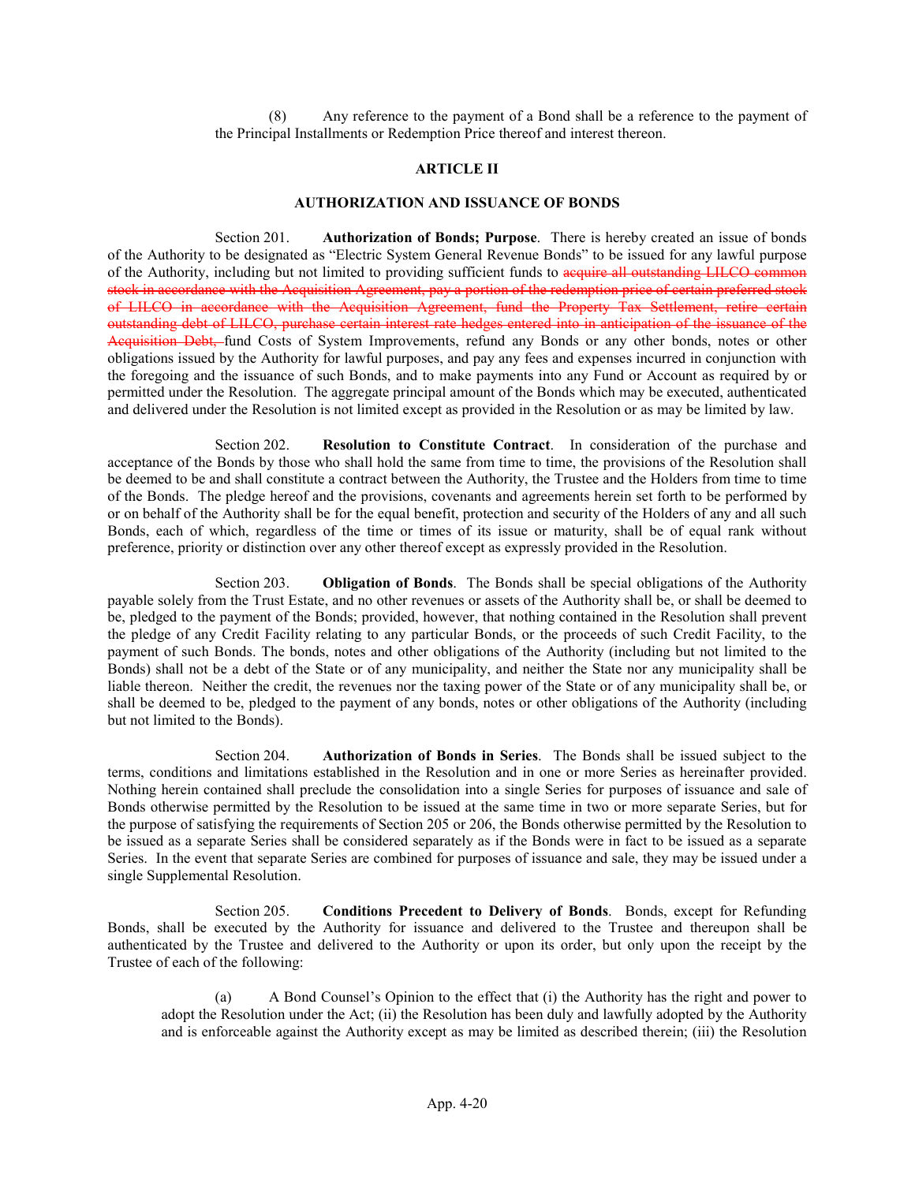(8) Any reference to the payment of a Bond shall be a reference to the payment of the Principal Installments or Redemption Price thereof and interest thereon.

## ARTICLE II

## AUTHORIZATION AND ISSUANCE OF BONDS

Section 201. **Authorization of Bonds; Purpose**. There is hereby created an issue of bonds of the Authority to be designated as "Electric System General Revenue Bonds" to be issued for any lawful purpose of the Authority, including but not limited to providing sufficient funds to ~~acquire all outstanding LILCO common stock in accordance with the Acquisition Agreement, pay a portion of the redemption price of certain preferred stock of LILCO in accordance with the Acquisition Agreement, fund the Property Tax Settlement, retire certain outstanding debt of LILCO, purchase certain interest rate hedges entered into in anticipation of the issuance of the Acquisition Debt,~~ fund Costs of System Improvements, refund any Bonds or any other bonds, notes or other obligations issued by the Authority for lawful purposes, and pay any fees and expenses incurred in conjunction with the foregoing and the issuance of such Bonds, and to make payments into any Fund or Account as required by or permitted under the Resolution. The aggregate principal amount of the Bonds which may be executed, authenticated and delivered under the Resolution is not limited except as provided in the Resolution or as may be limited by law.

Section 202. **Resolution to Constitute Contract**. In consideration of the purchase and acceptance of the Bonds by those who shall hold the same from time to time, the provisions of the Resolution shall be deemed to be and shall constitute a contract between the Authority, the Trustee and the Holders from time to time of the Bonds. The pledge hereof and the provisions, covenants and agreements herein set forth to be performed by or on behalf of the Authority shall be for the equal benefit, protection and security of the Holders of any and all such Bonds, each of which, regardless of the time or times of its issue or maturity, shall be of equal rank without preference, priority or distinction over any other thereof except as expressly provided in the Resolution.

Section 203. **Obligation of Bonds**. The Bonds shall be special obligations of the Authority payable solely from the Trust Estate, and no other revenues or assets of the Authority shall be, or shall be deemed to be, pledged to the payment of the Bonds; provided, however, that nothing contained in the Resolution shall prevent the pledge of any Credit Facility relating to any particular Bonds, or the proceeds of such Credit Facility, to the payment of such Bonds. The bonds, notes and other obligations of the Authority (including but not limited to the Bonds) shall not be a debt of the State or of any municipality, and neither the State nor any municipality shall be liable thereon. Neither the credit, the revenues nor the taxing power of the State or of any municipality shall be, or shall be deemed to be, pledged to the payment of any bonds, notes or other obligations of the Authority (including but not limited to the Bonds).

Section 204. **Authorization of Bonds in Series**. The Bonds shall be issued subject to the terms, conditions and limitations established in the Resolution and in one or more Series as hereinafter provided. Nothing herein contained shall preclude the consolidation into a single Series for purposes of issuance and sale of Bonds otherwise permitted by the Resolution to be issued at the same time in two or more separate Series, but for the purpose of satisfying the requirements of Section 205 or 206, the Bonds otherwise permitted by the Resolution to be issued as a separate Series shall be considered separately as if the Bonds were in fact to be issued as a separate Series. In the event that separate Series are combined for purposes of issuance and sale, they may be issued under a single Supplemental Resolution.

Section 205. **Conditions Precedent to Delivery of Bonds**. Bonds, except for Refunding Bonds, shall be executed by the Authority for issuance and delivered to the Trustee and thereupon shall be authenticated by the Trustee and delivered to the Authority or upon its order, but only upon the receipt by the Trustee of each of the following:

(a) A Bond Counsel's Opinion to the effect that (i) the Authority has the right and power to adopt the Resolution under the Act; (ii) the Resolution has been duly and lawfully adopted by the Authority and is enforceable against the Authority except as may be limited as described therein; (iii) the Resolution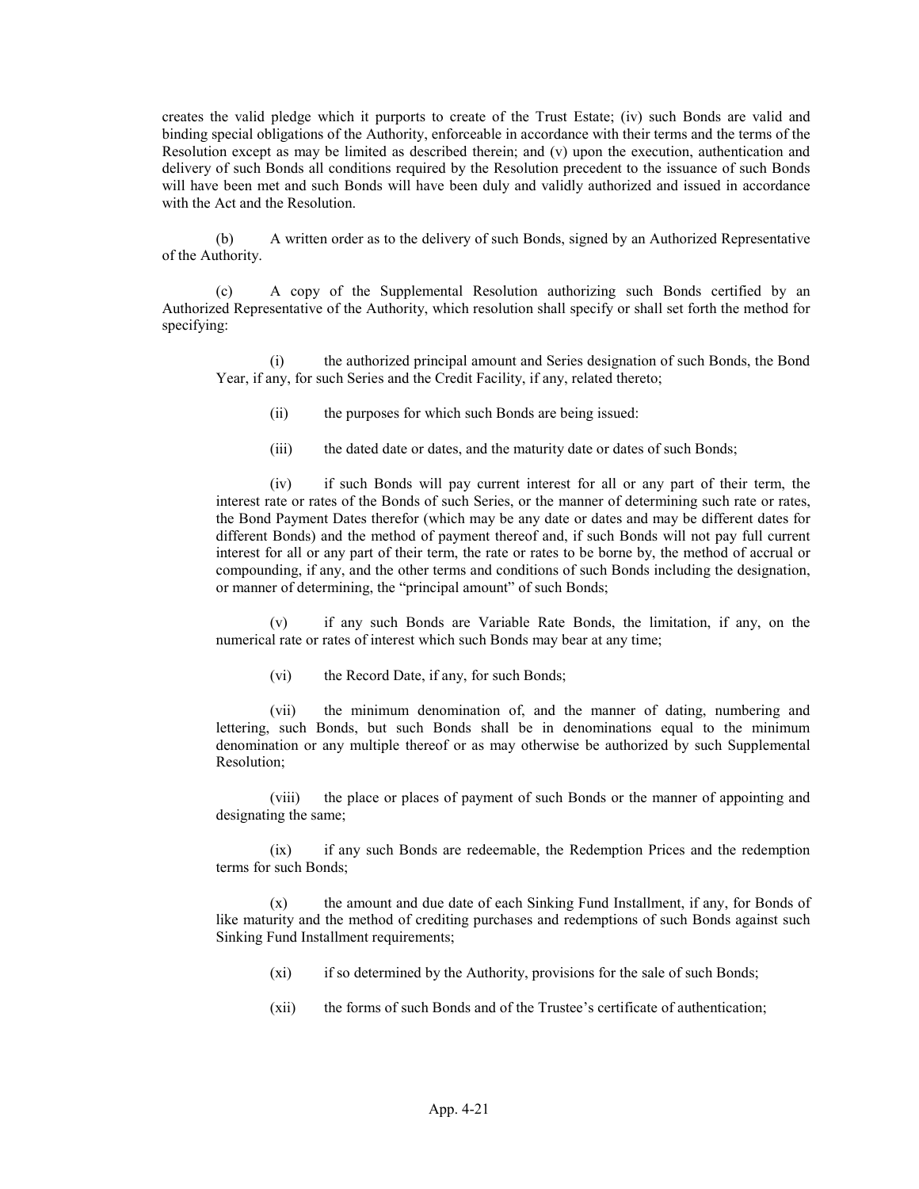creates the valid pledge which it purports to create of the Trust Estate; (iv) such Bonds are valid and binding special obligations of the Authority, enforceable in accordance with their terms and the terms of the Resolution except as may be limited as described therein; and (v) upon the execution, authentication and delivery of such Bonds all conditions required by the Resolution precedent to the issuance of such Bonds will have been met and such Bonds will have been duly and validly authorized and issued in accordance with the Act and the Resolution.

(b) A written order as to the delivery of such Bonds, signed by an Authorized Representative of the Authority.

(c) A copy of the Supplemental Resolution authorizing such Bonds certified by an Authorized Representative of the Authority, which resolution shall specify or shall set forth the method for specifying:

(i) the authorized principal amount and Series designation of such Bonds, the Bond Year, if any, for such Series and the Credit Facility, if any, related thereto;

(ii) the purposes for which such Bonds are being issued:

(iii) the dated date or dates, and the maturity date or dates of such Bonds;

(iv) if such Bonds will pay current interest for all or any part of their term, the interest rate or rates of the Bonds of such Series, or the manner of determining such rate or rates, the Bond Payment Dates therefor (which may be any date or dates and may be different dates for different Bonds) and the method of payment thereof and, if such Bonds will not pay full current interest for all or any part of their term, the rate or rates to be borne by, the method of accrual or compounding, if any, and the other terms and conditions of such Bonds including the designation, or manner of determining, the "principal amount" of such Bonds;

(v) if any such Bonds are Variable Rate Bonds, the limitation, if any, on the numerical rate or rates of interest which such Bonds may bear at any time;

(vi) the Record Date, if any, for such Bonds;

(vii) the minimum denomination of, and the manner of dating, numbering and lettering, such Bonds, but such Bonds shall be in denominations equal to the minimum denomination or any multiple thereof or as may otherwise be authorized by such Supplemental Resolution;

(viii) the place or places of payment of such Bonds or the manner of appointing and designating the same;

(ix) if any such Bonds are redeemable, the Redemption Prices and the redemption terms for such Bonds;

(x) the amount and due date of each Sinking Fund Installment, if any, for Bonds of like maturity and the method of crediting purchases and redemptions of such Bonds against such Sinking Fund Installment requirements;

(xi) if so determined by the Authority, provisions for the sale of such Bonds;

(xii) the forms of such Bonds and of the Trustee's certificate of authentication;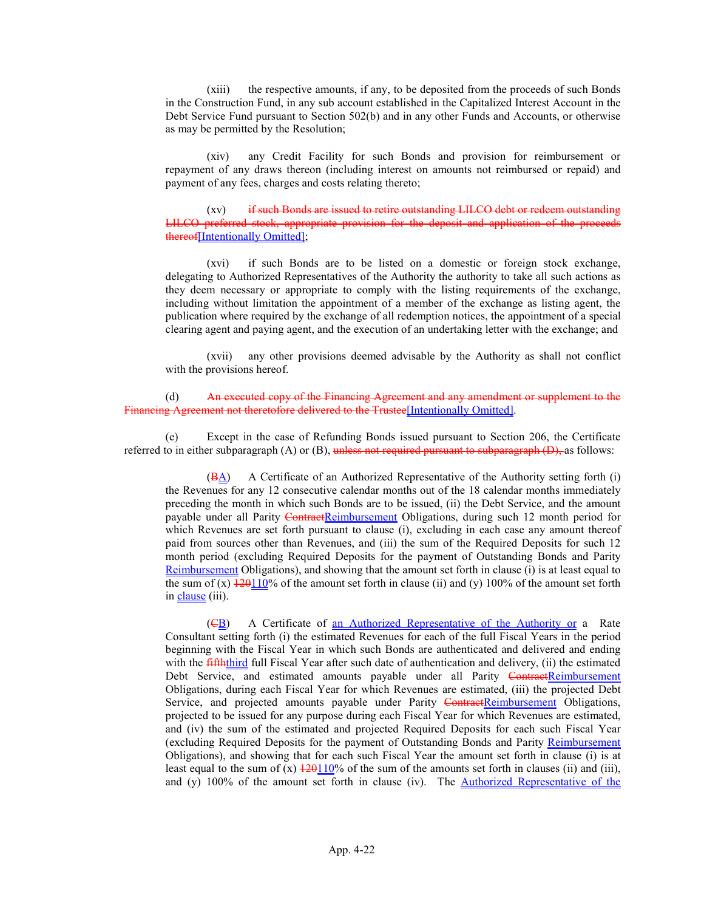(xiii) the respective amounts, if any, to be deposited from the proceeds of such Bonds in the Construction Fund, in any sub account established in the Capitalized Interest Account in the Debt Service Fund pursuant to Section 502(b) and in any other Funds and Accounts, or otherwise as may be permitted by the Resolution;

(xiv) any Credit Facility for such Bonds and provision for reimbursement or repayment of any draws thereon (including interest on amounts not reimbursed or repaid) and payment of any fees, charges and costs relating thereto;

(xv) ~~if such Bonds are issued to retire outstanding LILCO debt or redeem outstanding LILCO preferred stock, appropriate provision for the deposit and application of the proceeds thereof~~[Intentionally Omitted];

(xvi) if such Bonds are to be listed on a domestic or foreign stock exchange, delegating to Authorized Representatives of the Authority the authority to take all such actions as they deem necessary or appropriate to comply with the listing requirements of the exchange, including without limitation the appointment of a member of the exchange as listing agent, the publication where required by the exchange of all redemption notices, the appointment of a special clearing agent and paying agent, and the execution of an undertaking letter with the exchange; and

(xvii) any other provisions deemed advisable by the Authority as shall not conflict with the provisions hereof.

(d) ~~An executed copy of the Financing Agreement and any amendment or supplement to the Financing Agreement not theretofore delivered to the Trustee~~[Intentionally Omitted].

(e) Except in the case of Refunding Bonds issued pursuant to Section 206, the Certificate referred to in either subparagraph (A) or (B), ~~unless not required pursuant to subparagraph (D),~~ as follows:

(~~B~~A) A Certificate of an Authorized Representative of the Authority setting forth (i) the Revenues for any 12 consecutive calendar months out of the 18 calendar months immediately preceding the month in which such Bonds are to be issued, (ii) the Debt Service, and the amount payable under all Parity ~~Contract~~Reimbursement Obligations, during such 12 month period for which Revenues are set forth pursuant to clause (i), excluding in each case any amount thereof paid from sources other than Revenues, and (iii) the sum of the Required Deposits for such 12 month period (excluding Required Deposits for the payment of Outstanding Bonds and Parity Reimbursement Obligations), and showing that the amount set forth in clause (i) is at least equal to the sum of (x) ~~120~~110% of the amount set forth in clause (ii) and (y) 100% of the amount set forth in clause (iii).

(~~C~~B) A Certificate of an Authorized Representative of the Authority or a Rate Consultant setting forth (i) the estimated Revenues for each of the full Fiscal Years in the period beginning with the Fiscal Year in which such Bonds are authenticated and delivered and ending with the ~~fifth~~third full Fiscal Year after such date of authentication and delivery, (ii) the estimated Debt Service, and estimated amounts payable under all Parity ~~Contract~~Reimbursement Obligations, during each Fiscal Year for which Revenues are estimated, (iii) the projected Debt Service, and projected amounts payable under Parity ~~Contract~~Reimbursement Obligations, projected to be issued for any purpose during each Fiscal Year for which Revenues are estimated, and (iv) the sum of the estimated and projected Required Deposits for each such Fiscal Year (excluding Required Deposits for the payment of Outstanding Bonds and Parity Reimbursement Obligations), and showing that for each such Fiscal Year the amount set forth in clause (i) is at least equal to the sum of (x) ~~120~~110% of the sum of the amounts set forth in clauses (ii) and (iii), and (y) 100% of the amount set forth in clause (iv). The Authorized Representative of the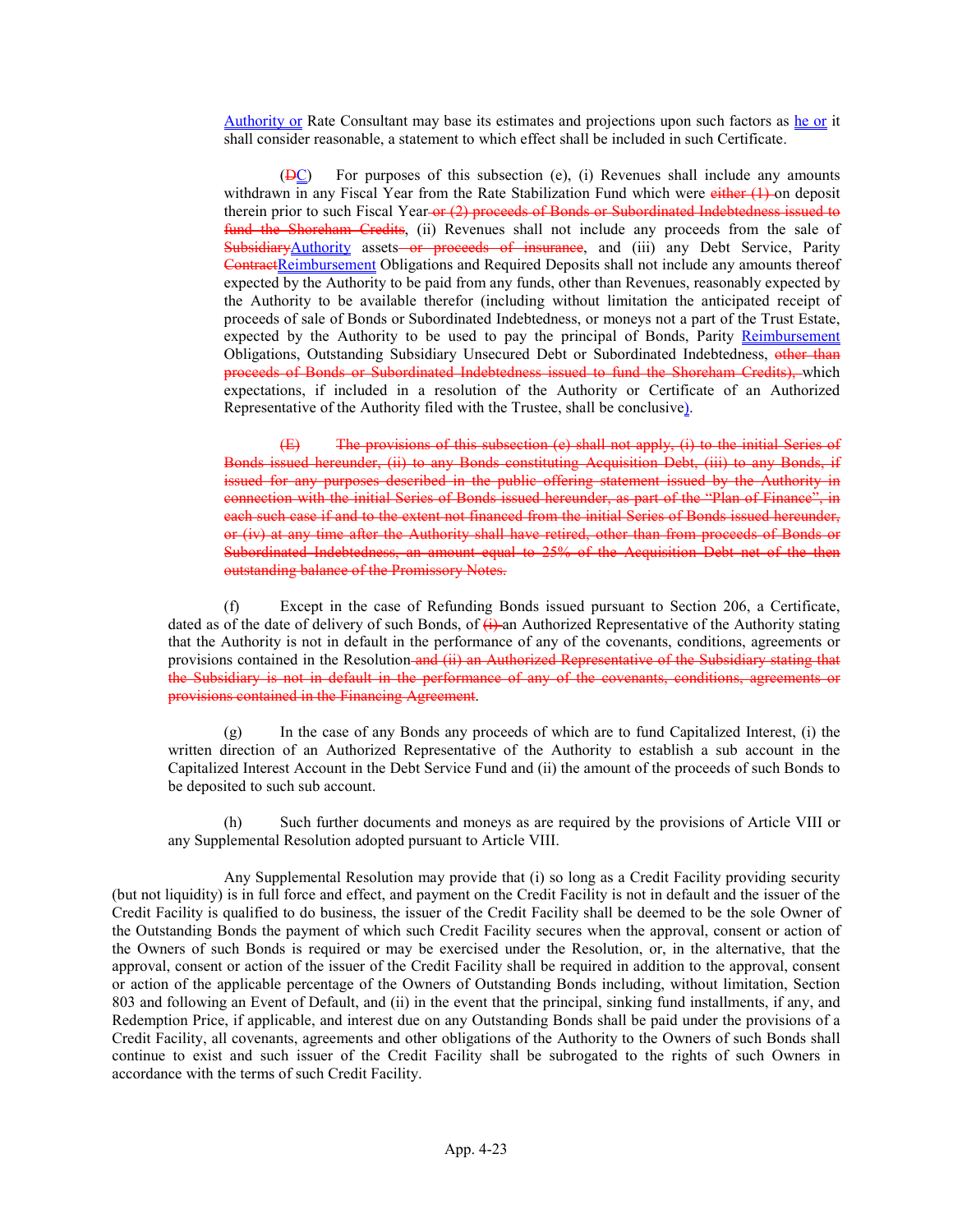Authority or Rate Consultant may base its estimates and projections upon such factors as he or it shall consider reasonable, a statement to which effect shall be included in such Certificate.

(~~D~~C) For purposes of this subsection (e), (i) Revenues shall include any amounts withdrawn in any Fiscal Year from the Rate Stabilization Fund which were ~~either (1)~~ on deposit therein prior to such Fiscal Year ~~or (2) proceeds of Bonds or Subordinated Indebtedness issued to fund the Shoreham Credits~~, (ii) Revenues shall not include any proceeds from the sale of ~~Subsidiary~~Authority assets ~~or proceeds of insurance~~, and (iii) any Debt Service, Parity ~~Contract~~Reimbursement Obligations and Required Deposits shall not include any amounts thereof expected by the Authority to be paid from any funds, other than Revenues, reasonably expected by the Authority to be available therefor (including without limitation the anticipated receipt of proceeds of sale of Bonds or Subordinated Indebtedness, or moneys not a part of the Trust Estate, expected by the Authority to be used to pay the principal of Bonds, Parity Reimbursement Obligations, Outstanding Subsidiary Unsecured Debt or Subordinated Indebtedness, ~~other than proceeds of Bonds or Subordinated Indebtedness issued to fund the Shoreham Credits),~~ which expectations, if included in a resolution of the Authority or Certificate of an Authorized Representative of the Authority filed with the Trustee, shall be conclusive).

~~(E) The provisions of this subsection (e) shall not apply, (i) to the initial Series of Bonds issued hereunder, (ii) to any Bonds constituting Acquisition Debt, (iii) to any Bonds, if issued for any purposes described in the public offering statement issued by the Authority in connection with the initial Series of Bonds issued hereunder, as part of the "Plan of Finance", in each such case if and to the extent not financed from the initial Series of Bonds issued hereunder, or (iv) at any time after the Authority shall have retired, other than from proceeds of Bonds or Subordinated Indebtedness, an amount equal to 25% of the Acquisition Debt net of the then outstanding balance of the Promissory Notes.~~

(f) Except in the case of Refunding Bonds issued pursuant to Section 206, a Certificate, dated as of the date of delivery of such Bonds, of ~~(i)~~ an Authorized Representative of the Authority stating that the Authority is not in default in the performance of any of the covenants, conditions, agreements or provisions contained in the Resolution ~~and (ii) an Authorized Representative of the Subsidiary stating that the Subsidiary is not in default in the performance of any of the covenants, conditions, agreements or provisions contained in the Financing Agreement~~.

(g) In the case of any Bonds any proceeds of which are to fund Capitalized Interest, (i) the written direction of an Authorized Representative of the Authority to establish a sub account in the Capitalized Interest Account in the Debt Service Fund and (ii) the amount of the proceeds of such Bonds to be deposited to such sub account.

(h) Such further documents and moneys as are required by the provisions of Article VIII or any Supplemental Resolution adopted pursuant to Article VIII.

Any Supplemental Resolution may provide that (i) so long as a Credit Facility providing security (but not liquidity) is in full force and effect, and payment on the Credit Facility is not in default and the issuer of the Credit Facility is qualified to do business, the issuer of the Credit Facility shall be deemed to be the sole Owner of the Outstanding Bonds the payment of which such Credit Facility secures when the approval, consent or action of the Owners of such Bonds is required or may be exercised under the Resolution, or, in the alternative, that the approval, consent or action of the issuer of the Credit Facility shall be required in addition to the approval, consent or action of the applicable percentage of the Owners of Outstanding Bonds including, without limitation, Section 803 and following an Event of Default, and (ii) in the event that the principal, sinking fund installments, if any, and Redemption Price, if applicable, and interest due on any Outstanding Bonds shall be paid under the provisions of a Credit Facility, all covenants, agreements and other obligations of the Authority to the Owners of such Bonds shall continue to exist and such issuer of the Credit Facility shall be subrogated to the rights of such Owners in accordance with the terms of such Credit Facility.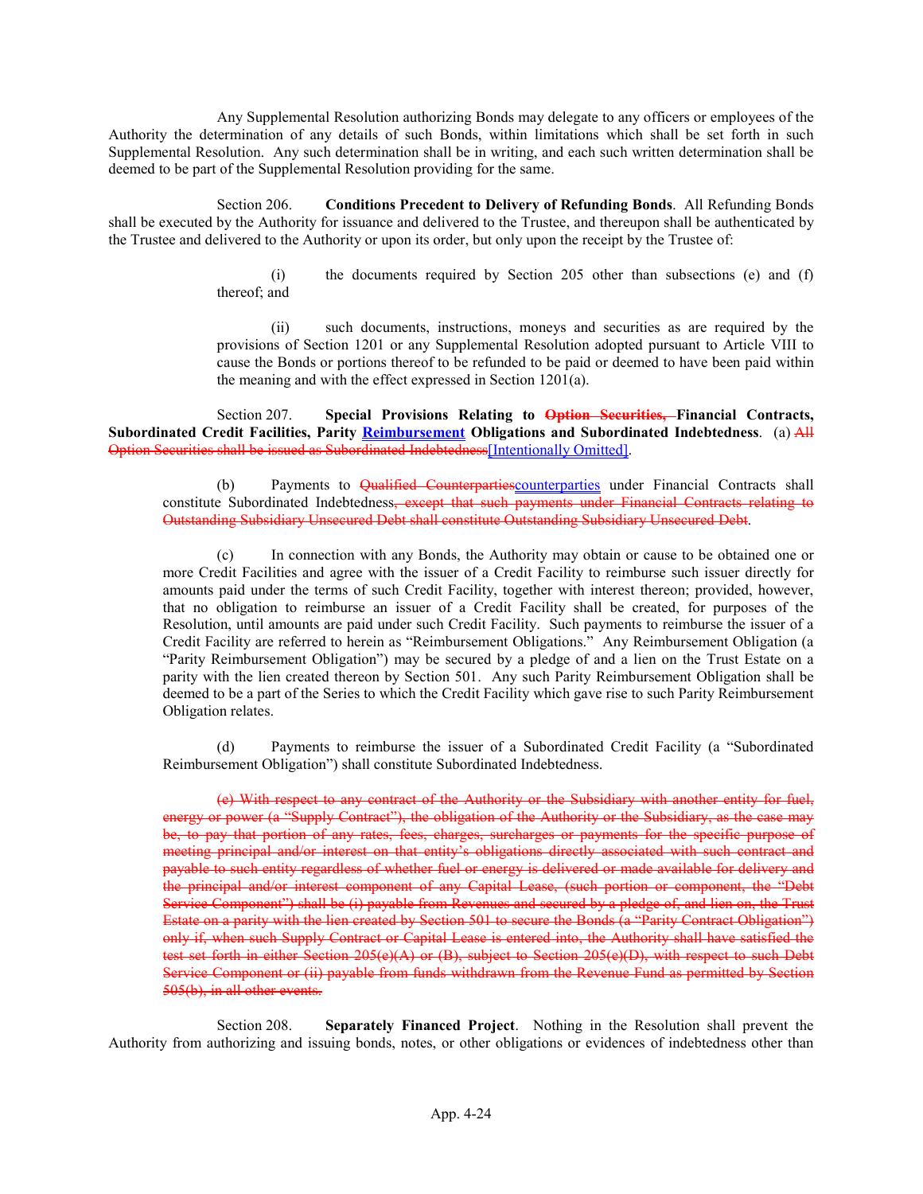Any Supplemental Resolution authorizing Bonds may delegate to any officers or employees of the Authority the determination of any details of such Bonds, within limitations which shall be set forth in such Supplemental Resolution. Any such determination shall be in writing, and each such written determination shall be deemed to be part of the Supplemental Resolution providing for the same.

Section 206. **Conditions Precedent to Delivery of Refunding Bonds**. All Refunding Bonds shall be executed by the Authority for issuance and delivered to the Trustee, and thereupon shall be authenticated by the Trustee and delivered to the Authority or upon its order, but only upon the receipt by the Trustee of:

(i) the documents required by Section 205 other than subsections (e) and (f) thereof; and

(ii) such documents, instructions, moneys and securities as are required by the provisions of Section 1201 or any Supplemental Resolution adopted pursuant to Article VIII to cause the Bonds or portions thereof to be refunded to be paid or deemed to have been paid within the meaning and with the effect expressed in Section 1201(a).

Section 207. **Special Provisions Relating to ~~Option Securities,~~ Financial Contracts, Subordinated Credit Facilities, Parity Reimbursement Obligations and Subordinated Indebtedness**. (a) ~~All Option Securities shall be issued as Subordinated Indebtedness~~[Intentionally Omitted].

(b) Payments to ~~Qualified Counterparties~~counterparties under Financial Contracts shall constitute Subordinated Indebtedness~~, except that such payments under Financial Contracts relating to Outstanding Subsidiary Unsecured Debt shall constitute Outstanding Subsidiary Unsecured Debt~~.

(c) In connection with any Bonds, the Authority may obtain or cause to be obtained one or more Credit Facilities and agree with the issuer of a Credit Facility to reimburse such issuer directly for amounts paid under the terms of such Credit Facility, together with interest thereon; provided, however, that no obligation to reimburse an issuer of a Credit Facility shall be created, for purposes of the Resolution, until amounts are paid under such Credit Facility. Such payments to reimburse the issuer of a Credit Facility are referred to herein as "Reimbursement Obligations." Any Reimbursement Obligation (a "Parity Reimbursement Obligation") may be secured by a pledge of and a lien on the Trust Estate on a parity with the lien created thereon by Section 501. Any such Parity Reimbursement Obligation shall be deemed to be a part of the Series to which the Credit Facility which gave rise to such Parity Reimbursement Obligation relates.

(d) Payments to reimburse the issuer of a Subordinated Credit Facility (a "Subordinated Reimbursement Obligation") shall constitute Subordinated Indebtedness.

~~(e) With respect to any contract of the Authority or the Subsidiary with another entity for fuel, energy or power (a "Supply Contract"), the obligation of the Authority or the Subsidiary, as the case may be, to pay that portion of any rates, fees, charges, surcharges or payments for the specific purpose of meeting principal and/or interest on that entity's obligations directly associated with such contract and payable to such entity regardless of whether fuel or energy is delivered or made available for delivery and the principal and/or interest component of any Capital Lease, (such portion or component, the "Debt Service Component") shall be (i) payable from Revenues and secured by a pledge of, and lien on, the Trust Estate on a parity with the lien created by Section 501 to secure the Bonds (a "Parity Contract Obligation") only if, when such Supply Contract or Capital Lease is entered into, the Authority shall have satisfied the test set forth in either Section 205(e)(A) or (B), subject to Section 205(e)(D), with respect to such Debt Service Component or (ii) payable from funds withdrawn from the Revenue Fund as permitted by Section 505(b), in all other events.~~

Section 208. **Separately Financed Project**. Nothing in the Resolution shall prevent the Authority from authorizing and issuing bonds, notes, or other obligations or evidences of indebtedness other than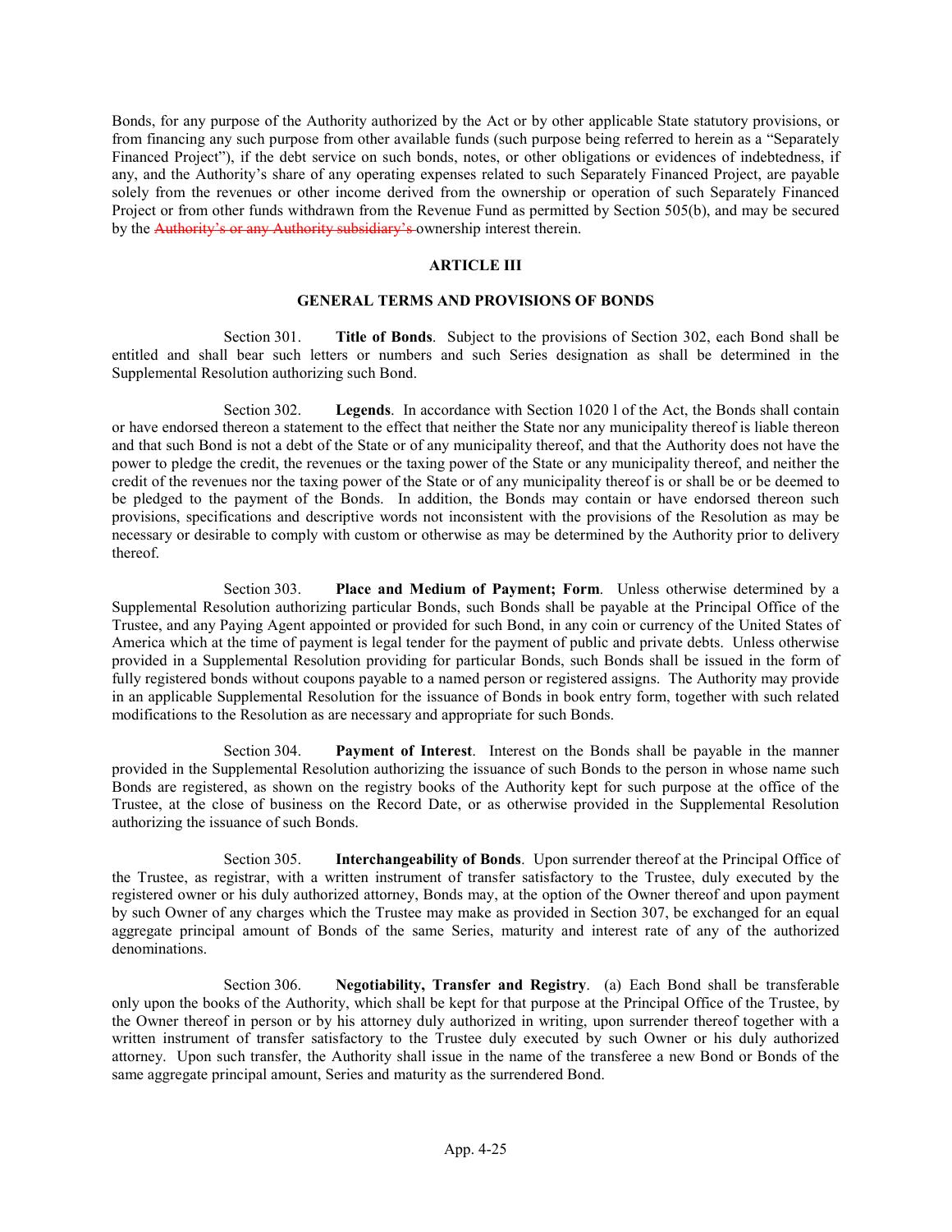Bonds, for any purpose of the Authority authorized by the Act or by other applicable State statutory provisions, or from financing any such purpose from other available funds (such purpose being referred to herein as a "Separately Financed Project"), if the debt service on such bonds, notes, or other obligations or evidences of indebtedness, if any, and the Authority's share of any operating expenses related to such Separately Financed Project, are payable solely from the revenues or other income derived from the ownership or operation of such Separately Financed Project or from other funds withdrawn from the Revenue Fund as permitted by Section 505(b), and may be secured by the ~~Authority's or any Authority subsidiary's~~ ownership interest therein.

## ARTICLE III

## GENERAL TERMS AND PROVISIONS OF BONDS

Section 301. **Title of Bonds**. Subject to the provisions of Section 302, each Bond shall be entitled and shall bear such letters or numbers and such Series designation as shall be determined in the Supplemental Resolution authorizing such Bond.

Section 302. **Legends**. In accordance with Section 1020 l of the Act, the Bonds shall contain or have endorsed thereon a statement to the effect that neither the State nor any municipality thereof is liable thereon and that such Bond is not a debt of the State or of any municipality thereof, and that the Authority does not have the power to pledge the credit, the revenues or the taxing power of the State or any municipality thereof, and neither the credit of the revenues nor the taxing power of the State or of any municipality thereof is or shall be or be deemed to be pledged to the payment of the Bonds. In addition, the Bonds may contain or have endorsed thereon such provisions, specifications and descriptive words not inconsistent with the provisions of the Resolution as may be necessary or desirable to comply with custom or otherwise as may be determined by the Authority prior to delivery thereof.

Section 303. **Place and Medium of Payment; Form**. Unless otherwise determined by a Supplemental Resolution authorizing particular Bonds, such Bonds shall be payable at the Principal Office of the Trustee, and any Paying Agent appointed or provided for such Bond, in any coin or currency of the United States of America which at the time of payment is legal tender for the payment of public and private debts. Unless otherwise provided in a Supplemental Resolution providing for particular Bonds, such Bonds shall be issued in the form of fully registered bonds without coupons payable to a named person or registered assigns. The Authority may provide in an applicable Supplemental Resolution for the issuance of Bonds in book entry form, together with such related modifications to the Resolution as are necessary and appropriate for such Bonds.

Section 304. **Payment of Interest**. Interest on the Bonds shall be payable in the manner provided in the Supplemental Resolution authorizing the issuance of such Bonds to the person in whose name such Bonds are registered, as shown on the registry books of the Authority kept for such purpose at the office of the Trustee, at the close of business on the Record Date, or as otherwise provided in the Supplemental Resolution authorizing the issuance of such Bonds.

Section 305. **Interchangeability of Bonds**. Upon surrender thereof at the Principal Office of the Trustee, as registrar, with a written instrument of transfer satisfactory to the Trustee, duly executed by the registered owner or his duly authorized attorney, Bonds may, at the option of the Owner thereof and upon payment by such Owner of any charges which the Trustee may make as provided in Section 307, be exchanged for an equal aggregate principal amount of Bonds of the same Series, maturity and interest rate of any of the authorized denominations.

Section 306. **Negotiability, Transfer and Registry**. (a) Each Bond shall be transferable only upon the books of the Authority, which shall be kept for that purpose at the Principal Office of the Trustee, by the Owner thereof in person or by his attorney duly authorized in writing, upon surrender thereof together with a written instrument of transfer satisfactory to the Trustee duly executed by such Owner or his duly authorized attorney. Upon such transfer, the Authority shall issue in the name of the transferee a new Bond or Bonds of the same aggregate principal amount, Series and maturity as the surrendered Bond.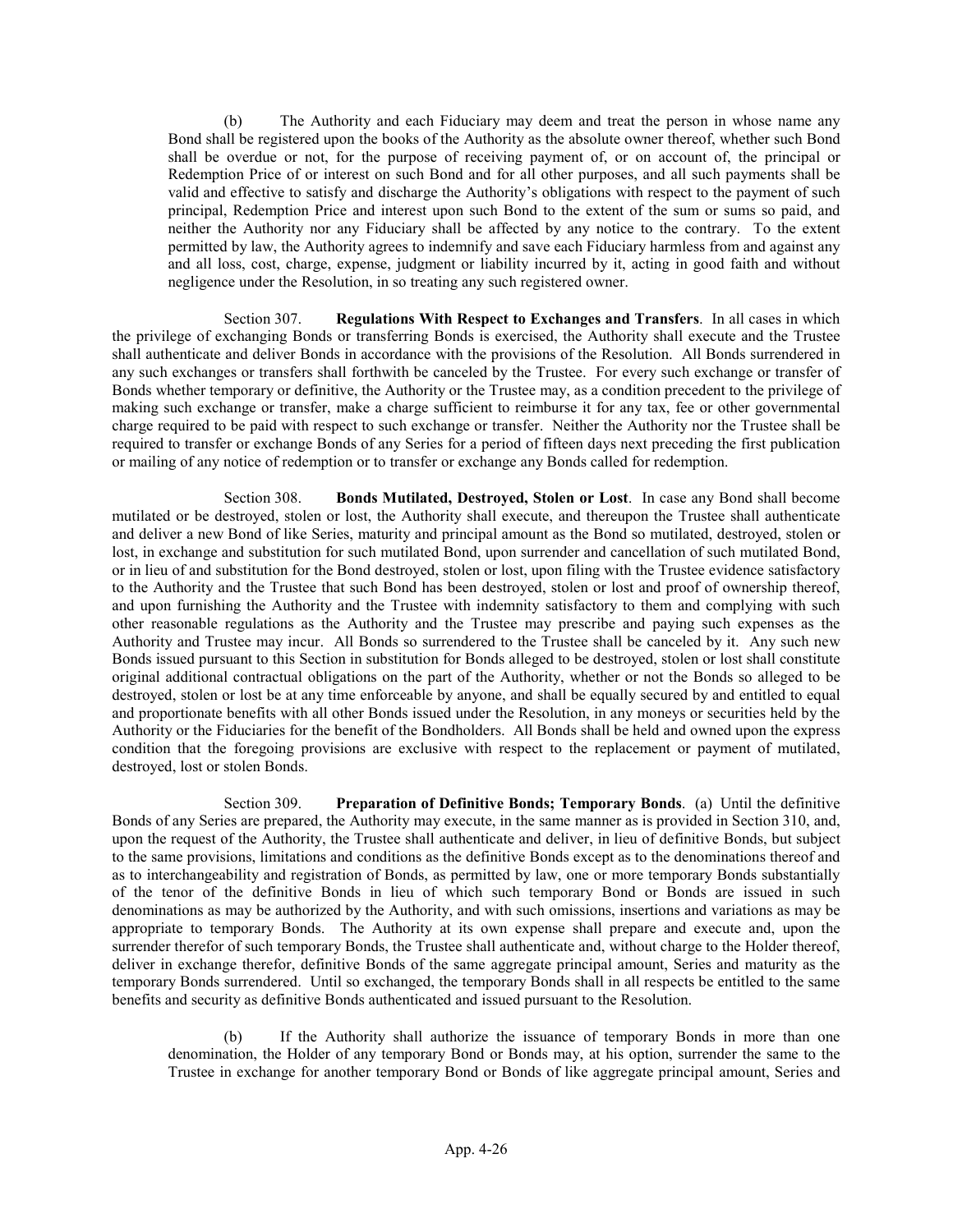(b) The Authority and each Fiduciary may deem and treat the person in whose name any Bond shall be registered upon the books of the Authority as the absolute owner thereof, whether such Bond shall be overdue or not, for the purpose of receiving payment of, or on account of, the principal or Redemption Price of or interest on such Bond and for all other purposes, and all such payments shall be valid and effective to satisfy and discharge the Authority's obligations with respect to the payment of such principal, Redemption Price and interest upon such Bond to the extent of the sum or sums so paid, and neither the Authority nor any Fiduciary shall be affected by any notice to the contrary. To the extent permitted by law, the Authority agrees to indemnify and save each Fiduciary harmless from and against any and all loss, cost, charge, expense, judgment or liability incurred by it, acting in good faith and without negligence under the Resolution, in so treating any such registered owner.

Section 307. **Regulations With Respect to Exchanges and Transfers**. In all cases in which the privilege of exchanging Bonds or transferring Bonds is exercised, the Authority shall execute and the Trustee shall authenticate and deliver Bonds in accordance with the provisions of the Resolution. All Bonds surrendered in any such exchanges or transfers shall forthwith be canceled by the Trustee. For every such exchange or transfer of Bonds whether temporary or definitive, the Authority or the Trustee may, as a condition precedent to the privilege of making such exchange or transfer, make a charge sufficient to reimburse it for any tax, fee or other governmental charge required to be paid with respect to such exchange or transfer. Neither the Authority nor the Trustee shall be required to transfer or exchange Bonds of any Series for a period of fifteen days next preceding the first publication or mailing of any notice of redemption or to transfer or exchange any Bonds called for redemption.

Section 308. **Bonds Mutilated, Destroyed, Stolen or Lost**. In case any Bond shall become mutilated or be destroyed, stolen or lost, the Authority shall execute, and thereupon the Trustee shall authenticate and deliver a new Bond of like Series, maturity and principal amount as the Bond so mutilated, destroyed, stolen or lost, in exchange and substitution for such mutilated Bond, upon surrender and cancellation of such mutilated Bond, or in lieu of and substitution for the Bond destroyed, stolen or lost, upon filing with the Trustee evidence satisfactory to the Authority and the Trustee that such Bond has been destroyed, stolen or lost and proof of ownership thereof, and upon furnishing the Authority and the Trustee with indemnity satisfactory to them and complying with such other reasonable regulations as the Authority and the Trustee may prescribe and paying such expenses as the Authority and Trustee may incur. All Bonds so surrendered to the Trustee shall be canceled by it. Any such new Bonds issued pursuant to this Section in substitution for Bonds alleged to be destroyed, stolen or lost shall constitute original additional contractual obligations on the part of the Authority, whether or not the Bonds so alleged to be destroyed, stolen or lost be at any time enforceable by anyone, and shall be equally secured by and entitled to equal and proportionate benefits with all other Bonds issued under the Resolution, in any moneys or securities held by the Authority or the Fiduciaries for the benefit of the Bondholders. All Bonds shall be held and owned upon the express condition that the foregoing provisions are exclusive with respect to the replacement or payment of mutilated, destroyed, lost or stolen Bonds.

Section 309. **Preparation of Definitive Bonds; Temporary Bonds**. (a) Until the definitive Bonds of any Series are prepared, the Authority may execute, in the same manner as is provided in Section 310, and, upon the request of the Authority, the Trustee shall authenticate and deliver, in lieu of definitive Bonds, but subject to the same provisions, limitations and conditions as the definitive Bonds except as to the denominations thereof and as to interchangeability and registration of Bonds, as permitted by law, one or more temporary Bonds substantially of the tenor of the definitive Bonds in lieu of which such temporary Bond or Bonds are issued in such denominations as may be authorized by the Authority, and with such omissions, insertions and variations as may be appropriate to temporary Bonds. The Authority at its own expense shall prepare and execute and, upon the surrender therefor of such temporary Bonds, the Trustee shall authenticate and, without charge to the Holder thereof, deliver in exchange therefor, definitive Bonds of the same aggregate principal amount, Series and maturity as the temporary Bonds surrendered. Until so exchanged, the temporary Bonds shall in all respects be entitled to the same benefits and security as definitive Bonds authenticated and issued pursuant to the Resolution.

(b) If the Authority shall authorize the issuance of temporary Bonds in more than one denomination, the Holder of any temporary Bond or Bonds may, at his option, surrender the same to the Trustee in exchange for another temporary Bond or Bonds of like aggregate principal amount, Series and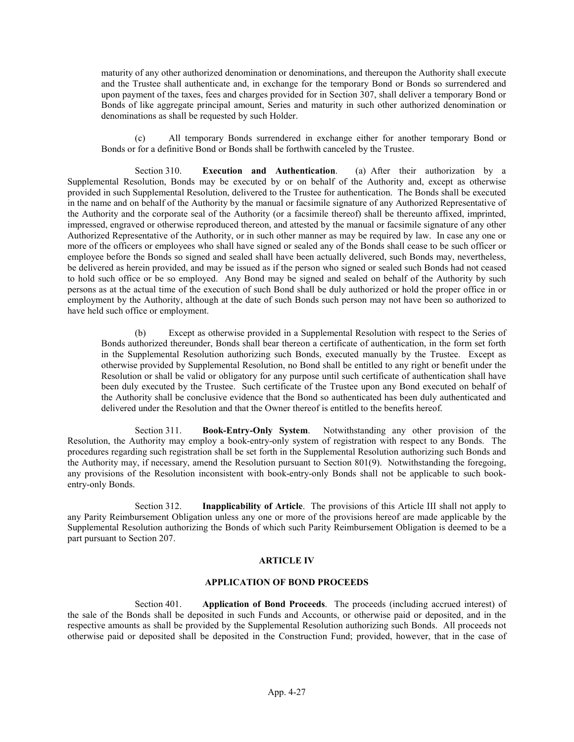maturity of any other authorized denomination or denominations, and thereupon the Authority shall execute and the Trustee shall authenticate and, in exchange for the temporary Bond or Bonds so surrendered and upon payment of the taxes, fees and charges provided for in Section 307, shall deliver a temporary Bond or Bonds of like aggregate principal amount, Series and maturity in such other authorized denomination or denominations as shall be requested by such Holder.

(c) All temporary Bonds surrendered in exchange either for another temporary Bond or Bonds or for a definitive Bond or Bonds shall be forthwith canceled by the Trustee.

Section 310. **Execution and Authentication**. (a) After their authorization by a Supplemental Resolution, Bonds may be executed by or on behalf of the Authority and, except as otherwise provided in such Supplemental Resolution, delivered to the Trustee for authentication. The Bonds shall be executed in the name and on behalf of the Authority by the manual or facsimile signature of any Authorized Representative of the Authority and the corporate seal of the Authority (or a facsimile thereof) shall be thereunto affixed, imprinted, impressed, engraved or otherwise reproduced thereon, and attested by the manual or facsimile signature of any other Authorized Representative of the Authority, or in such other manner as may be required by law. In case any one or more of the officers or employees who shall have signed or sealed any of the Bonds shall cease to be such officer or employee before the Bonds so signed and sealed shall have been actually delivered, such Bonds may, nevertheless, be delivered as herein provided, and may be issued as if the person who signed or sealed such Bonds had not ceased to hold such office or be so employed. Any Bond may be signed and sealed on behalf of the Authority by such persons as at the actual time of the execution of such Bond shall be duly authorized or hold the proper office in or employment by the Authority, although at the date of such Bonds such person may not have been so authorized to have held such office or employment.

(b) Except as otherwise provided in a Supplemental Resolution with respect to the Series of Bonds authorized thereunder, Bonds shall bear thereon a certificate of authentication, in the form set forth in the Supplemental Resolution authorizing such Bonds, executed manually by the Trustee. Except as otherwise provided by Supplemental Resolution, no Bond shall be entitled to any right or benefit under the Resolution or shall be valid or obligatory for any purpose until such certificate of authentication shall have been duly executed by the Trustee. Such certificate of the Trustee upon any Bond executed on behalf of the Authority shall be conclusive evidence that the Bond so authenticated has been duly authenticated and delivered under the Resolution and that the Owner thereof is entitled to the benefits hereof.

Section 311. **Book-Entry-Only System**. Notwithstanding any other provision of the Resolution, the Authority may employ a book-entry-only system of registration with respect to any Bonds. The procedures regarding such registration shall be set forth in the Supplemental Resolution authorizing such Bonds and the Authority may, if necessary, amend the Resolution pursuant to Section 801(9). Notwithstanding the foregoing, any provisions of the Resolution inconsistent with book-entry-only Bonds shall not be applicable to such book-entry-only Bonds.

Section 312. **Inapplicability of Article**. The provisions of this Article III shall not apply to any Parity Reimbursement Obligation unless any one or more of the provisions hereof are made applicable by the Supplemental Resolution authorizing the Bonds of which such Parity Reimbursement Obligation is deemed to be a part pursuant to Section 207.

## ARTICLE IV

## APPLICATION OF BOND PROCEEDS

Section 401. **Application of Bond Proceeds**. The proceeds (including accrued interest) of the sale of the Bonds shall be deposited in such Funds and Accounts, or otherwise paid or deposited, and in the respective amounts as shall be provided by the Supplemental Resolution authorizing such Bonds. All proceeds not otherwise paid or deposited shall be deposited in the Construction Fund; provided, however, that in the case of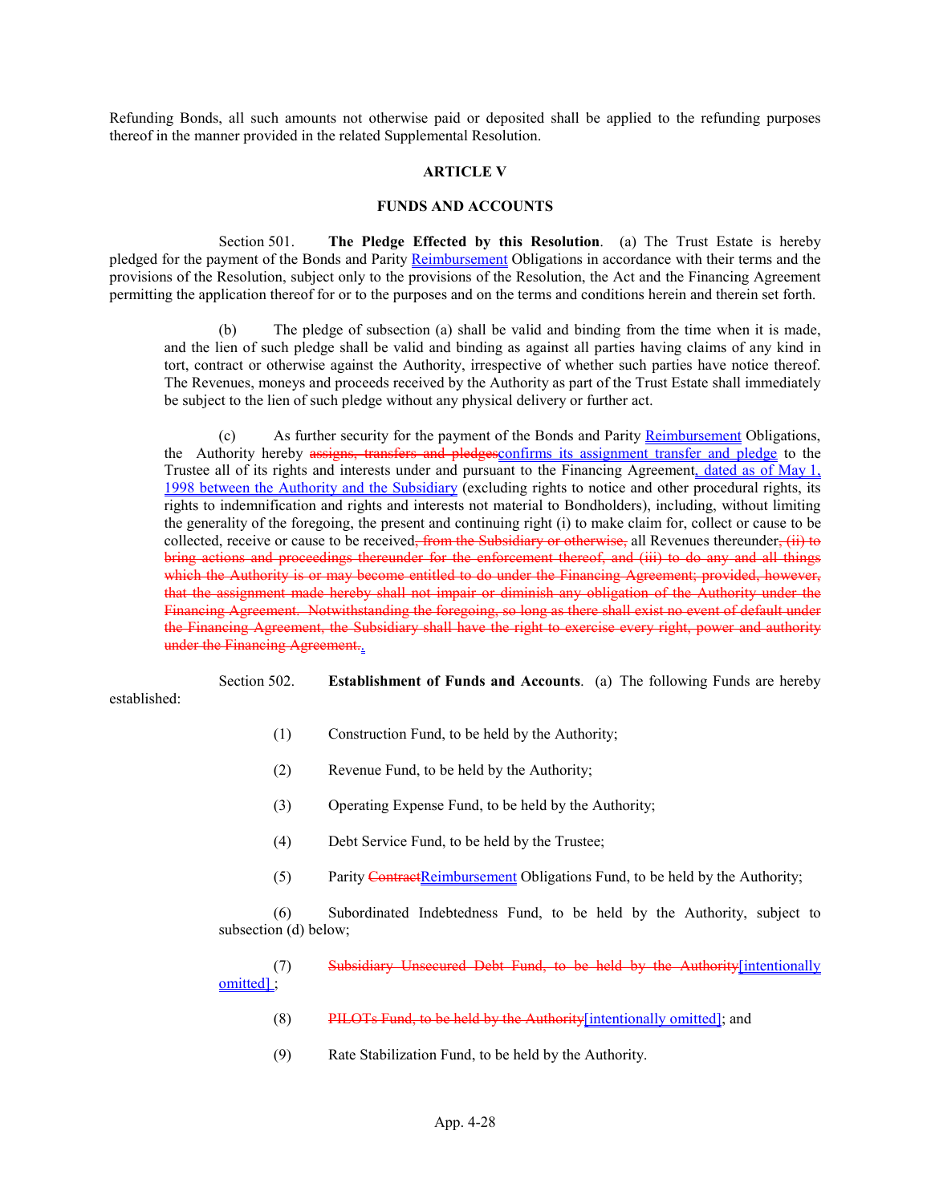Refunding Bonds, all such amounts not otherwise paid or deposited shall be applied to the refunding purposes thereof in the manner provided in the related Supplemental Resolution.

## ARTICLE V

## FUNDS AND ACCOUNTS

Section 501. **The Pledge Effected by this Resolution**. (a) The Trust Estate is hereby pledged for the payment of the Bonds and Parity <u>Reimbursement</u> Obligations in accordance with their terms and the provisions of the Resolution, subject only to the provisions of the Resolution, the Act and the Financing Agreement permitting the application thereof for or to the purposes and on the terms and conditions herein and therein set forth.

(b) The pledge of subsection (a) shall be valid and binding from the time when it is made, and the lien of such pledge shall be valid and binding as against all parties having claims of any kind in tort, contract or otherwise against the Authority, irrespective of whether such parties have notice thereof. The Revenues, moneys and proceeds received by the Authority as part of the Trust Estate shall immediately be subject to the lien of such pledge without any physical delivery or further act.

(c) As further security for the payment of the Bonds and Parity <u>Reimbursement</u> Obligations, the Authority hereby ~~assigns, transfers and pledges~~<u>confirms its assignment transfer and pledge</u> to the Trustee all of its rights and interests under and pursuant to the Financing Agreement<u>, dated as of May 1, 1998 between the Authority and the Subsidiary</u> (excluding rights to notice and other procedural rights, its rights to indemnification and rights and interests not material to Bondholders), including, without limiting the generality of the foregoing, the present and continuing right (i) to make claim for, collect or cause to be collected, receive or cause to be received~~, from the Subsidiary or otherwise,~~ all Revenues thereunder~~, (ii) to bring actions and proceedings thereunder for the enforcement thereof, and (iii) to do any and all things which the Authority is or may become entitled to do under the Financing Agreement; provided, however, that the assignment made hereby shall not impair or diminish any obligation of the Authority under the Financing Agreement. Notwithstanding the foregoing, so long as there shall exist no event of default under the Financing Agreement, the Subsidiary shall have the right to exercise every right, power and authority under the Financing Agreement.~~<u>.</u>

Section 502. **Establishment of Funds and Accounts**. (a) The following Funds are hereby established:

(1) Construction Fund, to be held by the Authority;

(2) Revenue Fund, to be held by the Authority;

(3) Operating Expense Fund, to be held by the Authority;

(4) Debt Service Fund, to be held by the Trustee;

(5) Parity ~~Contract~~<u>Reimbursement</u> Obligations Fund, to be held by the Authority;

(6) Subordinated Indebtedness Fund, to be held by the Authority, subject to subsection (d) below;

(7) ~~Subsidiary Unsecured Debt Fund, to be held by the Authority~~<u>[intentionally omitted]</u> ;

(8) ~~PILOTs Fund, to be held by the Authority~~<u>[intentionally omitted]</u>; and

(9) Rate Stabilization Fund, to be held by the Authority.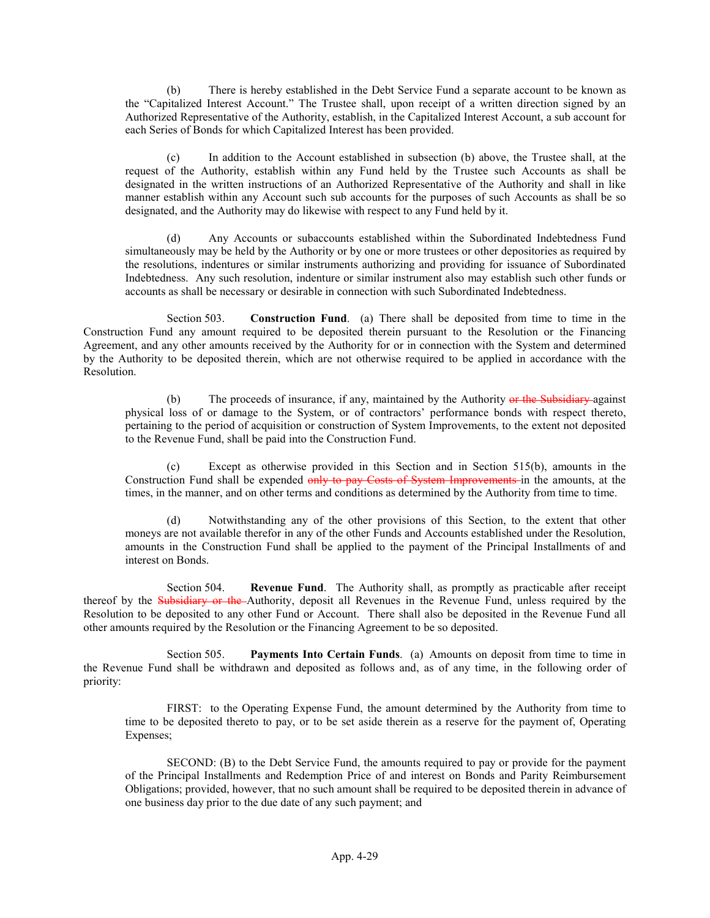(b) There is hereby established in the Debt Service Fund a separate account to be known as the "Capitalized Interest Account." The Trustee shall, upon receipt of a written direction signed by an Authorized Representative of the Authority, establish, in the Capitalized Interest Account, a sub account for each Series of Bonds for which Capitalized Interest has been provided.

(c) In addition to the Account established in subsection (b) above, the Trustee shall, at the request of the Authority, establish within any Fund held by the Trustee such Accounts as shall be designated in the written instructions of an Authorized Representative of the Authority and shall in like manner establish within any Account such sub accounts for the purposes of such Accounts as shall be so designated, and the Authority may do likewise with respect to any Fund held by it.

(d) Any Accounts or subaccounts established within the Subordinated Indebtedness Fund simultaneously may be held by the Authority or by one or more trustees or other depositories as required by the resolutions, indentures or similar instruments authorizing and providing for issuance of Subordinated Indebtedness. Any such resolution, indenture or similar instrument also may establish such other funds or accounts as shall be necessary or desirable in connection with such Subordinated Indebtedness.

Section 503. **Construction Fund**. (a) There shall be deposited from time to time in the Construction Fund any amount required to be deposited therein pursuant to the Resolution or the Financing Agreement, and any other amounts received by the Authority for or in connection with the System and determined by the Authority to be deposited therein, which are not otherwise required to be applied in accordance with the Resolution.

(b) The proceeds of insurance, if any, maintained by the Authority ~~or the Subsidiary~~ against physical loss of or damage to the System, or of contractors' performance bonds with respect thereto, pertaining to the period of acquisition or construction of System Improvements, to the extent not deposited to the Revenue Fund, shall be paid into the Construction Fund.

(c) Except as otherwise provided in this Section and in Section 515(b), amounts in the Construction Fund shall be expended ~~only to pay Costs of System Improvements~~ in the amounts, at the times, in the manner, and on other terms and conditions as determined by the Authority from time to time.

(d) Notwithstanding any of the other provisions of this Section, to the extent that other moneys are not available therefor in any of the other Funds and Accounts established under the Resolution, amounts in the Construction Fund shall be applied to the payment of the Principal Installments of and interest on Bonds.

Section 504. **Revenue Fund**. The Authority shall, as promptly as practicable after receipt thereof by the ~~Subsidiary or the~~ Authority, deposit all Revenues in the Revenue Fund, unless required by the Resolution to be deposited to any other Fund or Account. There shall also be deposited in the Revenue Fund all other amounts required by the Resolution or the Financing Agreement to be so deposited.

Section 505. **Payments Into Certain Funds**. (a) Amounts on deposit from time to time in the Revenue Fund shall be withdrawn and deposited as follows and, as of any time, in the following order of priority:

FIRST: to the Operating Expense Fund, the amount determined by the Authority from time to time to be deposited thereto to pay, or to be set aside therein as a reserve for the payment of, Operating Expenses;

SECOND: (B) to the Debt Service Fund, the amounts required to pay or provide for the payment of the Principal Installments and Redemption Price of and interest on Bonds and Parity Reimbursement Obligations; provided, however, that no such amount shall be required to be deposited therein in advance of one business day prior to the due date of any such payment; and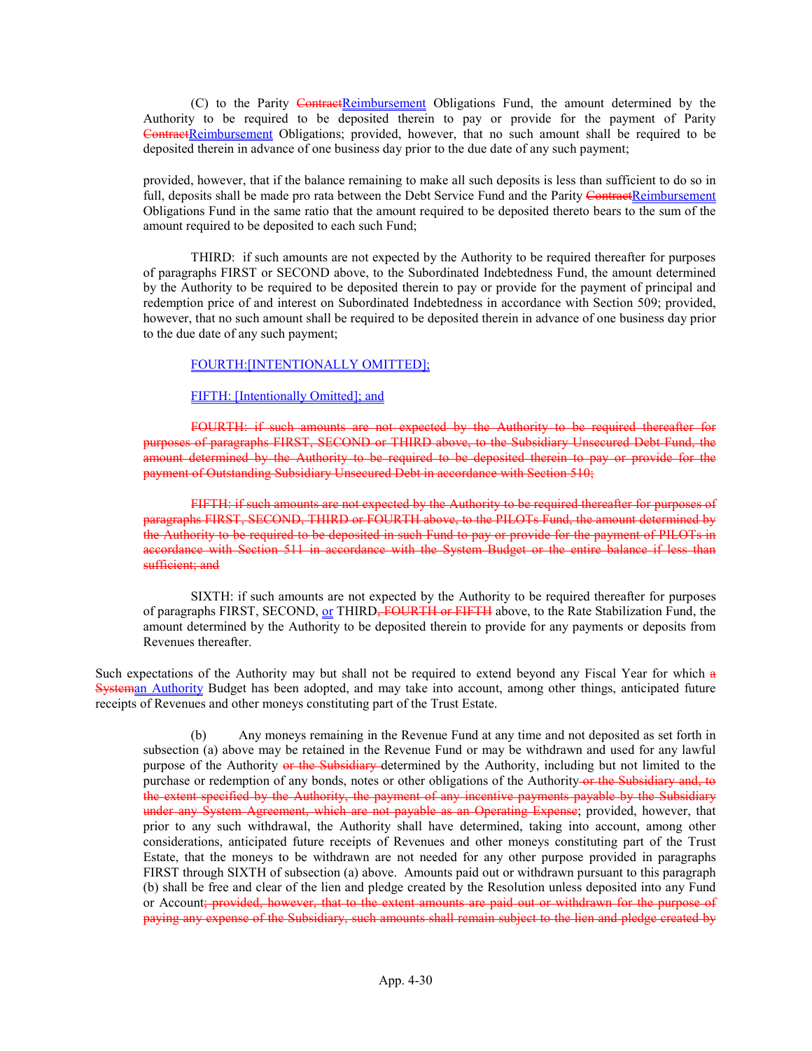(C) to the Parity ~~Contract~~Reimbursement Obligations Fund, the amount determined by the Authority to be required to be deposited therein to pay or provide for the payment of Parity ~~Contract~~Reimbursement Obligations; provided, however, that no such amount shall be required to be deposited therein in advance of one business day prior to the due date of any such payment;

provided, however, that if the balance remaining to make all such deposits is less than sufficient to do so in full, deposits shall be made pro rata between the Debt Service Fund and the Parity ~~Contract~~Reimbursement Obligations Fund in the same ratio that the amount required to be deposited thereto bears to the sum of the amount required to be deposited to each such Fund;

THIRD: if such amounts are not expected by the Authority to be required thereafter for purposes of paragraphs FIRST or SECOND above, to the Subordinated Indebtedness Fund, the amount determined by the Authority to be required to be deposited therein to pay or provide for the payment of principal and redemption price of and interest on Subordinated Indebtedness in accordance with Section 509; provided, however, that no such amount shall be required to be deposited therein in advance of one business day prior to the due date of any such payment;

FOURTH:[INTENTIONALLY OMITTED];

FIFTH: [Intentionally Omitted]; and

~~FOURTH: if such amounts are not expected by the Authority to be required thereafter for purposes of paragraphs FIRST, SECOND or THIRD above, to the Subsidiary Unsecured Debt Fund, the amount determined by the Authority to be required to be deposited therein to pay or provide for the payment of Outstanding Subsidiary Unsecured Debt in accordance with Section 510;~~

~~FIFTH: if such amounts are not expected by the Authority to be required thereafter for purposes of paragraphs FIRST, SECOND, THIRD or FOURTH above, to the PILOTs Fund, the amount determined by the Authority to be required to be deposited in such Fund to pay or provide for the payment of PILOTs in accordance with Section 511 in accordance with the System Budget or the entire balance if less than sufficient; and~~

SIXTH: if such amounts are not expected by the Authority to be required thereafter for purposes of paragraphs FIRST, SECOND, or THIRD~~, FOURTH or FIFTH~~ above, to the Rate Stabilization Fund, the amount determined by the Authority to be deposited therein to provide for any payments or deposits from Revenues thereafter.

Such expectations of the Authority may but shall not be required to extend beyond any Fiscal Year for which ~~a System~~an Authority Budget has been adopted, and may take into account, among other things, anticipated future receipts of Revenues and other moneys constituting part of the Trust Estate.

(b) Any moneys remaining in the Revenue Fund at any time and not deposited as set forth in subsection (a) above may be retained in the Revenue Fund or may be withdrawn and used for any lawful purpose of the Authority ~~or the Subsidiary~~ determined by the Authority, including but not limited to the purchase or redemption of any bonds, notes or other obligations of the Authority ~~or the Subsidiary and, to the extent specified by the Authority, the payment of any incentive payments payable by the Subsidiary under any System Agreement, which are not payable as an Operating Expense~~; provided, however, that prior to any such withdrawal, the Authority shall have determined, taking into account, among other considerations, anticipated future receipts of Revenues and other moneys constituting part of the Trust Estate, that the moneys to be withdrawn are not needed for any other purpose provided in paragraphs FIRST through SIXTH of subsection (a) above. Amounts paid out or withdrawn pursuant to this paragraph (b) shall be free and clear of the lien and pledge created by the Resolution unless deposited into any Fund or Account~~; provided, however, that to the extent amounts are paid out or withdrawn for the purpose of paying any expense of the Subsidiary, such amounts shall remain subject to the lien and pledge created by~~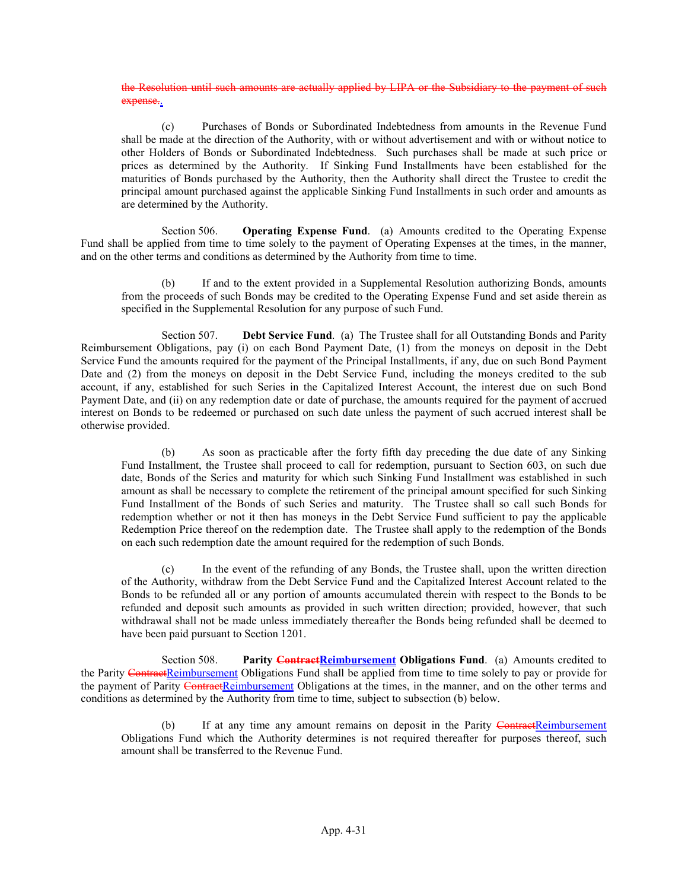~~the Resolution until such amounts are actually applied by LIPA or the Subsidiary to the payment of such expense.~~.

(c) Purchases of Bonds or Subordinated Indebtedness from amounts in the Revenue Fund shall be made at the direction of the Authority, with or without advertisement and with or without notice to other Holders of Bonds or Subordinated Indebtedness. Such purchases shall be made at such price or prices as determined by the Authority. If Sinking Fund Installments have been established for the maturities of Bonds purchased by the Authority, then the Authority shall direct the Trustee to credit the principal amount purchased against the applicable Sinking Fund Installments in such order and amounts as are determined by the Authority.

Section 506. **Operating Expense Fund**. (a) Amounts credited to the Operating Expense Fund shall be applied from time to time solely to the payment of Operating Expenses at the times, in the manner, and on the other terms and conditions as determined by the Authority from time to time.

(b) If and to the extent provided in a Supplemental Resolution authorizing Bonds, amounts from the proceeds of such Bonds may be credited to the Operating Expense Fund and set aside therein as specified in the Supplemental Resolution for any purpose of such Fund.

Section 507. **Debt Service Fund**. (a) The Trustee shall for all Outstanding Bonds and Parity Reimbursement Obligations, pay (i) on each Bond Payment Date, (1) from the moneys on deposit in the Debt Service Fund the amounts required for the payment of the Principal Installments, if any, due on such Bond Payment Date and (2) from the moneys on deposit in the Debt Service Fund, including the moneys credited to the sub account, if any, established for such Series in the Capitalized Interest Account, the interest due on such Bond Payment Date, and (ii) on any redemption date or date of purchase, the amounts required for the payment of accrued interest on Bonds to be redeemed or purchased on such date unless the payment of such accrued interest shall be otherwise provided.

(b) As soon as practicable after the forty fifth day preceding the due date of any Sinking Fund Installment, the Trustee shall proceed to call for redemption, pursuant to Section 603, on such due date, Bonds of the Series and maturity for which such Sinking Fund Installment was established in such amount as shall be necessary to complete the retirement of the principal amount specified for such Sinking Fund Installment of the Bonds of such Series and maturity. The Trustee shall so call such Bonds for redemption whether or not it then has moneys in the Debt Service Fund sufficient to pay the applicable Redemption Price thereof on the redemption date. The Trustee shall apply to the redemption of the Bonds on each such redemption date the amount required for the redemption of such Bonds.

(c) In the event of the refunding of any Bonds, the Trustee shall, upon the written direction of the Authority, withdraw from the Debt Service Fund and the Capitalized Interest Account related to the Bonds to be refunded all or any portion of amounts accumulated therein with respect to the Bonds to be refunded and deposit such amounts as provided in such written direction; provided, however, that such withdrawal shall not be made unless immediately thereafter the Bonds being refunded shall be deemed to have been paid pursuant to Section 1201.

Section 508. **Parity ~~Contract~~Reimbursement Obligations Fund**. (a) Amounts credited to the Parity ~~Contract~~Reimbursement Obligations Fund shall be applied from time to time solely to pay or provide for the payment of Parity ~~Contract~~Reimbursement Obligations at the times, in the manner, and on the other terms and conditions as determined by the Authority from time to time, subject to subsection (b) below.

(b) If at any time any amount remains on deposit in the Parity ~~Contract~~Reimbursement Obligations Fund which the Authority determines is not required thereafter for purposes thereof, such amount shall be transferred to the Revenue Fund.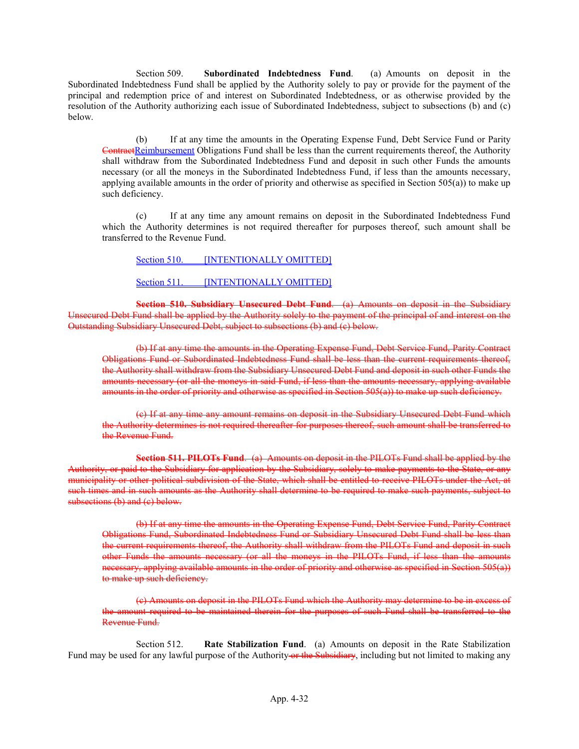Section 509. **Subordinated Indebtedness Fund**. (a) Amounts on deposit in the Subordinated Indebtedness Fund shall be applied by the Authority solely to pay or provide for the payment of the principal and redemption price of and interest on Subordinated Indebtedness, or as otherwise provided by the resolution of the Authority authorizing each issue of Subordinated Indebtedness, subject to subsections (b) and (c) below.

(b) If at any time the amounts in the Operating Expense Fund, Debt Service Fund or Parity ~~Contract~~Reimbursement Obligations Fund shall be less than the current requirements thereof, the Authority shall withdraw from the Subordinated Indebtedness Fund and deposit in such other Funds the amounts necessary (or all the moneys in the Subordinated Indebtedness Fund, if less than the amounts necessary, applying available amounts in the order of priority and otherwise as specified in Section 505(a)) to make up such deficiency.

(c) If at any time any amount remains on deposit in the Subordinated Indebtedness Fund which the Authority determines is not required thereafter for purposes thereof, such amount shall be transferred to the Revenue Fund.

Section 510. [INTENTIONALLY OMITTED]

Section 511. [INTENTIONALLY OMITTED]

~~**Section 510. Subsidiary Unsecured Debt Fund**. (a) Amounts on deposit in the Subsidiary Unsecured Debt Fund shall be applied by the Authority solely to the payment of the principal of and interest on the Outstanding Subsidiary Unsecured Debt, subject to subsections (b) and (c) below.~~

~~(b) If at any time the amounts in the Operating Expense Fund, Debt Service Fund, Parity Contract Obligations Fund or Subordinated Indebtedness Fund shall be less than the current requirements thereof, the Authority shall withdraw from the Subsidiary Unsecured Debt Fund and deposit in such other Funds the amounts necessary (or all the moneys in said Fund, if less than the amounts necessary, applying available amounts in the order of priority and otherwise as specified in Section 505(a)) to make up such deficiency.~~

~~(c) If at any time any amount remains on deposit in the Subsidiary Unsecured Debt Fund which the Authority determines is not required thereafter for purposes thereof, such amount shall be transferred to the Revenue Fund.~~

~~**Section 511. PILOTs Fund**. (a) Amounts on deposit in the PILOTs Fund shall be applied by the Authority, or paid to the Subsidiary for application by the Subsidiary, solely to make payments to the State, or any municipality or other political subdivision of the State, which shall be entitled to receive PILOTs under the Act, at such times and in such amounts as the Authority shall determine to be required to make such payments, subject to subsections (b) and (c) below.~~

~~(b) If at any time the amounts in the Operating Expense Fund, Debt Service Fund, Parity Contract Obligations Fund, Subordinated Indebtedness Fund or Subsidiary Unsecured Debt Fund shall be less than the current requirements thereof, the Authority shall withdraw from the PILOTs Fund and deposit in such other Funds the amounts necessary (or all the moneys in the PILOTs Fund, if less than the amounts necessary, applying available amounts in the order of priority and otherwise as specified in Section 505(a)) to make up such deficiency.~~

~~(c) Amounts on deposit in the PILOTs Fund which the Authority may determine to be in excess of the amount required to be maintained therein for the purposes of such Fund shall be transferred to the Revenue Fund.~~

Section 512. **Rate Stabilization Fund**. (a) Amounts on deposit in the Rate Stabilization Fund may be used for any lawful purpose of the Authority~~ or the Subsidiary~~, including but not limited to making any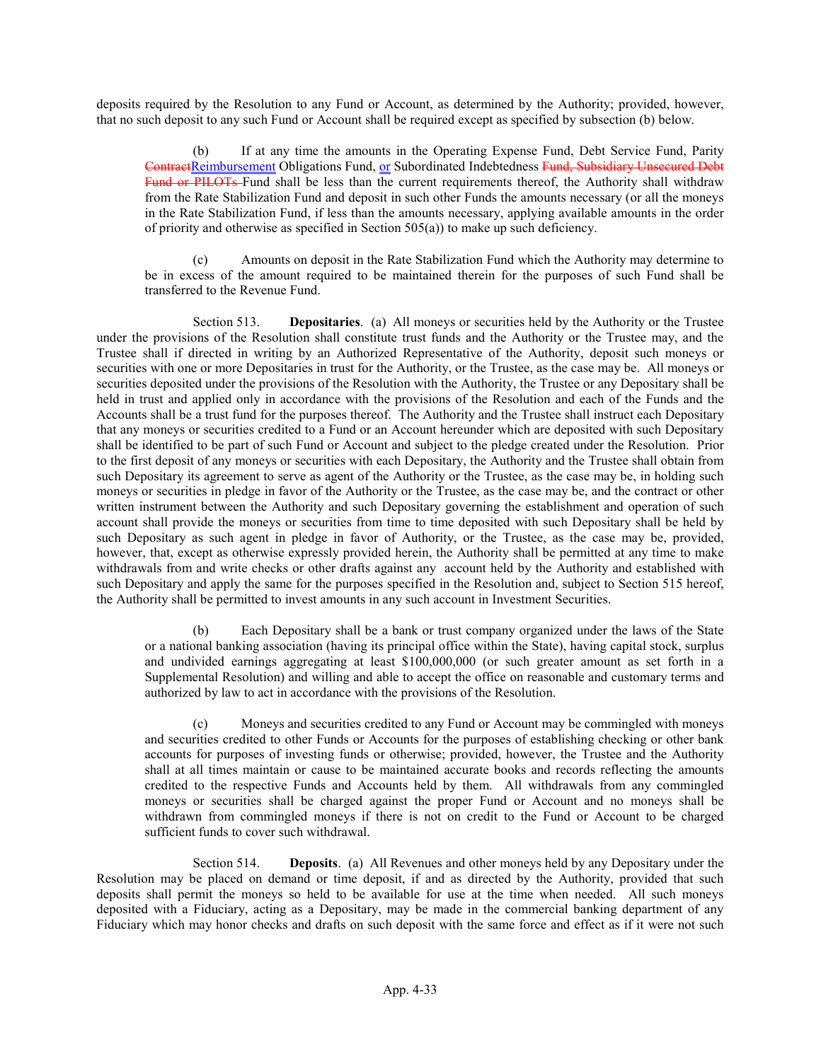deposits required by the Resolution to any Fund or Account, as determined by the Authority; provided, however, that no such deposit to any such Fund or Account shall be required except as specified by subsection (b) below.

(b) If at any time the amounts in the Operating Expense Fund, Debt Service Fund, Parity ~~Contract~~Reimbursement Obligations Fund, or Subordinated Indebtedness ~~Fund, Subsidiary Unsecured Debt Fund or PILOTs~~ Fund shall be less than the current requirements thereof, the Authority shall withdraw from the Rate Stabilization Fund and deposit in such other Funds the amounts necessary (or all the moneys in the Rate Stabilization Fund, if less than the amounts necessary, applying available amounts in the order of priority and otherwise as specified in Section 505(a)) to make up such deficiency.

(c) Amounts on deposit in the Rate Stabilization Fund which the Authority may determine to be in excess of the amount required to be maintained therein for the purposes of such Fund shall be transferred to the Revenue Fund.

Section 513. **Depositaries**. (a) All moneys or securities held by the Authority or the Trustee under the provisions of the Resolution shall constitute trust funds and the Authority or the Trustee may, and the Trustee shall if directed in writing by an Authorized Representative of the Authority, deposit such moneys or securities with one or more Depositaries in trust for the Authority, or the Trustee, as the case may be. All moneys or securities deposited under the provisions of the Resolution with the Authority, the Trustee or any Depositary shall be held in trust and applied only in accordance with the provisions of the Resolution and each of the Funds and the Accounts shall be a trust fund for the purposes thereof. The Authority and the Trustee shall instruct each Depositary that any moneys or securities credited to a Fund or an Account hereunder which are deposited with such Depositary shall be identified to be part of such Fund or Account and subject to the pledge created under the Resolution. Prior to the first deposit of any moneys or securities with each Depositary, the Authority and the Trustee shall obtain from such Depositary its agreement to serve as agent of the Authority or the Trustee, as the case may be, in holding such moneys or securities in pledge in favor of the Authority or the Trustee, as the case may be, and the contract or other written instrument between the Authority and such Depositary governing the establishment and operation of such account shall provide the moneys or securities from time to time deposited with such Depositary shall be held by such Depositary as such agent in pledge in favor of Authority, or the Trustee, as the case may be, provided, however, that, except as otherwise expressly provided herein, the Authority shall be permitted at any time to make withdrawals from and write checks or other drafts against any account held by the Authority and established with such Depositary and apply the same for the purposes specified in the Resolution and, subject to Section 515 hereof, the Authority shall be permitted to invest amounts in any such account in Investment Securities.

(b) Each Depositary shall be a bank or trust company organized under the laws of the State or a national banking association (having its principal office within the State), having capital stock, surplus and undivided earnings aggregating at least $100,000,000 (or such greater amount as set forth in a Supplemental Resolution) and willing and able to accept the office on reasonable and customary terms and authorized by law to act in accordance with the provisions of the Resolution.

(c) Moneys and securities credited to any Fund or Account may be commingled with moneys and securities credited to other Funds or Accounts for the purposes of establishing checking or other bank accounts for purposes of investing funds or otherwise; provided, however, the Trustee and the Authority shall at all times maintain or cause to be maintained accurate books and records reflecting the amounts credited to the respective Funds and Accounts held by them. All withdrawals from any commingled moneys or securities shall be charged against the proper Fund or Account and no moneys shall be withdrawn from commingled moneys if there is not on credit to the Fund or Account to be charged sufficient funds to cover such withdrawal.

Section 514. **Deposits**. (a) All Revenues and other moneys held by any Depositary under the Resolution may be placed on demand or time deposit, if and as directed by the Authority, provided that such deposits shall permit the moneys so held to be available for use at the time when needed. All such moneys deposited with a Fiduciary, acting as a Depositary, may be made in the commercial banking department of any Fiduciary which may honor checks and drafts on such deposit with the same force and effect as if it were not such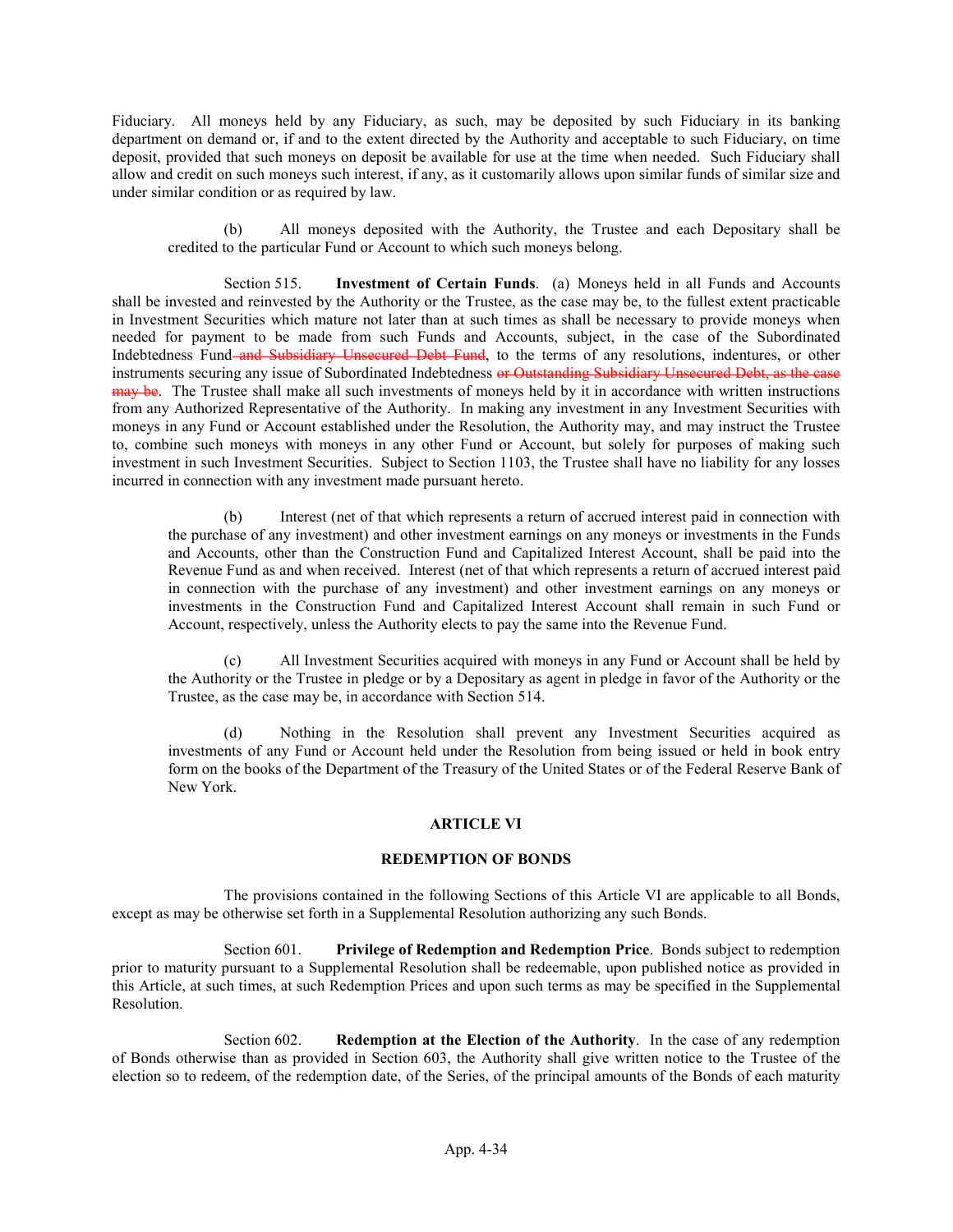Fiduciary. All moneys held by any Fiduciary, as such, may be deposited by such Fiduciary in its banking department on demand or, if and to the extent directed by the Authority and acceptable to such Fiduciary, on time deposit, provided that such moneys on deposit be available for use at the time when needed. Such Fiduciary shall allow and credit on such moneys such interest, if any, as it customarily allows upon similar funds of similar size and under similar condition or as required by law.

(b) All moneys deposited with the Authority, the Trustee and each Depositary shall be credited to the particular Fund or Account to which such moneys belong.

Section 515. **Investment of Certain Funds**. (a) Moneys held in all Funds and Accounts shall be invested and reinvested by the Authority or the Trustee, as the case may be, to the fullest extent practicable in Investment Securities which mature not later than at such times as shall be necessary to provide moneys when needed for payment to be made from such Funds and Accounts, subject, in the case of the Subordinated Indebtedness Fund~~ and Subsidiary Unsecured Debt Fund~~, to the terms of any resolutions, indentures, or other instruments securing any issue of Subordinated Indebtedness ~~or Outstanding Subsidiary Unsecured Debt, as the case may be~~. The Trustee shall make all such investments of moneys held by it in accordance with written instructions from any Authorized Representative of the Authority. In making any investment in any Investment Securities with moneys in any Fund or Account established under the Resolution, the Authority may, and may instruct the Trustee to, combine such moneys with moneys in any other Fund or Account, but solely for purposes of making such investment in such Investment Securities. Subject to Section 1103, the Trustee shall have no liability for any losses incurred in connection with any investment made pursuant hereto.

(b) Interest (net of that which represents a return of accrued interest paid in connection with the purchase of any investment) and other investment earnings on any moneys or investments in the Funds and Accounts, other than the Construction Fund and Capitalized Interest Account, shall be paid into the Revenue Fund as and when received. Interest (net of that which represents a return of accrued interest paid in connection with the purchase of any investment) and other investment earnings on any moneys or investments in the Construction Fund and Capitalized Interest Account shall remain in such Fund or Account, respectively, unless the Authority elects to pay the same into the Revenue Fund.

(c) All Investment Securities acquired with moneys in any Fund or Account shall be held by the Authority or the Trustee in pledge or by a Depositary as agent in pledge in favor of the Authority or the Trustee, as the case may be, in accordance with Section 514.

(d) Nothing in the Resolution shall prevent any Investment Securities acquired as investments of any Fund or Account held under the Resolution from being issued or held in book entry form on the books of the Department of the Treasury of the United States or of the Federal Reserve Bank of New York.

## ARTICLE VI

## REDEMPTION OF BONDS

The provisions contained in the following Sections of this Article VI are applicable to all Bonds, except as may be otherwise set forth in a Supplemental Resolution authorizing any such Bonds.

Section 601. **Privilege of Redemption and Redemption Price**. Bonds subject to redemption prior to maturity pursuant to a Supplemental Resolution shall be redeemable, upon published notice as provided in this Article, at such times, at such Redemption Prices and upon such terms as may be specified in the Supplemental Resolution.

Section 602. **Redemption at the Election of the Authority**. In the case of any redemption of Bonds otherwise than as provided in Section 603, the Authority shall give written notice to the Trustee of the election so to redeem, of the redemption date, of the Series, of the principal amounts of the Bonds of each maturity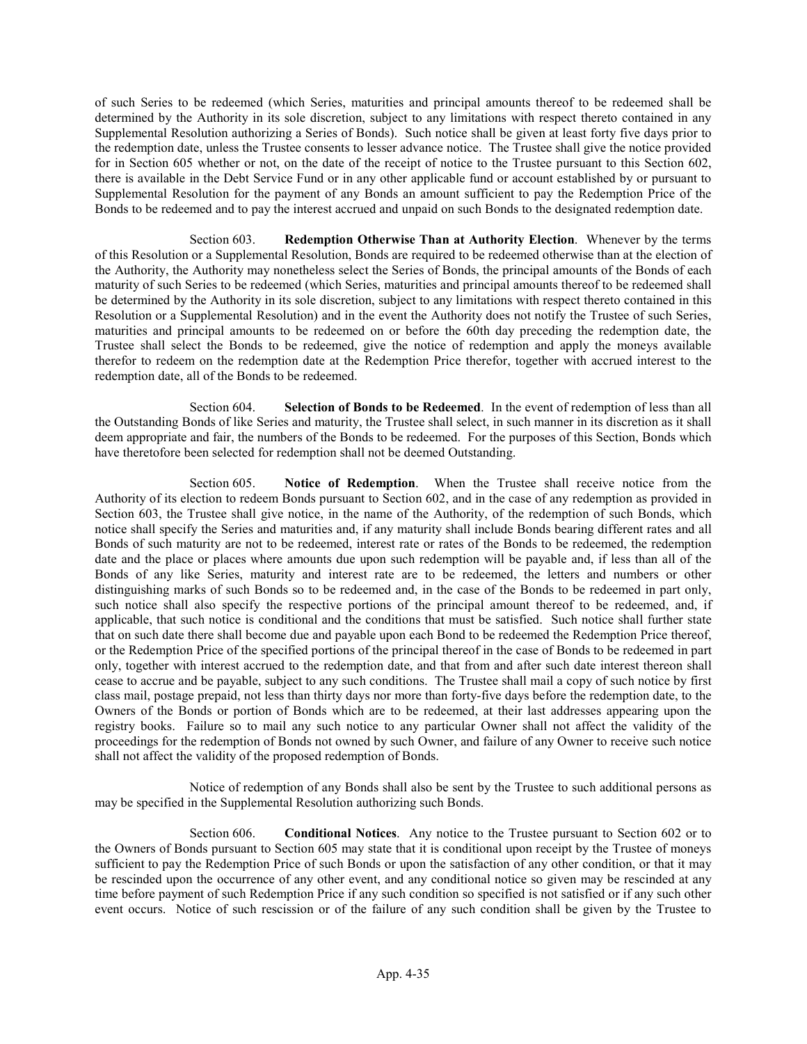of such Series to be redeemed (which Series, maturities and principal amounts thereof to be redeemed shall be determined by the Authority in its sole discretion, subject to any limitations with respect thereto contained in any Supplemental Resolution authorizing a Series of Bonds). Such notice shall be given at least forty five days prior to the redemption date, unless the Trustee consents to lesser advance notice. The Trustee shall give the notice provided for in Section 605 whether or not, on the date of the receipt of notice to the Trustee pursuant to this Section 602, there is available in the Debt Service Fund or in any other applicable fund or account established by or pursuant to Supplemental Resolution for the payment of any Bonds an amount sufficient to pay the Redemption Price of the Bonds to be redeemed and to pay the interest accrued and unpaid on such Bonds to the designated redemption date.

Section 603. **Redemption Otherwise Than at Authority Election**. Whenever by the terms of this Resolution or a Supplemental Resolution, Bonds are required to be redeemed otherwise than at the election of the Authority, the Authority may nonetheless select the Series of Bonds, the principal amounts of the Bonds of each maturity of such Series to be redeemed (which Series, maturities and principal amounts thereof to be redeemed shall be determined by the Authority in its sole discretion, subject to any limitations with respect thereto contained in this Resolution or a Supplemental Resolution) and in the event the Authority does not notify the Trustee of such Series, maturities and principal amounts to be redeemed on or before the 60th day preceding the redemption date, the Trustee shall select the Bonds to be redeemed, give the notice of redemption and apply the moneys available therefor to redeem on the redemption date at the Redemption Price therefor, together with accrued interest to the redemption date, all of the Bonds to be redeemed.

Section 604. **Selection of Bonds to be Redeemed**. In the event of redemption of less than all the Outstanding Bonds of like Series and maturity, the Trustee shall select, in such manner in its discretion as it shall deem appropriate and fair, the numbers of the Bonds to be redeemed. For the purposes of this Section, Bonds which have theretofore been selected for redemption shall not be deemed Outstanding.

Section 605. **Notice of Redemption**. When the Trustee shall receive notice from the Authority of its election to redeem Bonds pursuant to Section 602, and in the case of any redemption as provided in Section 603, the Trustee shall give notice, in the name of the Authority, of the redemption of such Bonds, which notice shall specify the Series and maturities and, if any maturity shall include Bonds bearing different rates and all Bonds of such maturity are not to be redeemed, interest rate or rates of the Bonds to be redeemed, the redemption date and the place or places where amounts due upon such redemption will be payable and, if less than all of the Bonds of any like Series, maturity and interest rate are to be redeemed, the letters and numbers or other distinguishing marks of such Bonds so to be redeemed and, in the case of the Bonds to be redeemed in part only, such notice shall also specify the respective portions of the principal amount thereof to be redeemed, and, if applicable, that such notice is conditional and the conditions that must be satisfied. Such notice shall further state that on such date there shall become due and payable upon each Bond to be redeemed the Redemption Price thereof, or the Redemption Price of the specified portions of the principal thereof in the case of Bonds to be redeemed in part only, together with interest accrued to the redemption date, and that from and after such date interest thereon shall cease to accrue and be payable, subject to any such conditions. The Trustee shall mail a copy of such notice by first class mail, postage prepaid, not less than thirty days nor more than forty-five days before the redemption date, to the Owners of the Bonds or portion of Bonds which are to be redeemed, at their last addresses appearing upon the registry books. Failure so to mail any such notice to any particular Owner shall not affect the validity of the proceedings for the redemption of Bonds not owned by such Owner, and failure of any Owner to receive such notice shall not affect the validity of the proposed redemption of Bonds.

Notice of redemption of any Bonds shall also be sent by the Trustee to such additional persons as may be specified in the Supplemental Resolution authorizing such Bonds.

Section 606. **Conditional Notices**. Any notice to the Trustee pursuant to Section 602 or to the Owners of Bonds pursuant to Section 605 may state that it is conditional upon receipt by the Trustee of moneys sufficient to pay the Redemption Price of such Bonds or upon the satisfaction of any other condition, or that it may be rescinded upon the occurrence of any other event, and any conditional notice so given may be rescinded at any time before payment of such Redemption Price if any such condition so specified is not satisfied or if any such other event occurs. Notice of such rescission or of the failure of any such condition shall be given by the Trustee to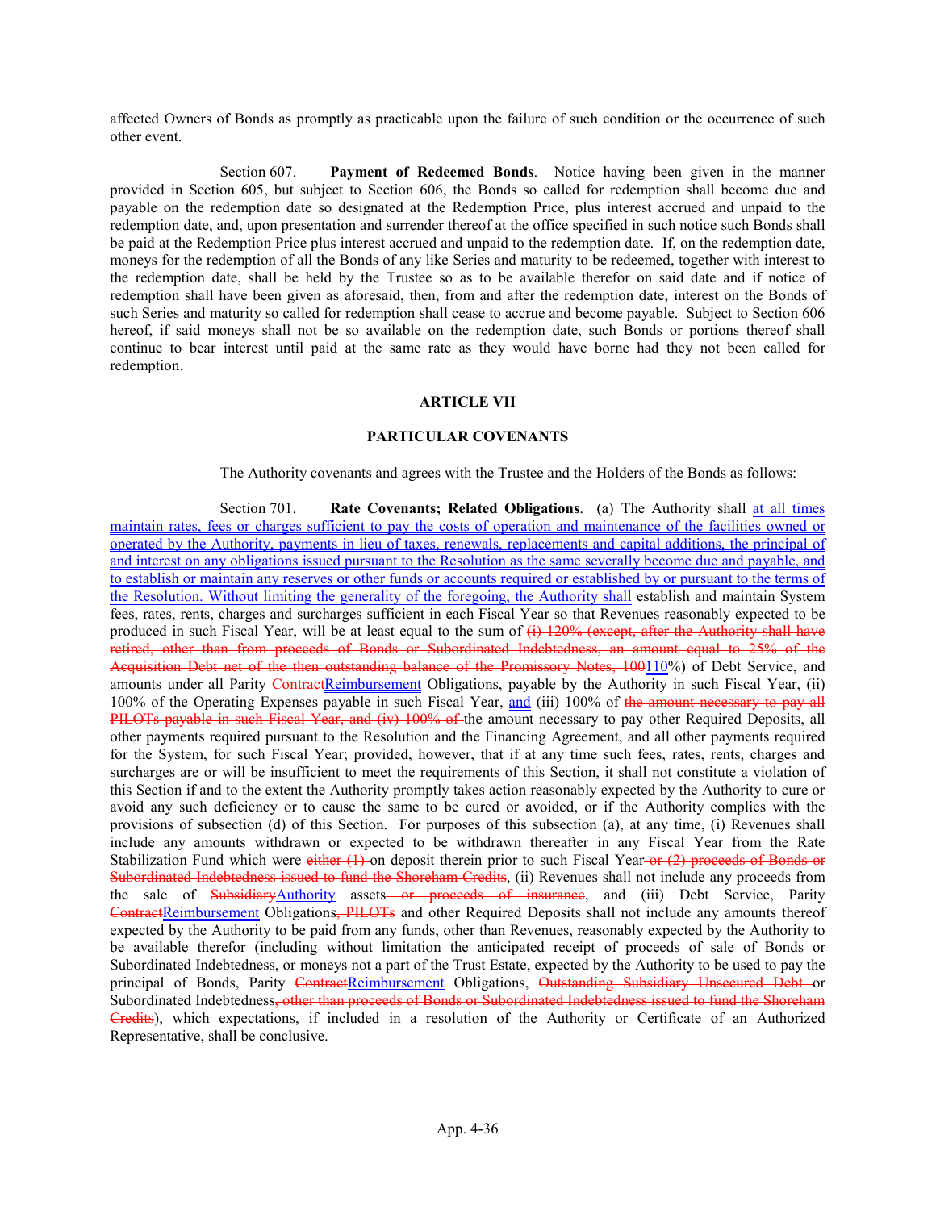affected Owners of Bonds as promptly as practicable upon the failure of such condition or the occurrence of such other event.

Section 607. **Payment of Redeemed Bonds**. Notice having been given in the manner provided in Section 605, but subject to Section 606, the Bonds so called for redemption shall become due and payable on the redemption date so designated at the Redemption Price, plus interest accrued and unpaid to the redemption date, and, upon presentation and surrender thereof at the office specified in such notice such Bonds shall be paid at the Redemption Price plus interest accrued and unpaid to the redemption date. If, on the redemption date, moneys for the redemption of all the Bonds of any like Series and maturity to be redeemed, together with interest to the redemption date, shall be held by the Trustee so as to be available therefor on said date and if notice of redemption shall have been given as aforesaid, then, from and after the redemption date, interest on the Bonds of such Series and maturity so called for redemption shall cease to accrue and become payable. Subject to Section 606 hereof, if said moneys shall not be so available on the redemption date, such Bonds or portions thereof shall continue to bear interest until paid at the same rate as they would have borne had they not been called for redemption.

## ARTICLE VII

## PARTICULAR COVENANTS

The Authority covenants and agrees with the Trustee and the Holders of the Bonds as follows:

Section 701. **Rate Covenants; Related Obligations**. (a) The Authority shall <u>at all times maintain rates, fees or charges sufficient to pay the costs of operation and maintenance of the facilities owned or operated by the Authority, payments in lieu of taxes, renewals, replacements and capital additions, the principal of and interest on any obligations issued pursuant to the Resolution as the same severally become due and payable, and to establish or maintain any reserves or other funds or accounts required or established by or pursuant to the terms of the Resolution. Without limiting the generality of the foregoing, the Authority shall</u> establish and maintain System fees, rates, rents, charges and surcharges sufficient in each Fiscal Year so that Revenues reasonably expected to be produced in such Fiscal Year, will be at least equal to the sum of ~~(i) 120% (except, after the Authority shall have retired, other than from proceeds of Bonds or Subordinated Indebtedness, an amount equal to 25% of the Acquisition Debt net of the then outstanding balance of the Promissory Notes, 100~~<u>110</u>%) of Debt Service, and amounts under all Parity ~~Contract~~<u>Reimbursement</u> Obligations, payable by the Authority in such Fiscal Year, (ii) 100% of the Operating Expenses payable in such Fiscal Year, <u>and</u> (iii) 100% of ~~the amount necessary to pay all PILOTs payable in such Fiscal Year, and (iv) 100% of~~ the amount necessary to pay other Required Deposits, all other payments required pursuant to the Resolution and the Financing Agreement, and all other payments required for the System, for such Fiscal Year; provided, however, that if at any time such fees, rates, rents, charges and surcharges are or will be insufficient to meet the requirements of this Section, it shall not constitute a violation of this Section if and to the extent the Authority promptly takes action reasonably expected by the Authority to cure or avoid any such deficiency or to cause the same to be cured or avoided, or if the Authority complies with the provisions of subsection (d) of this Section. For purposes of this subsection (a), at any time, (i) Revenues shall include any amounts withdrawn or expected to be withdrawn thereafter in any Fiscal Year from the Rate Stabilization Fund which were ~~either (1)~~ on deposit therein prior to such Fiscal Year ~~or (2) proceeds of Bonds or Subordinated Indebtedness issued to fund the Shoreham Credits~~, (ii) Revenues shall not include any proceeds from the sale of ~~Subsidiary~~<u>Authority</u> assets ~~or proceeds of insurance~~, and (iii) Debt Service, Parity ~~Contract~~<u>Reimbursement</u> Obligations~~, PILOTs~~ and other Required Deposits shall not include any amounts thereof expected by the Authority to be paid from any funds, other than Revenues, reasonably expected by the Authority to be available therefor (including without limitation the anticipated receipt of proceeds of sale of Bonds or Subordinated Indebtedness, or moneys not a part of the Trust Estate, expected by the Authority to be used to pay the principal of Bonds, Parity ~~Contract~~<u>Reimbursement</u> Obligations, ~~Outstanding Subsidiary Unsecured Debt~~ or Subordinated Indebtedness~~, other than proceeds of Bonds or Subordinated Indebtedness issued to fund the Shoreham Credits~~), which expectations, if included in a resolution of the Authority or Certificate of an Authorized Representative, shall be conclusive.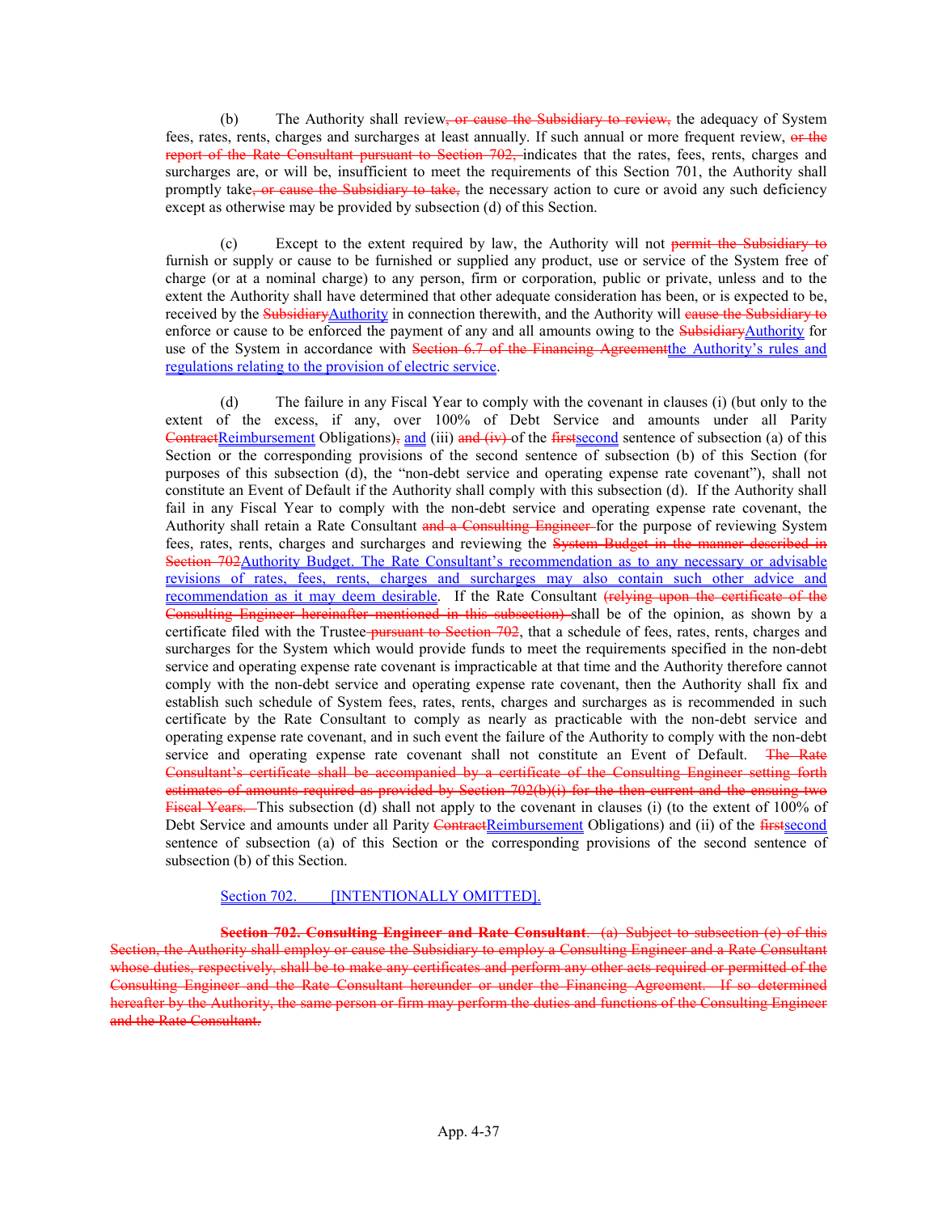(b) The Authority shall review~~, or cause the Subsidiary to review,~~ the adequacy of System fees, rates, rents, charges and surcharges at least annually. If such annual or more frequent review, ~~or the report of the Rate Consultant pursuant to Section 702,~~ indicates that the rates, fees, rents, charges and surcharges are, or will be, insufficient to meet the requirements of this Section 701, the Authority shall promptly take~~, or cause the Subsidiary to take,~~ the necessary action to cure or avoid any such deficiency except as otherwise may be provided by subsection (d) of this Section.

(c) Except to the extent required by law, the Authority will not ~~permit the Subsidiary to~~ furnish or supply or cause to be furnished or supplied any product, use or service of the System free of charge (or at a nominal charge) to any person, firm or corporation, public or private, unless and to the extent the Authority shall have determined that other adequate consideration has been, or is expected to be, received by the ~~Subsidiary~~Authority in connection therewith, and the Authority will ~~cause the Subsidiary to~~ enforce or cause to be enforced the payment of any and all amounts owing to the ~~Subsidiary~~Authority for use of the System in accordance with ~~Section 6.7 of the Financing Agreement~~the Authority's rules and regulations relating to the provision of electric service.

(d) The failure in any Fiscal Year to comply with the covenant in clauses (i) (but only to the extent of the excess, if any, over 100% of Debt Service and amounts under all Parity ~~Contract~~Reimbursement Obligations)~~,~~ and (iii) ~~and (iv)~~ of the ~~first~~second sentence of subsection (a) of this Section or the corresponding provisions of the second sentence of subsection (b) of this Section (for purposes of this subsection (d), the "non-debt service and operating expense rate covenant"), shall not constitute an Event of Default if the Authority shall comply with this subsection (d). If the Authority shall fail in any Fiscal Year to comply with the non-debt service and operating expense rate covenant, the Authority shall retain a Rate Consultant ~~and a Consulting Engineer~~ for the purpose of reviewing System fees, rates, rents, charges and surcharges and reviewing the ~~System Budget in the manner described in Section 702~~Authority Budget. The Rate Consultant's recommendation as to any necessary or advisable revisions of rates, fees, rents, charges and surcharges may also contain such other advice and recommendation as it may deem desirable. If the Rate Consultant ~~(relying upon the certificate of the Consulting Engineer hereinafter mentioned in this subsection)~~ shall be of the opinion, as shown by a certificate filed with the Trustee ~~pursuant to Section 702~~, that a schedule of fees, rates, rents, charges and surcharges for the System which would provide funds to meet the requirements specified in the non-debt service and operating expense rate covenant is impracticable at that time and the Authority therefore cannot comply with the non-debt service and operating expense rate covenant, then the Authority shall fix and establish such schedule of System fees, rates, rents, charges and surcharges as is recommended in such certificate by the Rate Consultant to comply as nearly as practicable with the non-debt service and operating expense rate covenant, and in such event the failure of the Authority to comply with the non-debt service and operating expense rate covenant shall not constitute an Event of Default. ~~The Rate Consultant's certificate shall be accompanied by a certificate of the Consulting Engineer setting forth estimates of amounts required as provided by Section 702(b)(i) for the then current and the ensuing two Fiscal Years.~~ This subsection (d) shall not apply to the covenant in clauses (i) (to the extent of 100% of Debt Service and amounts under all Parity ~~Contract~~Reimbursement Obligations) and (ii) of the ~~first~~second sentence of subsection (a) of this Section or the corresponding provisions of the second sentence of subsection (b) of this Section.

Section 702. [INTENTIONALLY OMITTED].

~~**Section 702. Consulting Engineer and Rate Consultant**. (a) Subject to subsection (e) of this Section, the Authority shall employ or cause the Subsidiary to employ a Consulting Engineer and a Rate Consultant whose duties, respectively, shall be to make any certificates and perform any other acts required or permitted of the Consulting Engineer and the Rate Consultant hereunder or under the Financing Agreement. If so determined hereafter by the Authority, the same person or firm may perform the duties and functions of the Consulting Engineer and the Rate Consultant.~~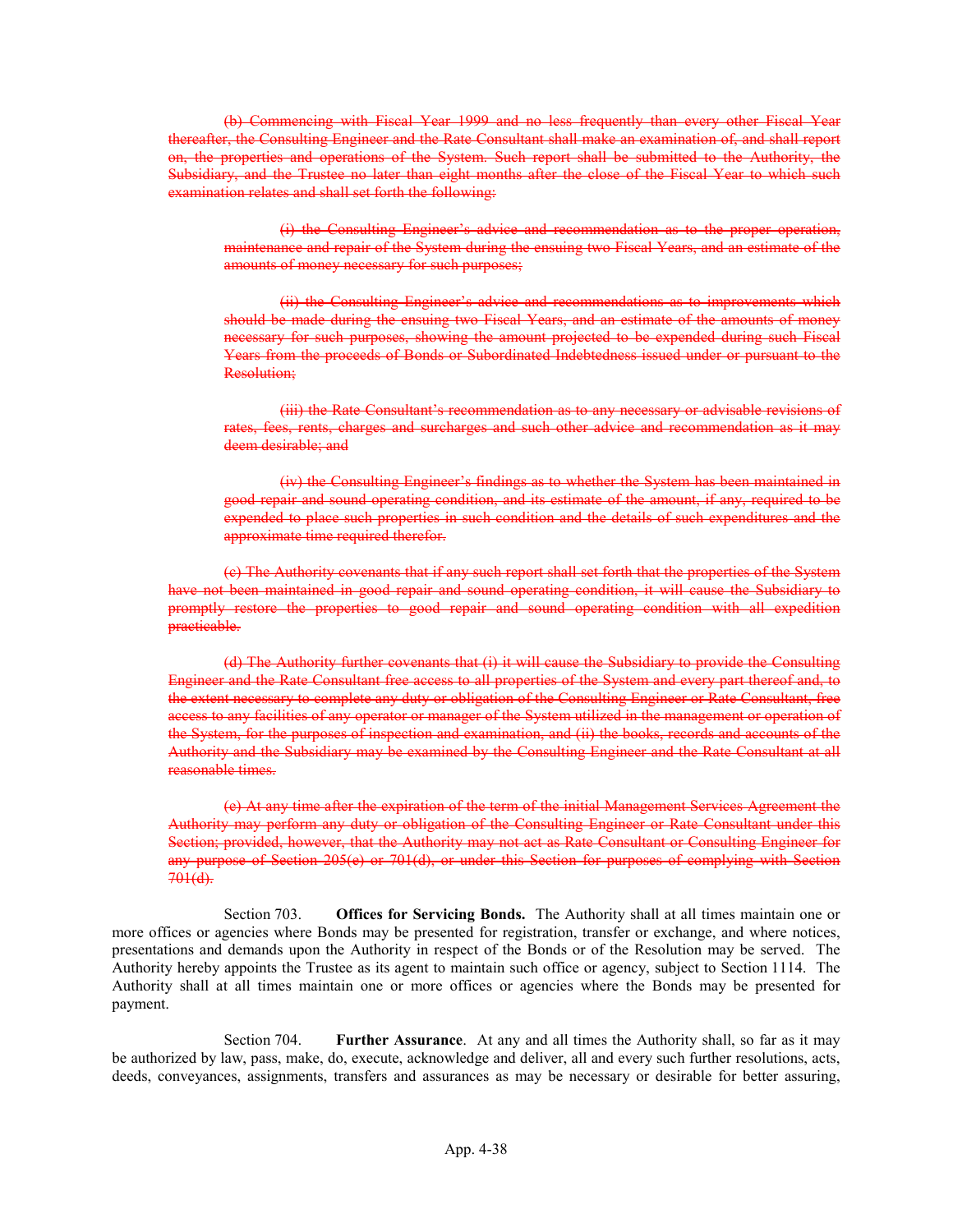~~(b) Commencing with Fiscal Year 1999 and no less frequently than every other Fiscal Year thereafter, the Consulting Engineer and the Rate Consultant shall make an examination of, and shall report on, the properties and operations of the System. Such report shall be submitted to the Authority, the Subsidiary, and the Trustee no later than eight months after the close of the Fiscal Year to which such examination relates and shall set forth the following:~~

~~(i) the Consulting Engineer's advice and recommendation as to the proper operation, maintenance and repair of the System during the ensuing two Fiscal Years, and an estimate of the amounts of money necessary for such purposes;~~

~~(ii) the Consulting Engineer's advice and recommendations as to improvements which should be made during the ensuing two Fiscal Years, and an estimate of the amounts of money necessary for such purposes, showing the amount projected to be expended during such Fiscal Years from the proceeds of Bonds or Subordinated Indebtedness issued under or pursuant to the Resolution;~~

~~(iii) the Rate Consultant's recommendation as to any necessary or advisable revisions of rates, fees, rents, charges and surcharges and such other advice and recommendation as it may deem desirable; and~~

~~(iv) the Consulting Engineer's findings as to whether the System has been maintained in good repair and sound operating condition, and its estimate of the amount, if any, required to be expended to place such properties in such condition and the details of such expenditures and the approximate time required therefor.~~

~~(c) The Authority covenants that if any such report shall set forth that the properties of the System have not been maintained in good repair and sound operating condition, it will cause the Subsidiary to promptly restore the properties to good repair and sound operating condition with all expedition practicable.~~

~~(d) The Authority further covenants that (i) it will cause the Subsidiary to provide the Consulting Engineer and the Rate Consultant free access to all properties of the System and every part thereof and, to the extent necessary to complete any duty or obligation of the Consulting Engineer or Rate Consultant, free access to any facilities of any operator or manager of the System utilized in the management or operation of the System, for the purposes of inspection and examination, and (ii) the books, records and accounts of the Authority and the Subsidiary may be examined by the Consulting Engineer and the Rate Consultant at all reasonable times.~~

~~(e) At any time after the expiration of the term of the initial Management Services Agreement the Authority may perform any duty or obligation of the Consulting Engineer or Rate Consultant under this Section; provided, however, that the Authority may not act as Rate Consultant or Consulting Engineer for any purpose of Section 205(e) or 701(d), or under this Section for purposes of complying with Section 701(d).~~

Section 703. **Offices for Servicing Bonds.** The Authority shall at all times maintain one or more offices or agencies where Bonds may be presented for registration, transfer or exchange, and where notices, presentations and demands upon the Authority in respect of the Bonds or of the Resolution may be served. The Authority hereby appoints the Trustee as its agent to maintain such office or agency, subject to Section 1114. The Authority shall at all times maintain one or more offices or agencies where the Bonds may be presented for payment.

Section 704. **Further Assurance**. At any and all times the Authority shall, so far as it may be authorized by law, pass, make, do, execute, acknowledge and deliver, all and every such further resolutions, acts, deeds, conveyances, assignments, transfers and assurances as may be necessary or desirable for better assuring,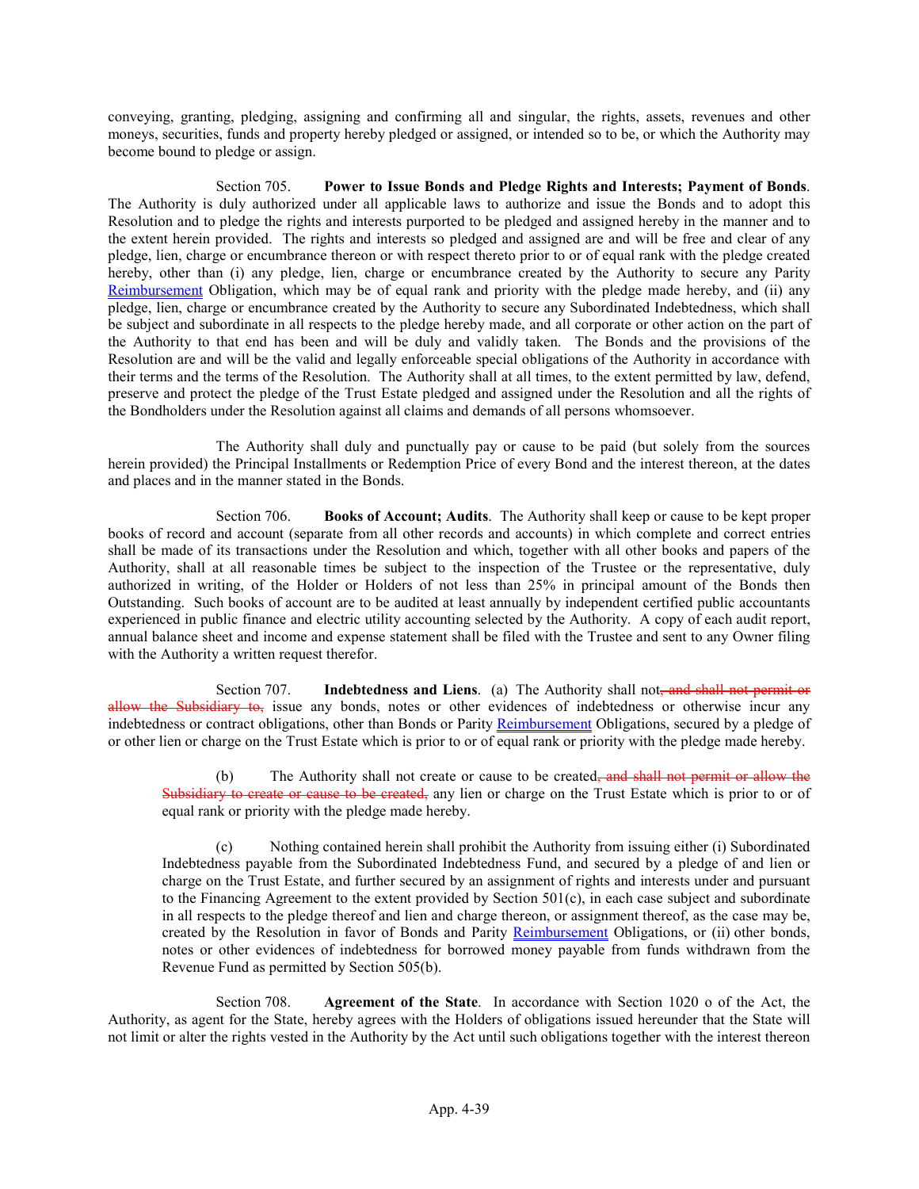conveying, granting, pledging, assigning and confirming all and singular, the rights, assets, revenues and other moneys, securities, funds and property hereby pledged or assigned, or intended so to be, or which the Authority may become bound to pledge or assign.

Section 705. **Power to Issue Bonds and Pledge Rights and Interests; Payment of Bonds**. The Authority is duly authorized under all applicable laws to authorize and issue the Bonds and to adopt this Resolution and to pledge the rights and interests purported to be pledged and assigned hereby in the manner and to the extent herein provided. The rights and interests so pledged and assigned are and will be free and clear of any pledge, lien, charge or encumbrance thereon or with respect thereto prior to or of equal rank with the pledge created hereby, other than (i) any pledge, lien, charge or encumbrance created by the Authority to secure any Parity Reimbursement Obligation, which may be of equal rank and priority with the pledge made hereby, and (ii) any pledge, lien, charge or encumbrance created by the Authority to secure any Subordinated Indebtedness, which shall be subject and subordinate in all respects to the pledge hereby made, and all corporate or other action on the part of the Authority to that end has been and will be duly and validly taken. The Bonds and the provisions of the Resolution are and will be the valid and legally enforceable special obligations of the Authority in accordance with their terms and the terms of the Resolution. The Authority shall at all times, to the extent permitted by law, defend, preserve and protect the pledge of the Trust Estate pledged and assigned under the Resolution and all the rights of the Bondholders under the Resolution against all claims and demands of all persons whomsoever.

The Authority shall duly and punctually pay or cause to be paid (but solely from the sources herein provided) the Principal Installments or Redemption Price of every Bond and the interest thereon, at the dates and places and in the manner stated in the Bonds.

Section 706. **Books of Account; Audits**. The Authority shall keep or cause to be kept proper books of record and account (separate from all other records and accounts) in which complete and correct entries shall be made of its transactions under the Resolution and which, together with all other books and papers of the Authority, shall at all reasonable times be subject to the inspection of the Trustee or the representative, duly authorized in writing, of the Holder or Holders of not less than 25% in principal amount of the Bonds then Outstanding. Such books of account are to be audited at least annually by independent certified public accountants experienced in public finance and electric utility accounting selected by the Authority. A copy of each audit report, annual balance sheet and income and expense statement shall be filed with the Trustee and sent to any Owner filing with the Authority a written request therefor.

Section 707. **Indebtedness and Liens**. (a) The Authority shall not~~, and shall not permit or allow the Subsidiary to,~~ issue any bonds, notes or other evidences of indebtedness or otherwise incur any indebtedness or contract obligations, other than Bonds or Parity Reimbursement Obligations, secured by a pledge of or other lien or charge on the Trust Estate which is prior to or of equal rank or priority with the pledge made hereby.

(b) The Authority shall not create or cause to be created~~, and shall not permit or allow the Subsidiary to create or cause to be created,~~ any lien or charge on the Trust Estate which is prior to or of equal rank or priority with the pledge made hereby.

(c) Nothing contained herein shall prohibit the Authority from issuing either (i) Subordinated Indebtedness payable from the Subordinated Indebtedness Fund, and secured by a pledge of and lien or charge on the Trust Estate, and further secured by an assignment of rights and interests under and pursuant to the Financing Agreement to the extent provided by Section 501(c), in each case subject and subordinate in all respects to the pledge thereof and lien and charge thereon, or assignment thereof, as the case may be, created by the Resolution in favor of Bonds and Parity Reimbursement Obligations, or (ii) other bonds, notes or other evidences of indebtedness for borrowed money payable from funds withdrawn from the Revenue Fund as permitted by Section 505(b).

Section 708. **Agreement of the State**. In accordance with Section 1020 o of the Act, the Authority, as agent for the State, hereby agrees with the Holders of obligations issued hereunder that the State will not limit or alter the rights vested in the Authority by the Act until such obligations together with the interest thereon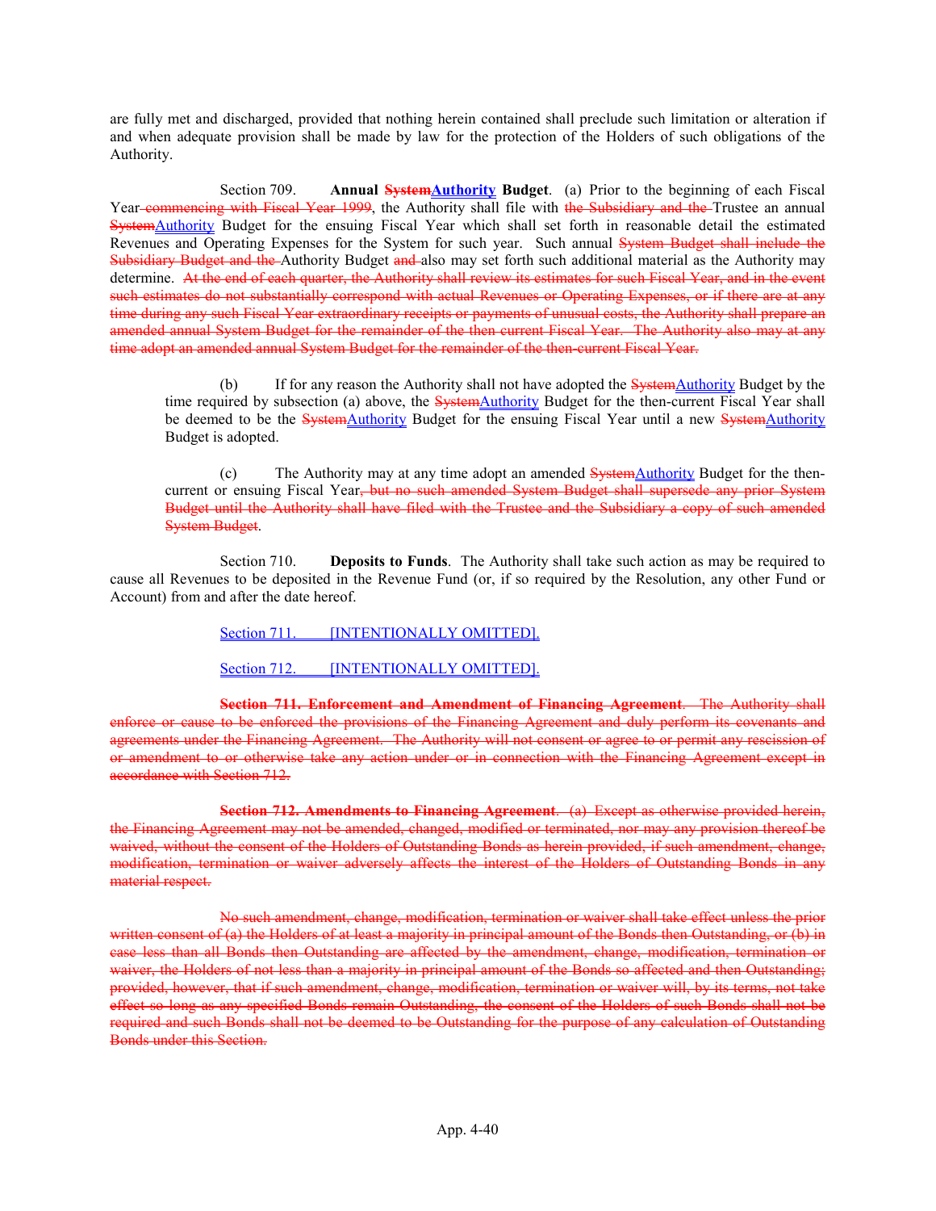are fully met and discharged, provided that nothing herein contained shall preclude such limitation or alteration if and when adequate provision shall be made by law for the protection of the Holders of such obligations of the Authority.

Section 709. **Annual ~~System~~Authority Budget**. (a) Prior to the beginning of each Fiscal Year~~ commencing with Fiscal Year 1999~~, the Authority shall file with ~~the Subsidiary and the~~ Trustee an annual ~~System~~Authority Budget for the ensuing Fiscal Year which shall set forth in reasonable detail the estimated Revenues and Operating Expenses for the System for such year. Such annual ~~System Budget shall include the Subsidiary Budget and the~~ Authority Budget ~~and~~ also may set forth such additional material as the Authority may determine. ~~At the end of each quarter, the Authority shall review its estimates for such Fiscal Year, and in the event such estimates do not substantially correspond with actual Revenues or Operating Expenses, or if there are at any time during any such Fiscal Year extraordinary receipts or payments of unusual costs, the Authority shall prepare an amended annual System Budget for the remainder of the then current Fiscal Year. The Authority also may at any time adopt an amended annual System Budget for the remainder of the then-current Fiscal Year.~~

(b) If for any reason the Authority shall not have adopted the ~~System~~Authority Budget by the time required by subsection (a) above, the ~~System~~Authority Budget for the then-current Fiscal Year shall be deemed to be the ~~System~~Authority Budget for the ensuing Fiscal Year until a new ~~System~~Authority Budget is adopted.

(c) The Authority may at any time adopt an amended ~~System~~Authority Budget for the then-current or ensuing Fiscal Year~~, but no such amended System Budget shall supersede any prior System Budget until the Authority shall have filed with the Trustee and the Subsidiary a copy of such amended System Budget~~.

Section 710. **Deposits to Funds**. The Authority shall take such action as may be required to cause all Revenues to be deposited in the Revenue Fund (or, if so required by the Resolution, any other Fund or Account) from and after the date hereof.

Section 711. [INTENTIONALLY OMITTED].

Section 712. [INTENTIONALLY OMITTED].

~~**Section 711. Enforcement and Amendment of Financing Agreement**. The Authority shall enforce or cause to be enforced the provisions of the Financing Agreement and duly perform its covenants and agreements under the Financing Agreement. The Authority will not consent or agree to or permit any rescission of or amendment to or otherwise take any action under or in connection with the Financing Agreement except in accordance with Section 712.~~

~~**Section 712. Amendments to Financing Agreement**. (a) Except as otherwise provided herein, the Financing Agreement may not be amended, changed, modified or terminated, nor may any provision thereof be waived, without the consent of the Holders of Outstanding Bonds as herein provided, if such amendment, change, modification, termination or waiver adversely affects the interest of the Holders of Outstanding Bonds in any material respect.~~

~~No such amendment, change, modification, termination or waiver shall take effect unless the prior written consent of (a) the Holders of at least a majority in principal amount of the Bonds then Outstanding, or (b) in case less than all Bonds then Outstanding are affected by the amendment, change, modification, termination or waiver, the Holders of not less than a majority in principal amount of the Bonds so affected and then Outstanding; provided, however, that if such amendment, change, modification, termination or waiver will, by its terms, not take effect so long as any specified Bonds remain Outstanding, the consent of the Holders of such Bonds shall not be required and such Bonds shall not be deemed to be Outstanding for the purpose of any calculation of Outstanding Bonds under this Section.~~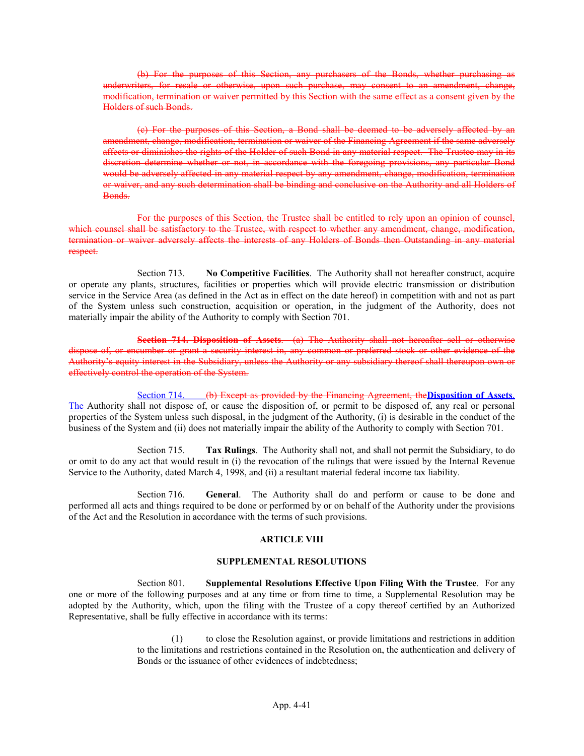~~(b) For the purposes of this Section, any purchasers of the Bonds, whether purchasing as underwriters, for resale or otherwise, upon such purchase, may consent to an amendment, change, modification, termination or waiver permitted by this Section with the same effect as a consent given by the Holders of such Bonds.~~

~~(c) For the purposes of this Section, a Bond shall be deemed to be adversely affected by an amendment, change, modification, termination or waiver of the Financing Agreement if the same adversely affects or diminishes the rights of the Holder of such Bond in any material respect. The Trustee may in its discretion determine whether or not, in accordance with the foregoing provisions, any particular Bond would be adversely affected in any material respect by any amendment, change, modification, termination or waiver, and any such determination shall be binding and conclusive on the Authority and all Holders of Bonds.~~

~~For the purposes of this Section, the Trustee shall be entitled to rely upon an opinion of counsel, which counsel shall be satisfactory to the Trustee, with respect to whether any amendment, change, modification, termination or waiver adversely affects the interests of any Holders of Bonds then Outstanding in any material respect.~~

Section 713. **No Competitive Facilities**. The Authority shall not hereafter construct, acquire or operate any plants, structures, facilities or properties which will provide electric transmission or distribution service in the Service Area (as defined in the Act as in effect on the date hereof) in competition with and not as part of the System unless such construction, acquisition or operation, in the judgment of the Authority, does not materially impair the ability of the Authority to comply with Section 701.

~~**Section 714. Disposition of Assets**. (a) The Authority shall not hereafter sell or otherwise dispose of, or encumber or grant a security interest in, any common or preferred stock or other evidence of the Authority's equity interest in the Subsidiary, unless the Authority or any subsidiary thereof shall thereupon own or effectively control the operation of the System.~~

Section 714. ~~(b) Except as provided by the Financing Agreement, the~~**Disposition of Assets**. The Authority shall not dispose of, or cause the disposition of, or permit to be disposed of, any real or personal properties of the System unless such disposal, in the judgment of the Authority, (i) is desirable in the conduct of the business of the System and (ii) does not materially impair the ability of the Authority to comply with Section 701.

Section 715. **Tax Rulings**. The Authority shall not, and shall not permit the Subsidiary, to do or omit to do any act that would result in (i) the revocation of the rulings that were issued by the Internal Revenue Service to the Authority, dated March 4, 1998, and (ii) a resultant material federal income tax liability.

Section 716. **General**. The Authority shall do and perform or cause to be done and performed all acts and things required to be done or performed by or on behalf of the Authority under the provisions of the Act and the Resolution in accordance with the terms of such provisions.

## ARTICLE VIII

## SUPPLEMENTAL RESOLUTIONS

Section 801. **Supplemental Resolutions Effective Upon Filing With the Trustee**. For any one or more of the following purposes and at any time or from time to time, a Supplemental Resolution may be adopted by the Authority, which, upon the filing with the Trustee of a copy thereof certified by an Authorized Representative, shall be fully effective in accordance with its terms:

(1) to close the Resolution against, or provide limitations and restrictions in addition to the limitations and restrictions contained in the Resolution on, the authentication and delivery of Bonds or the issuance of other evidences of indebtedness;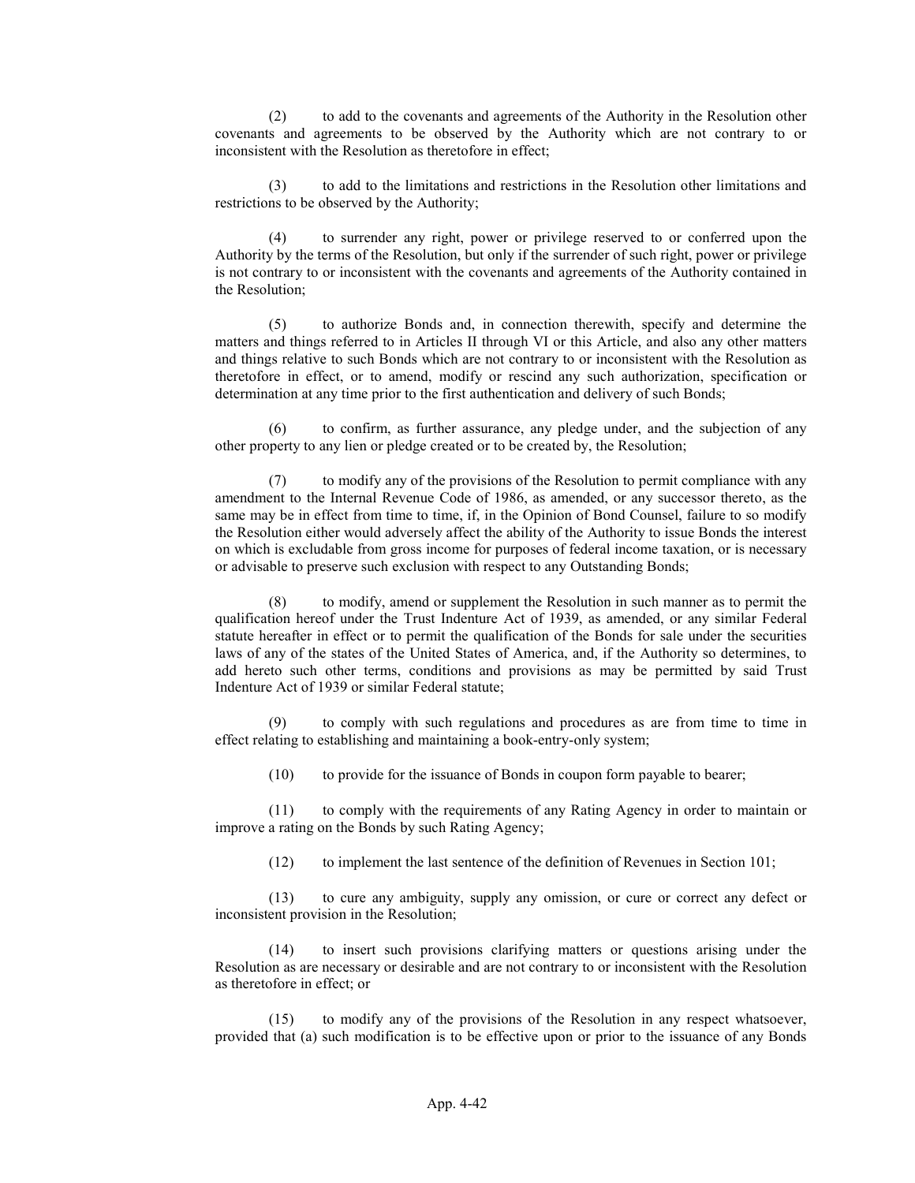(2) to add to the covenants and agreements of the Authority in the Resolution other covenants and agreements to be observed by the Authority which are not contrary to or inconsistent with the Resolution as theretofore in effect;

(3) to add to the limitations and restrictions in the Resolution other limitations and restrictions to be observed by the Authority;

(4) to surrender any right, power or privilege reserved to or conferred upon the Authority by the terms of the Resolution, but only if the surrender of such right, power or privilege is not contrary to or inconsistent with the covenants and agreements of the Authority contained in the Resolution;

(5) to authorize Bonds and, in connection therewith, specify and determine the matters and things referred to in Articles II through VI or this Article, and also any other matters and things relative to such Bonds which are not contrary to or inconsistent with the Resolution as theretofore in effect, or to amend, modify or rescind any such authorization, specification or determination at any time prior to the first authentication and delivery of such Bonds;

(6) to confirm, as further assurance, any pledge under, and the subjection of any other property to any lien or pledge created or to be created by, the Resolution;

(7) to modify any of the provisions of the Resolution to permit compliance with any amendment to the Internal Revenue Code of 1986, as amended, or any successor thereto, as the same may be in effect from time to time, if, in the Opinion of Bond Counsel, failure to so modify the Resolution either would adversely affect the ability of the Authority to issue Bonds the interest on which is excludable from gross income for purposes of federal income taxation, or is necessary or advisable to preserve such exclusion with respect to any Outstanding Bonds;

(8) to modify, amend or supplement the Resolution in such manner as to permit the qualification hereof under the Trust Indenture Act of 1939, as amended, or any similar Federal statute hereafter in effect or to permit the qualification of the Bonds for sale under the securities laws of any of the states of the United States of America, and, if the Authority so determines, to add hereto such other terms, conditions and provisions as may be permitted by said Trust Indenture Act of 1939 or similar Federal statute;

(9) to comply with such regulations and procedures as are from time to time in effect relating to establishing and maintaining a book-entry-only system;

(10) to provide for the issuance of Bonds in coupon form payable to bearer;

(11) to comply with the requirements of any Rating Agency in order to maintain or improve a rating on the Bonds by such Rating Agency;

(12) to implement the last sentence of the definition of Revenues in Section 101;

(13) to cure any ambiguity, supply any omission, or cure or correct any defect or inconsistent provision in the Resolution;

(14) to insert such provisions clarifying matters or questions arising under the Resolution as are necessary or desirable and are not contrary to or inconsistent with the Resolution as theretofore in effect; or

(15) to modify any of the provisions of the Resolution in any respect whatsoever, provided that (a) such modification is to be effective upon or prior to the issuance of any Bonds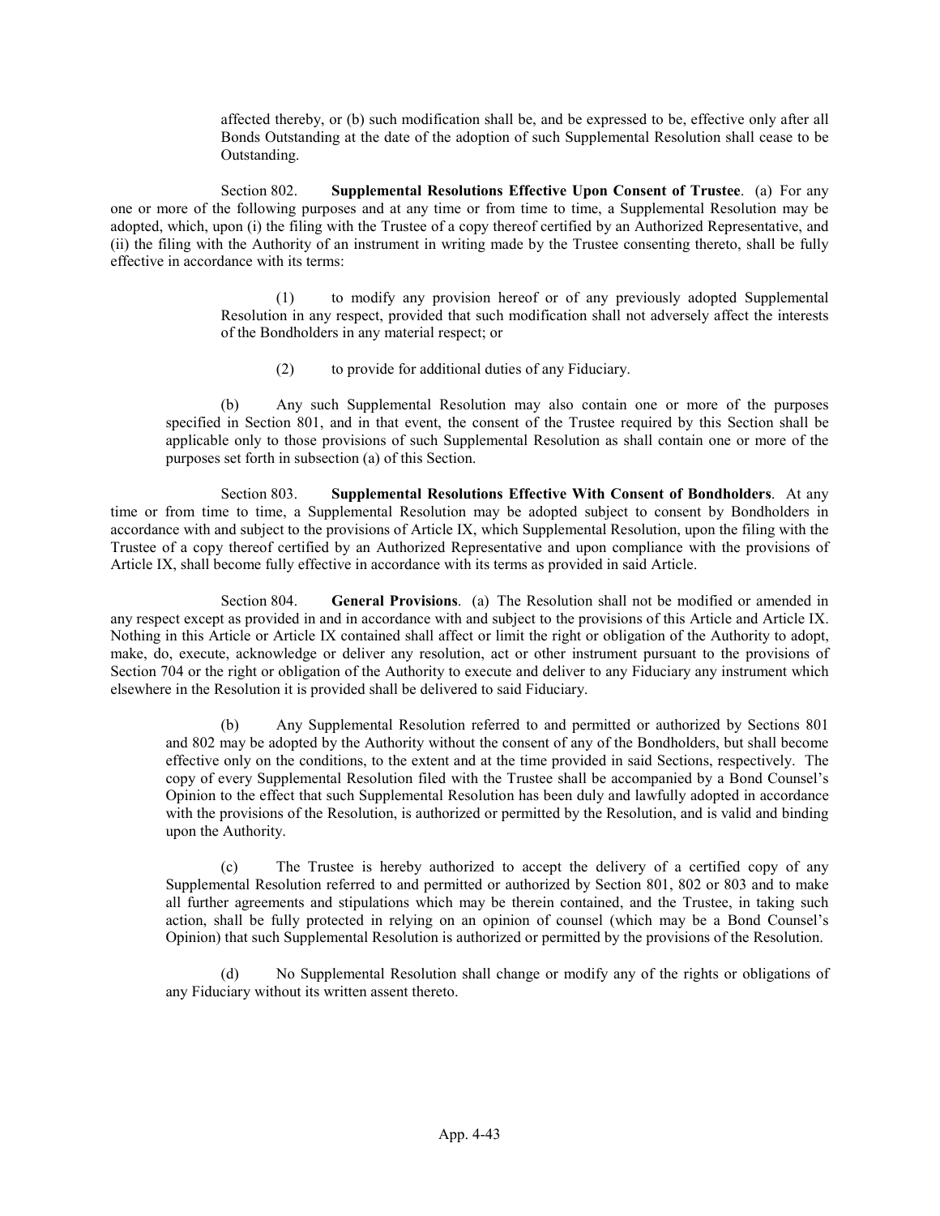affected thereby, or (b) such modification shall be, and be expressed to be, effective only after all Bonds Outstanding at the date of the adoption of such Supplemental Resolution shall cease to be Outstanding.

Section 802. **Supplemental Resolutions Effective Upon Consent of Trustee**. (a) For any one or more of the following purposes and at any time or from time to time, a Supplemental Resolution may be adopted, which, upon (i) the filing with the Trustee of a copy thereof certified by an Authorized Representative, and (ii) the filing with the Authority of an instrument in writing made by the Trustee consenting thereto, shall be fully effective in accordance with its terms:

(1) to modify any provision hereof or of any previously adopted Supplemental Resolution in any respect, provided that such modification shall not adversely affect the interests of the Bondholders in any material respect; or

(2) to provide for additional duties of any Fiduciary.

(b) Any such Supplemental Resolution may also contain one or more of the purposes specified in Section 801, and in that event, the consent of the Trustee required by this Section shall be applicable only to those provisions of such Supplemental Resolution as shall contain one or more of the purposes set forth in subsection (a) of this Section.

Section 803. **Supplemental Resolutions Effective With Consent of Bondholders**. At any time or from time to time, a Supplemental Resolution may be adopted subject to consent by Bondholders in accordance with and subject to the provisions of Article IX, which Supplemental Resolution, upon the filing with the Trustee of a copy thereof certified by an Authorized Representative and upon compliance with the provisions of Article IX, shall become fully effective in accordance with its terms as provided in said Article.

Section 804. **General Provisions**. (a) The Resolution shall not be modified or amended in any respect except as provided in and in accordance with and subject to the provisions of this Article and Article IX. Nothing in this Article or Article IX contained shall affect or limit the right or obligation of the Authority to adopt, make, do, execute, acknowledge or deliver any resolution, act or other instrument pursuant to the provisions of Section 704 or the right or obligation of the Authority to execute and deliver to any Fiduciary any instrument which elsewhere in the Resolution it is provided shall be delivered to said Fiduciary.

(b) Any Supplemental Resolution referred to and permitted or authorized by Sections 801 and 802 may be adopted by the Authority without the consent of any of the Bondholders, but shall become effective only on the conditions, to the extent and at the time provided in said Sections, respectively. The copy of every Supplemental Resolution filed with the Trustee shall be accompanied by a Bond Counsel's Opinion to the effect that such Supplemental Resolution has been duly and lawfully adopted in accordance with the provisions of the Resolution, is authorized or permitted by the Resolution, and is valid and binding upon the Authority.

(c) The Trustee is hereby authorized to accept the delivery of a certified copy of any Supplemental Resolution referred to and permitted or authorized by Section 801, 802 or 803 and to make all further agreements and stipulations which may be therein contained, and the Trustee, in taking such action, shall be fully protected in relying on an opinion of counsel (which may be a Bond Counsel's Opinion) that such Supplemental Resolution is authorized or permitted by the provisions of the Resolution.

(d) No Supplemental Resolution shall change or modify any of the rights or obligations of any Fiduciary without its written assent thereto.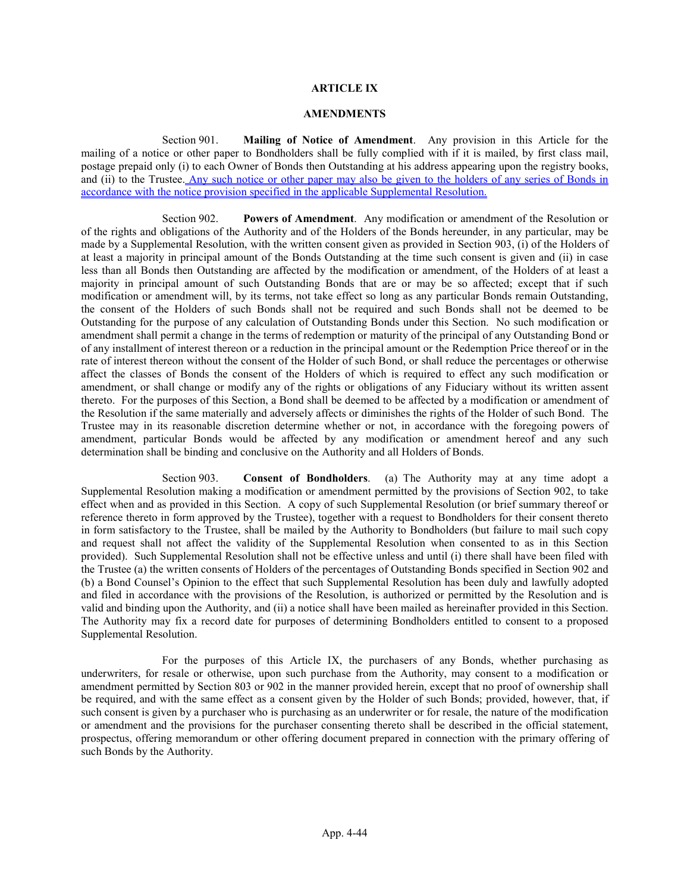## ARTICLE IX

## AMENDMENTS

Section 901. **Mailing of Notice of Amendment**. Any provision in this Article for the mailing of a notice or other paper to Bondholders shall be fully complied with if it is mailed, by first class mail, postage prepaid only (i) to each Owner of Bonds then Outstanding at his address appearing upon the registry books, and (ii) to the Trustee. Any such notice or other paper may also be given to the holders of any series of Bonds in accordance with the notice provision specified in the applicable Supplemental Resolution.

Section 902. **Powers of Amendment**. Any modification or amendment of the Resolution or of the rights and obligations of the Authority and of the Holders of the Bonds hereunder, in any particular, may be made by a Supplemental Resolution, with the written consent given as provided in Section 903, (i) of the Holders of at least a majority in principal amount of the Bonds Outstanding at the time such consent is given and (ii) in case less than all Bonds then Outstanding are affected by the modification or amendment, of the Holders of at least a majority in principal amount of such Outstanding Bonds that are or may be so affected; except that if such modification or amendment will, by its terms, not take effect so long as any particular Bonds remain Outstanding, the consent of the Holders of such Bonds shall not be required and such Bonds shall not be deemed to be Outstanding for the purpose of any calculation of Outstanding Bonds under this Section. No such modification or amendment shall permit a change in the terms of redemption or maturity of the principal of any Outstanding Bond or of any installment of interest thereon or a reduction in the principal amount or the Redemption Price thereof or in the rate of interest thereon without the consent of the Holder of such Bond, or shall reduce the percentages or otherwise affect the classes of Bonds the consent of the Holders of which is required to effect any such modification or amendment, or shall change or modify any of the rights or obligations of any Fiduciary without its written assent thereto. For the purposes of this Section, a Bond shall be deemed to be affected by a modification or amendment of the Resolution if the same materially and adversely affects or diminishes the rights of the Holder of such Bond. The Trustee may in its reasonable discretion determine whether or not, in accordance with the foregoing powers of amendment, particular Bonds would be affected by any modification or amendment hereof and any such determination shall be binding and conclusive on the Authority and all Holders of Bonds.

Section 903. **Consent of Bondholders**. (a) The Authority may at any time adopt a Supplemental Resolution making a modification or amendment permitted by the provisions of Section 902, to take effect when and as provided in this Section. A copy of such Supplemental Resolution (or brief summary thereof or reference thereto in form approved by the Trustee), together with a request to Bondholders for their consent thereto in form satisfactory to the Trustee, shall be mailed by the Authority to Bondholders (but failure to mail such copy and request shall not affect the validity of the Supplemental Resolution when consented to as in this Section provided). Such Supplemental Resolution shall not be effective unless and until (i) there shall have been filed with the Trustee (a) the written consents of Holders of the percentages of Outstanding Bonds specified in Section 902 and (b) a Bond Counsel's Opinion to the effect that such Supplemental Resolution has been duly and lawfully adopted and filed in accordance with the provisions of the Resolution, is authorized or permitted by the Resolution and is valid and binding upon the Authority, and (ii) a notice shall have been mailed as hereinafter provided in this Section. The Authority may fix a record date for purposes of determining Bondholders entitled to consent to a proposed Supplemental Resolution.

For the purposes of this Article IX, the purchasers of any Bonds, whether purchasing as underwriters, for resale or otherwise, upon such purchase from the Authority, may consent to a modification or amendment permitted by Section 803 or 902 in the manner provided herein, except that no proof of ownership shall be required, and with the same effect as a consent given by the Holder of such Bonds; provided, however, that, if such consent is given by a purchaser who is purchasing as an underwriter or for resale, the nature of the modification or amendment and the provisions for the purchaser consenting thereto shall be described in the official statement, prospectus, offering memorandum or other offering document prepared in connection with the primary offering of such Bonds by the Authority.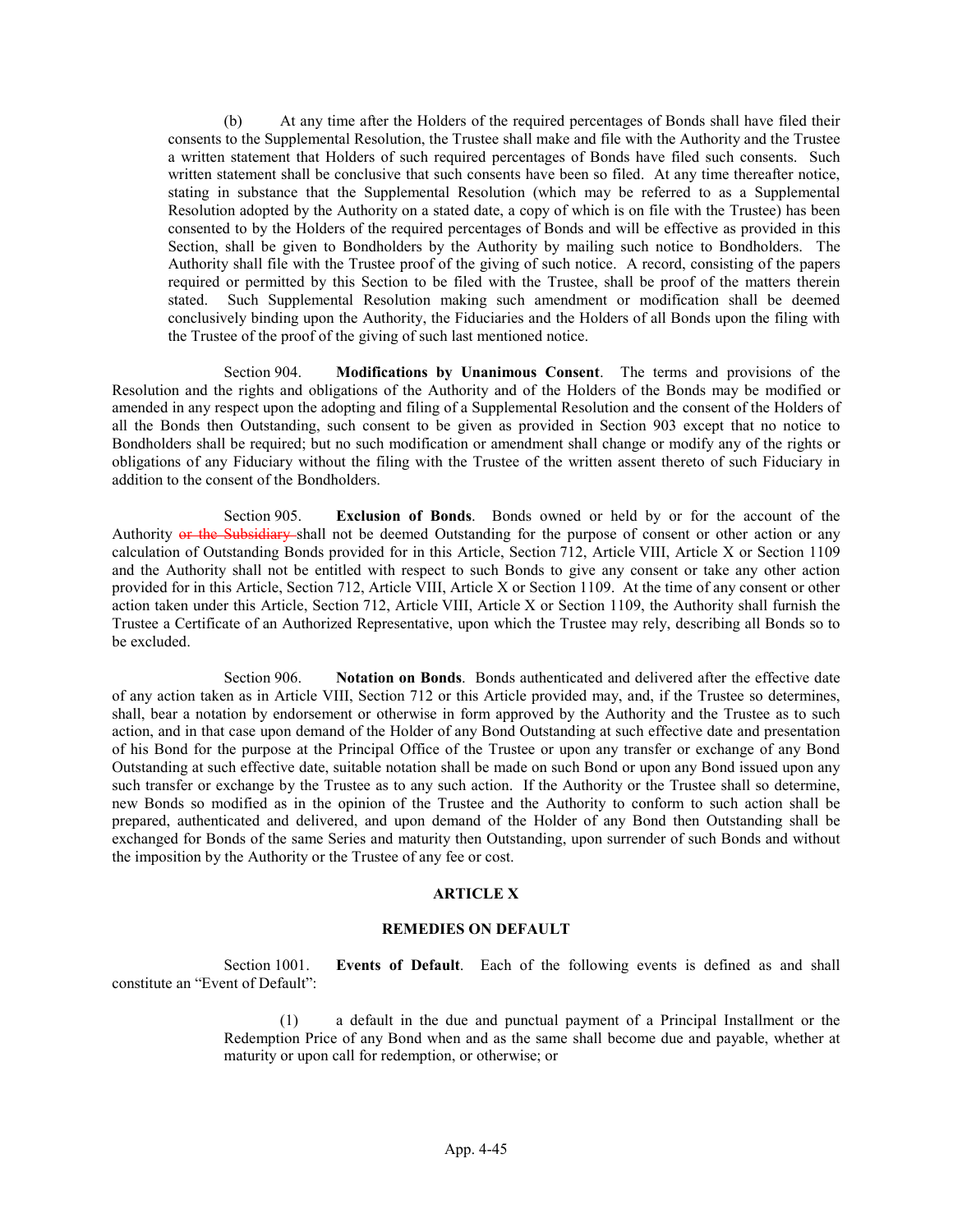(b) At any time after the Holders of the required percentages of Bonds shall have filed their consents to the Supplemental Resolution, the Trustee shall make and file with the Authority and the Trustee a written statement that Holders of such required percentages of Bonds have filed such consents. Such written statement shall be conclusive that such consents have been so filed. At any time thereafter notice, stating in substance that the Supplemental Resolution (which may be referred to as a Supplemental Resolution adopted by the Authority on a stated date, a copy of which is on file with the Trustee) has been consented to by the Holders of the required percentages of Bonds and will be effective as provided in this Section, shall be given to Bondholders by the Authority by mailing such notice to Bondholders. The Authority shall file with the Trustee proof of the giving of such notice. A record, consisting of the papers required or permitted by this Section to be filed with the Trustee, shall be proof of the matters therein stated. Such Supplemental Resolution making such amendment or modification shall be deemed conclusively binding upon the Authority, the Fiduciaries and the Holders of all Bonds upon the filing with the Trustee of the proof of the giving of such last mentioned notice.

Section 904. **Modifications by Unanimous Consent**. The terms and provisions of the Resolution and the rights and obligations of the Authority and of the Holders of the Bonds may be modified or amended in any respect upon the adopting and filing of a Supplemental Resolution and the consent of the Holders of all the Bonds then Outstanding, such consent to be given as provided in Section 903 except that no notice to Bondholders shall be required; but no such modification or amendment shall change or modify any of the rights or obligations of any Fiduciary without the filing with the Trustee of the written assent thereto of such Fiduciary in addition to the consent of the Bondholders.

Section 905. **Exclusion of Bonds**. Bonds owned or held by or for the account of the Authority ~~or the Subsidiary~~ shall not be deemed Outstanding for the purpose of consent or other action or any calculation of Outstanding Bonds provided for in this Article, Section 712, Article VIII, Article X or Section 1109 and the Authority shall not be entitled with respect to such Bonds to give any consent or take any other action provided for in this Article, Section 712, Article VIII, Article X or Section 1109. At the time of any consent or other action taken under this Article, Section 712, Article VIII, Article X or Section 1109, the Authority shall furnish the Trustee a Certificate of an Authorized Representative, upon which the Trustee may rely, describing all Bonds so to be excluded.

Section 906. **Notation on Bonds**. Bonds authenticated and delivered after the effective date of any action taken as in Article VIII, Section 712 or this Article provided may, and, if the Trustee so determines, shall, bear a notation by endorsement or otherwise in form approved by the Authority and the Trustee as to such action, and in that case upon demand of the Holder of any Bond Outstanding at such effective date and presentation of his Bond for the purpose at the Principal Office of the Trustee or upon any transfer or exchange of any Bond Outstanding at such effective date, suitable notation shall be made on such Bond or upon any Bond issued upon any such transfer or exchange by the Trustee as to any such action. If the Authority or the Trustee shall so determine, new Bonds so modified as in the opinion of the Trustee and the Authority to conform to such action shall be prepared, authenticated and delivered, and upon demand of the Holder of any Bond then Outstanding shall be exchanged for Bonds of the same Series and maturity then Outstanding, upon surrender of such Bonds and without the imposition by the Authority or the Trustee of any fee or cost.

## ARTICLE X

## REMEDIES ON DEFAULT

Section 1001. **Events of Default**. Each of the following events is defined as and shall constitute an "Event of Default":

(1) a default in the due and punctual payment of a Principal Installment or the Redemption Price of any Bond when and as the same shall become due and payable, whether at maturity or upon call for redemption, or otherwise; or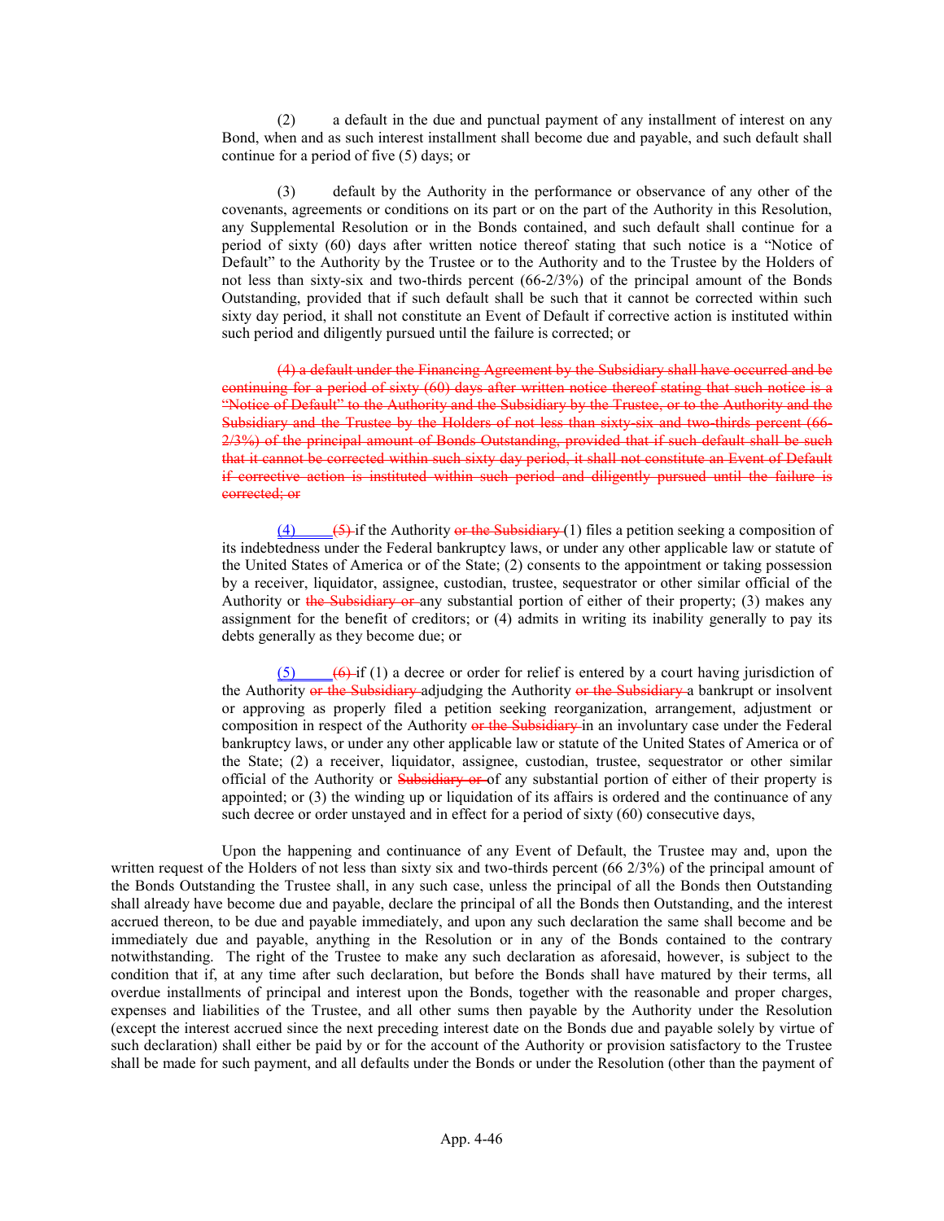(2) a default in the due and punctual payment of any installment of interest on any Bond, when and as such interest installment shall become due and payable, and such default shall continue for a period of five (5) days; or

(3) default by the Authority in the performance or observance of any other of the covenants, agreements or conditions on its part or on the part of the Authority in this Resolution, any Supplemental Resolution or in the Bonds contained, and such default shall continue for a period of sixty (60) days after written notice thereof stating that such notice is a "Notice of Default" to the Authority by the Trustee or to the Authority and to the Trustee by the Holders of not less than sixty-six and two-thirds percent (66-2/3%) of the principal amount of the Bonds Outstanding, provided that if such default shall be such that it cannot be corrected within such sixty day period, it shall not constitute an Event of Default if corrective action is instituted within such period and diligently pursued until the failure is corrected; or

~~(4) a default under the Financing Agreement by the Subsidiary shall have occurred and be continuing for a period of sixty (60) days after written notice thereof stating that such notice is a "Notice of Default" to the Authority and the Subsidiary by the Trustee, or to the Authority and the Subsidiary and the Trustee by the Holders of not less than sixty-six and two-thirds percent (66-2/3%) of the principal amount of Bonds Outstanding, provided that if such default shall be such that it cannot be corrected within such sixty day period, it shall not constitute an Event of Default if corrective action is instituted within such period and diligently pursued until the failure is corrected; or~~

(4) ~~(5)~~ if the Authority ~~or the Subsidiary~~ (1) files a petition seeking a composition of its indebtedness under the Federal bankruptcy laws, or under any other applicable law or statute of the United States of America or of the State; (2) consents to the appointment or taking possession by a receiver, liquidator, assignee, custodian, trustee, sequestrator or other similar official of the Authority or ~~the Subsidiary or~~ any substantial portion of either of their property; (3) makes any assignment for the benefit of creditors; or (4) admits in writing its inability generally to pay its debts generally as they become due; or

(5) ~~(6)~~ if (1) a decree or order for relief is entered by a court having jurisdiction of the Authority ~~or the Subsidiary~~ adjudging the Authority ~~or the Subsidiary~~ a bankrupt or insolvent or approving as properly filed a petition seeking reorganization, arrangement, adjustment or composition in respect of the Authority ~~or the Subsidiary~~ in an involuntary case under the Federal bankruptcy laws, or under any other applicable law or statute of the United States of America or of the State; (2) a receiver, liquidator, assignee, custodian, trustee, sequestrator or other similar official of the Authority or ~~Subsidiary or~~ of any substantial portion of either of their property is appointed; or (3) the winding up or liquidation of its affairs is ordered and the continuance of any such decree or order unstayed and in effect for a period of sixty (60) consecutive days,

Upon the happening and continuance of any Event of Default, the Trustee may and, upon the written request of the Holders of not less than sixty six and two-thirds percent (66 2/3%) of the principal amount of the Bonds Outstanding the Trustee shall, in any such case, unless the principal of all the Bonds then Outstanding shall already have become due and payable, declare the principal of all the Bonds then Outstanding, and the interest accrued thereon, to be due and payable immediately, and upon any such declaration the same shall become and be immediately due and payable, anything in the Resolution or in any of the Bonds contained to the contrary notwithstanding. The right of the Trustee to make any such declaration as aforesaid, however, is subject to the condition that if, at any time after such declaration, but before the Bonds shall have matured by their terms, all overdue installments of principal and interest upon the Bonds, together with the reasonable and proper charges, expenses and liabilities of the Trustee, and all other sums then payable by the Authority under the Resolution (except the interest accrued since the next preceding interest date on the Bonds due and payable solely by virtue of such declaration) shall either be paid by or for the account of the Authority or provision satisfactory to the Trustee shall be made for such payment, and all defaults under the Bonds or under the Resolution (other than the payment of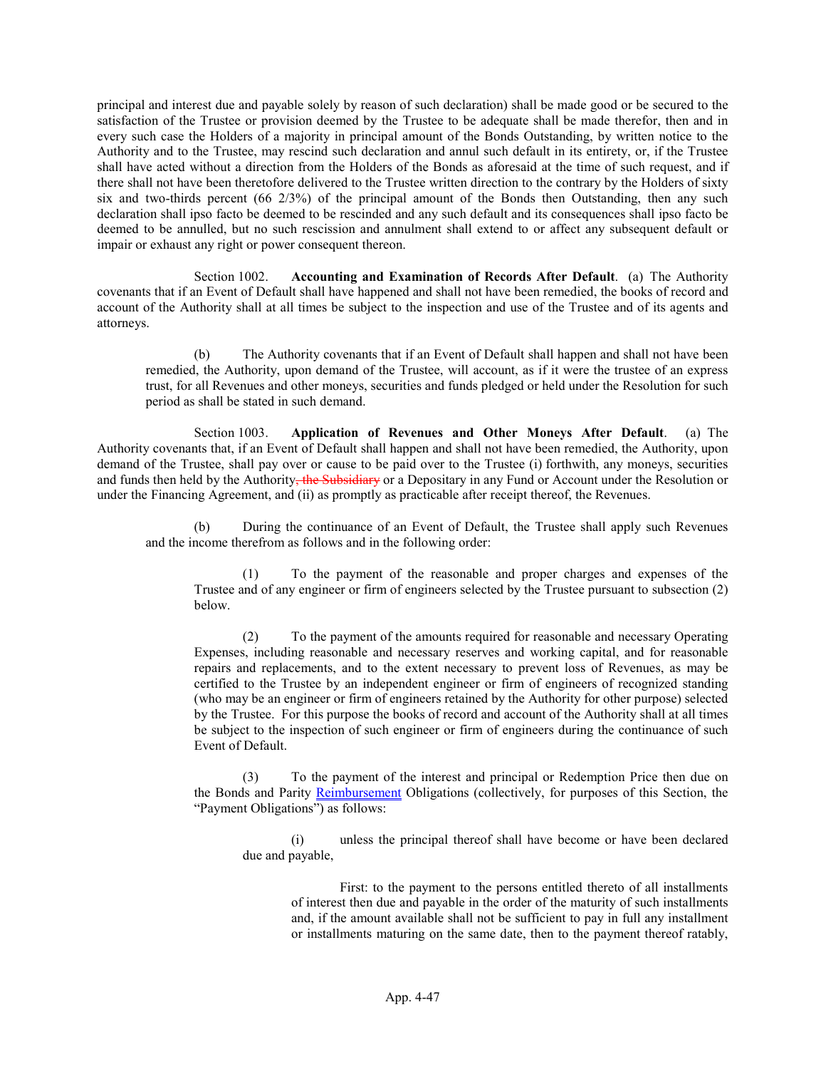principal and interest due and payable solely by reason of such declaration) shall be made good or be secured to the satisfaction of the Trustee or provision deemed by the Trustee to be adequate shall be made therefor, then and in every such case the Holders of a majority in principal amount of the Bonds Outstanding, by written notice to the Authority and to the Trustee, may rescind such declaration and annul such default in its entirety, or, if the Trustee shall have acted without a direction from the Holders of the Bonds as aforesaid at the time of such request, and if there shall not have been theretofore delivered to the Trustee written direction to the contrary by the Holders of sixty six and two-thirds percent (66 2/3%) of the principal amount of the Bonds then Outstanding, then any such declaration shall ipso facto be deemed to be rescinded and any such default and its consequences shall ipso facto be deemed to be annulled, but no such rescission and annulment shall extend to or affect any subsequent default or impair or exhaust any right or power consequent thereon.

Section 1002. **Accounting and Examination of Records After Default**. (a) The Authority covenants that if an Event of Default shall have happened and shall not have been remedied, the books of record and account of the Authority shall at all times be subject to the inspection and use of the Trustee and of its agents and attorneys.

(b) The Authority covenants that if an Event of Default shall happen and shall not have been remedied, the Authority, upon demand of the Trustee, will account, as if it were the trustee of an express trust, for all Revenues and other moneys, securities and funds pledged or held under the Resolution for such period as shall be stated in such demand.

Section 1003. **Application of Revenues and Other Moneys After Default**. (a) The Authority covenants that, if an Event of Default shall happen and shall not have been remedied, the Authority, upon demand of the Trustee, shall pay over or cause to be paid over to the Trustee (i) forthwith, any moneys, securities and funds then held by the Authority~~, the Subsidiary~~ or a Depositary in any Fund or Account under the Resolution or under the Financing Agreement, and (ii) as promptly as practicable after receipt thereof, the Revenues.

(b) During the continuance of an Event of Default, the Trustee shall apply such Revenues and the income therefrom as follows and in the following order:

(1) To the payment of the reasonable and proper charges and expenses of the Trustee and of any engineer or firm of engineers selected by the Trustee pursuant to subsection (2) below.

(2) To the payment of the amounts required for reasonable and necessary Operating Expenses, including reasonable and necessary reserves and working capital, and for reasonable repairs and replacements, and to the extent necessary to prevent loss of Revenues, as may be certified to the Trustee by an independent engineer or firm of engineers of recognized standing (who may be an engineer or firm of engineers retained by the Authority for other purpose) selected by the Trustee. For this purpose the books of record and account of the Authority shall at all times be subject to the inspection of such engineer or firm of engineers during the continuance of such Event of Default.

(3) To the payment of the interest and principal or Redemption Price then due on the Bonds and Parity Reimbursement Obligations (collectively, for purposes of this Section, the "Payment Obligations") as follows:

(i) unless the principal thereof shall have become or have been declared due and payable,

First: to the payment to the persons entitled thereto of all installments of interest then due and payable in the order of the maturity of such installments and, if the amount available shall not be sufficient to pay in full any installment or installments maturing on the same date, then to the payment thereof ratably,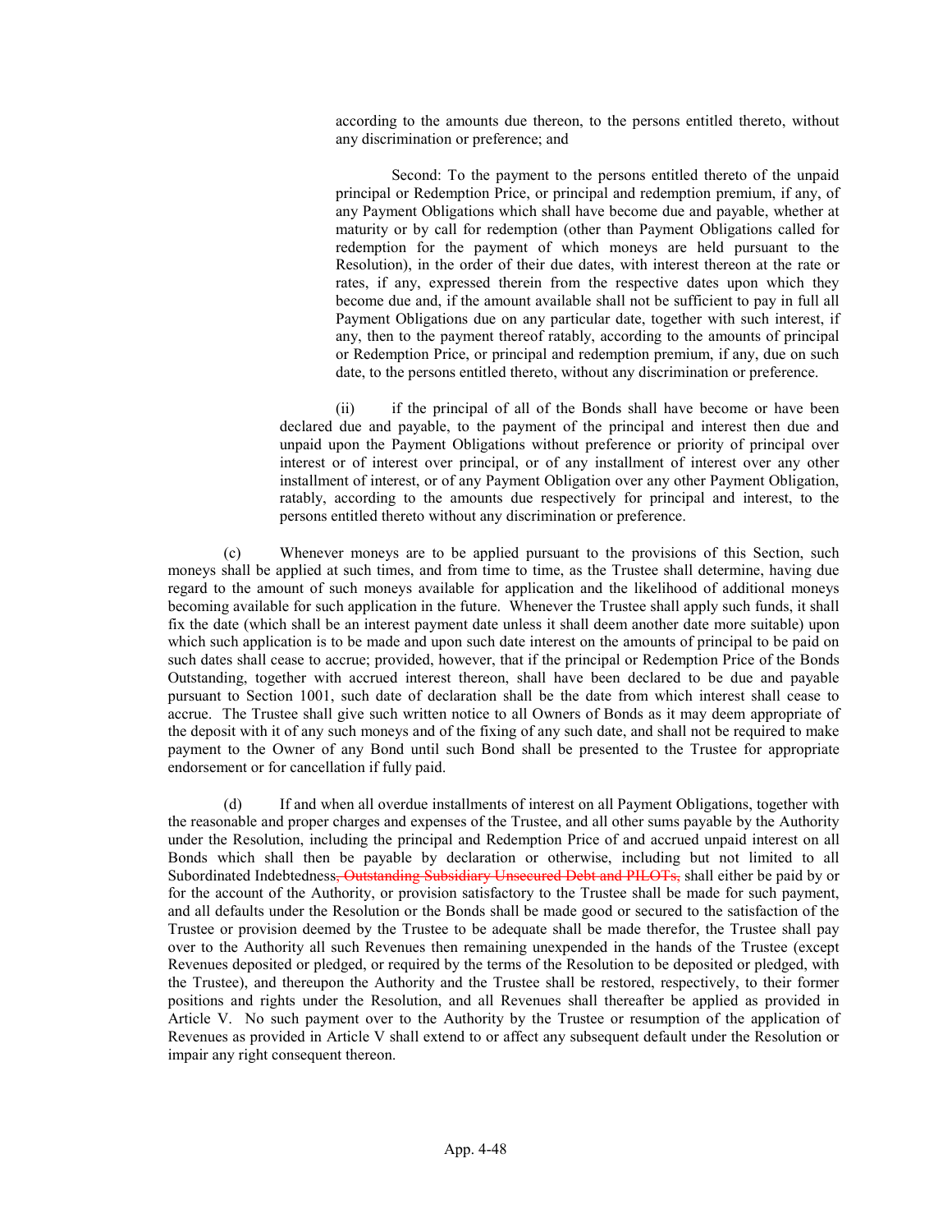according to the amounts due thereon, to the persons entitled thereto, without any discrimination or preference; and

Second: To the payment to the persons entitled thereto of the unpaid principal or Redemption Price, or principal and redemption premium, if any, of any Payment Obligations which shall have become due and payable, whether at maturity or by call for redemption (other than Payment Obligations called for redemption for the payment of which moneys are held pursuant to the Resolution), in the order of their due dates, with interest thereon at the rate or rates, if any, expressed therein from the respective dates upon which they become due and, if the amount available shall not be sufficient to pay in full all Payment Obligations due on any particular date, together with such interest, if any, then to the payment thereof ratably, according to the amounts of principal or Redemption Price, or principal and redemption premium, if any, due on such date, to the persons entitled thereto, without any discrimination or preference.

(ii) if the principal of all of the Bonds shall have become or have been declared due and payable, to the payment of the principal and interest then due and unpaid upon the Payment Obligations without preference or priority of principal over interest or of interest over principal, or of any installment of interest over any other installment of interest, or of any Payment Obligation over any other Payment Obligation, ratably, according to the amounts due respectively for principal and interest, to the persons entitled thereto without any discrimination or preference.

(c) Whenever moneys are to be applied pursuant to the provisions of this Section, such moneys shall be applied at such times, and from time to time, as the Trustee shall determine, having due regard to the amount of such moneys available for application and the likelihood of additional moneys becoming available for such application in the future. Whenever the Trustee shall apply such funds, it shall fix the date (which shall be an interest payment date unless it shall deem another date more suitable) upon which such application is to be made and upon such date interest on the amounts of principal to be paid on such dates shall cease to accrue; provided, however, that if the principal or Redemption Price of the Bonds Outstanding, together with accrued interest thereon, shall have been declared to be due and payable pursuant to Section 1001, such date of declaration shall be the date from which interest shall cease to accrue. The Trustee shall give such written notice to all Owners of Bonds as it may deem appropriate of the deposit with it of any such moneys and of the fixing of any such date, and shall not be required to make payment to the Owner of any Bond until such Bond shall be presented to the Trustee for appropriate endorsement or for cancellation if fully paid.

(d) If and when all overdue installments of interest on all Payment Obligations, together with the reasonable and proper charges and expenses of the Trustee, and all other sums payable by the Authority under the Resolution, including the principal and Redemption Price of and accrued unpaid interest on all Bonds which shall then be payable by declaration or otherwise, including but not limited to all Subordinated Indebtedness~~, Outstanding Subsidiary Unsecured Debt and PILOTs,~~ shall either be paid by or for the account of the Authority, or provision satisfactory to the Trustee shall be made for such payment, and all defaults under the Resolution or the Bonds shall be made good or secured to the satisfaction of the Trustee or provision deemed by the Trustee to be adequate shall be made therefor, the Trustee shall pay over to the Authority all such Revenues then remaining unexpended in the hands of the Trustee (except Revenues deposited or pledged, or required by the terms of the Resolution to be deposited or pledged, with the Trustee), and thereupon the Authority and the Trustee shall be restored, respectively, to their former positions and rights under the Resolution, and all Revenues shall thereafter be applied as provided in Article V. No such payment over to the Authority by the Trustee or resumption of the application of Revenues as provided in Article V shall extend to or affect any subsequent default under the Resolution or impair any right consequent thereon.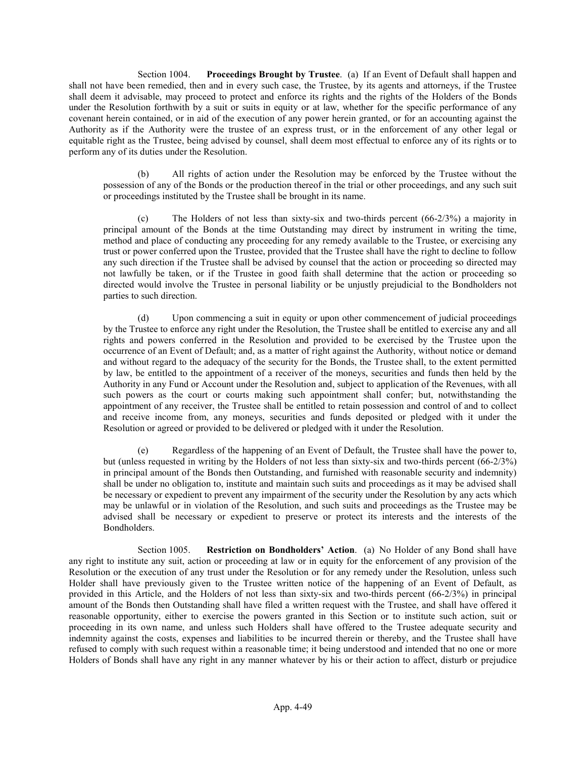Section 1004. **Proceedings Brought by Trustee**. (a) If an Event of Default shall happen and shall not have been remedied, then and in every such case, the Trustee, by its agents and attorneys, if the Trustee shall deem it advisable, may proceed to protect and enforce its rights and the rights of the Holders of the Bonds under the Resolution forthwith by a suit or suits in equity or at law, whether for the specific performance of any covenant herein contained, or in aid of the execution of any power herein granted, or for an accounting against the Authority as if the Authority were the trustee of an express trust, or in the enforcement of any other legal or equitable right as the Trustee, being advised by counsel, shall deem most effectual to enforce any of its rights or to perform any of its duties under the Resolution.

(b) All rights of action under the Resolution may be enforced by the Trustee without the possession of any of the Bonds or the production thereof in the trial or other proceedings, and any such suit or proceedings instituted by the Trustee shall be brought in its name.

(c) The Holders of not less than sixty-six and two-thirds percent (66-2/3%) a majority in principal amount of the Bonds at the time Outstanding may direct by instrument in writing the time, method and place of conducting any proceeding for any remedy available to the Trustee, or exercising any trust or power conferred upon the Trustee, provided that the Trustee shall have the right to decline to follow any such direction if the Trustee shall be advised by counsel that the action or proceeding so directed may not lawfully be taken, or if the Trustee in good faith shall determine that the action or proceeding so directed would involve the Trustee in personal liability or be unjustly prejudicial to the Bondholders not parties to such direction.

(d) Upon commencing a suit in equity or upon other commencement of judicial proceedings by the Trustee to enforce any right under the Resolution, the Trustee shall be entitled to exercise any and all rights and powers conferred in the Resolution and provided to be exercised by the Trustee upon the occurrence of an Event of Default; and, as a matter of right against the Authority, without notice or demand and without regard to the adequacy of the security for the Bonds, the Trustee shall, to the extent permitted by law, be entitled to the appointment of a receiver of the moneys, securities and funds then held by the Authority in any Fund or Account under the Resolution and, subject to application of the Revenues, with all such powers as the court or courts making such appointment shall confer; but, notwithstanding the appointment of any receiver, the Trustee shall be entitled to retain possession and control of and to collect and receive income from, any moneys, securities and funds deposited or pledged with it under the Resolution or agreed or provided to be delivered or pledged with it under the Resolution.

(e) Regardless of the happening of an Event of Default, the Trustee shall have the power to, but (unless requested in writing by the Holders of not less than sixty-six and two-thirds percent (66-2/3%) in principal amount of the Bonds then Outstanding, and furnished with reasonable security and indemnity) shall be under no obligation to, institute and maintain such suits and proceedings as it may be advised shall be necessary or expedient to prevent any impairment of the security under the Resolution by any acts which may be unlawful or in violation of the Resolution, and such suits and proceedings as the Trustee may be advised shall be necessary or expedient to preserve or protect its interests and the interests of the Bondholders.

Section 1005. **Restriction on Bondholders' Action**. (a) No Holder of any Bond shall have any right to institute any suit, action or proceeding at law or in equity for the enforcement of any provision of the Resolution or the execution of any trust under the Resolution or for any remedy under the Resolution, unless such Holder shall have previously given to the Trustee written notice of the happening of an Event of Default, as provided in this Article, and the Holders of not less than sixty-six and two-thirds percent (66-2/3%) in principal amount of the Bonds then Outstanding shall have filed a written request with the Trustee, and shall have offered it reasonable opportunity, either to exercise the powers granted in this Section or to institute such action, suit or proceeding in its own name, and unless such Holders shall have offered to the Trustee adequate security and indemnity against the costs, expenses and liabilities to be incurred therein or thereby, and the Trustee shall have refused to comply with such request within a reasonable time; it being understood and intended that no one or more Holders of Bonds shall have any right in any manner whatever by his or their action to affect, disturb or prejudice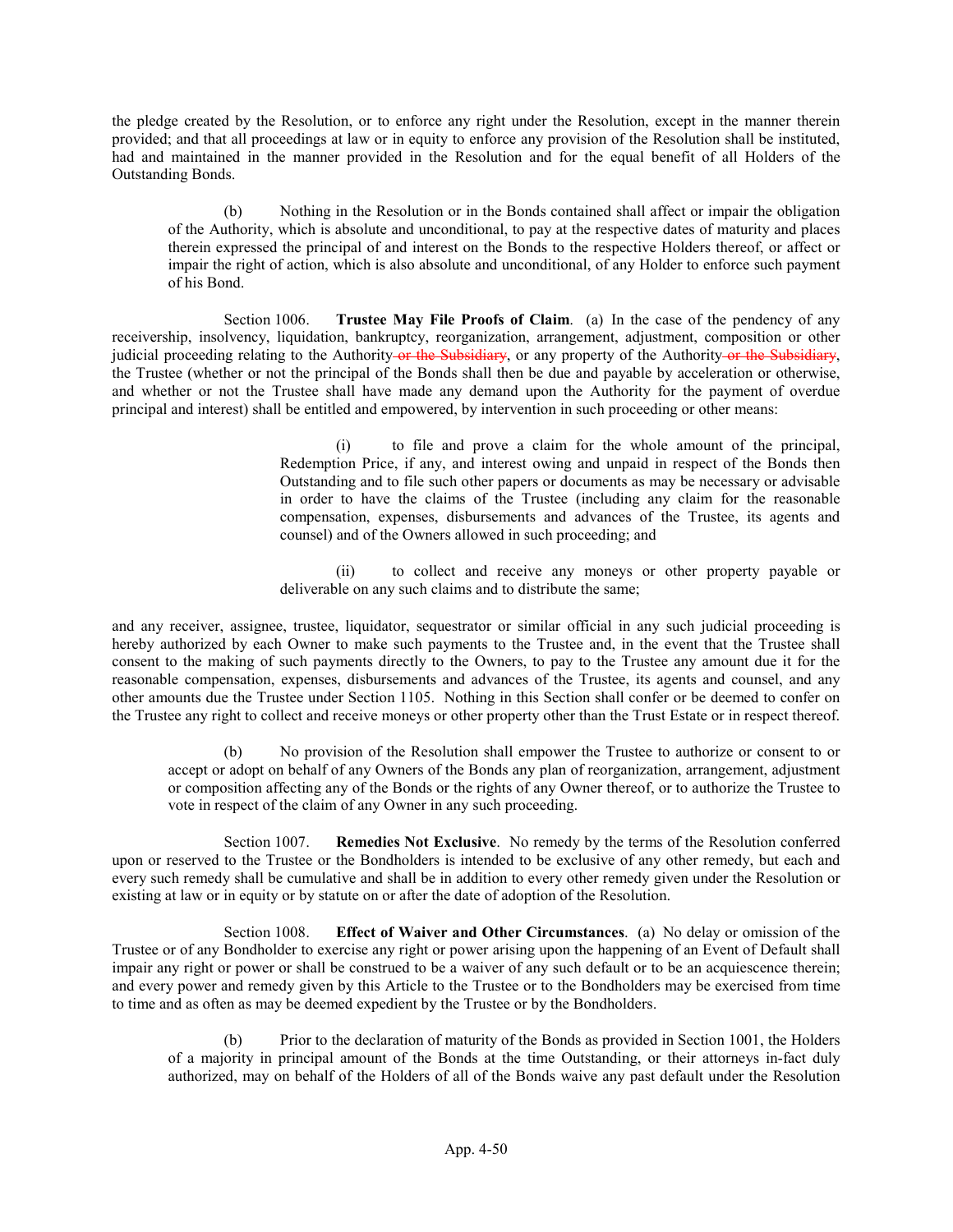the pledge created by the Resolution, or to enforce any right under the Resolution, except in the manner therein provided; and that all proceedings at law or in equity to enforce any provision of the Resolution shall be instituted, had and maintained in the manner provided in the Resolution and for the equal benefit of all Holders of the Outstanding Bonds.

(b) Nothing in the Resolution or in the Bonds contained shall affect or impair the obligation of the Authority, which is absolute and unconditional, to pay at the respective dates of maturity and places therein expressed the principal of and interest on the Bonds to the respective Holders thereof, or affect or impair the right of action, which is also absolute and unconditional, of any Holder to enforce such payment of his Bond.

Section 1006. **Trustee May File Proofs of Claim**. (a) In the case of the pendency of any receivership, insolvency, liquidation, bankruptcy, reorganization, arrangement, adjustment, composition or other judicial proceeding relating to the Authority ~~or the Subsidiary~~, or any property of the Authority ~~or the Subsidiary~~, the Trustee (whether or not the principal of the Bonds shall then be due and payable by acceleration or otherwise, and whether or not the Trustee shall have made any demand upon the Authority for the payment of overdue principal and interest) shall be entitled and empowered, by intervention in such proceeding or other means:

(i) to file and prove a claim for the whole amount of the principal, Redemption Price, if any, and interest owing and unpaid in respect of the Bonds then Outstanding and to file such other papers or documents as may be necessary or advisable in order to have the claims of the Trustee (including any claim for the reasonable compensation, expenses, disbursements and advances of the Trustee, its agents and counsel) and of the Owners allowed in such proceeding; and

(ii) to collect and receive any moneys or other property payable or deliverable on any such claims and to distribute the same;

and any receiver, assignee, trustee, liquidator, sequestrator or similar official in any such judicial proceeding is hereby authorized by each Owner to make such payments to the Trustee and, in the event that the Trustee shall consent to the making of such payments directly to the Owners, to pay to the Trustee any amount due it for the reasonable compensation, expenses, disbursements and advances of the Trustee, its agents and counsel, and any other amounts due the Trustee under Section 1105. Nothing in this Section shall confer or be deemed to confer on the Trustee any right to collect and receive moneys or other property other than the Trust Estate or in respect thereof.

(b) No provision of the Resolution shall empower the Trustee to authorize or consent to or accept or adopt on behalf of any Owners of the Bonds any plan of reorganization, arrangement, adjustment or composition affecting any of the Bonds or the rights of any Owner thereof, or to authorize the Trustee to vote in respect of the claim of any Owner in any such proceeding.

Section 1007. **Remedies Not Exclusive**. No remedy by the terms of the Resolution conferred upon or reserved to the Trustee or the Bondholders is intended to be exclusive of any other remedy, but each and every such remedy shall be cumulative and shall be in addition to every other remedy given under the Resolution or existing at law or in equity or by statute on or after the date of adoption of the Resolution.

Section 1008. **Effect of Waiver and Other Circumstances**. (a) No delay or omission of the Trustee or of any Bondholder to exercise any right or power arising upon the happening of an Event of Default shall impair any right or power or shall be construed to be a waiver of any such default or to be an acquiescence therein; and every power and remedy given by this Article to the Trustee or to the Bondholders may be exercised from time to time and as often as may be deemed expedient by the Trustee or by the Bondholders.

(b) Prior to the declaration of maturity of the Bonds as provided in Section 1001, the Holders of a majority in principal amount of the Bonds at the time Outstanding, or their attorneys in-fact duly authorized, may on behalf of the Holders of all of the Bonds waive any past default under the Resolution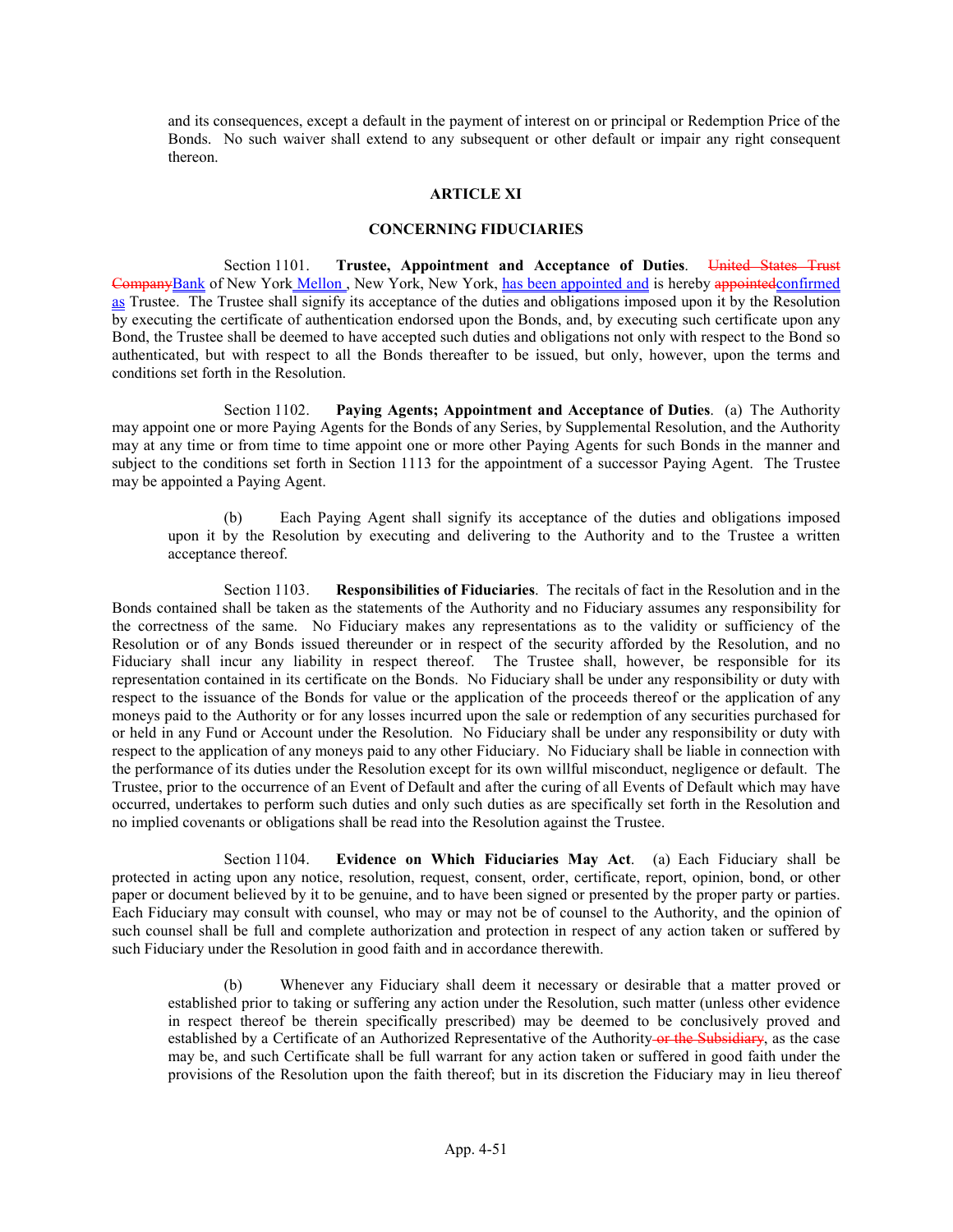and its consequences, except a default in the payment of interest on or principal or Redemption Price of the Bonds. No such waiver shall extend to any subsequent or other default or impair any right consequent thereon.

## ARTICLE XI

## CONCERNING FIDUCIARIES

Section 1101. **Trustee, Appointment and Acceptance of Duties**. ~~United States Trust Company~~Bank of New York Mellon , New York, New York, has been appointed and is hereby ~~appointed~~confirmed as Trustee. The Trustee shall signify its acceptance of the duties and obligations imposed upon it by the Resolution by executing the certificate of authentication endorsed upon the Bonds, and, by executing such certificate upon any Bond, the Trustee shall be deemed to have accepted such duties and obligations not only with respect to the Bond so authenticated, but with respect to all the Bonds thereafter to be issued, but only, however, upon the terms and conditions set forth in the Resolution.

Section 1102. **Paying Agents; Appointment and Acceptance of Duties**. (a) The Authority may appoint one or more Paying Agents for the Bonds of any Series, by Supplemental Resolution, and the Authority may at any time or from time to time appoint one or more other Paying Agents for such Bonds in the manner and subject to the conditions set forth in Section 1113 for the appointment of a successor Paying Agent. The Trustee may be appointed a Paying Agent.

(b) Each Paying Agent shall signify its acceptance of the duties and obligations imposed upon it by the Resolution by executing and delivering to the Authority and to the Trustee a written acceptance thereof.

Section 1103. **Responsibilities of Fiduciaries**. The recitals of fact in the Resolution and in the Bonds contained shall be taken as the statements of the Authority and no Fiduciary assumes any responsibility for the correctness of the same. No Fiduciary makes any representations as to the validity or sufficiency of the Resolution or of any Bonds issued thereunder or in respect of the security afforded by the Resolution, and no Fiduciary shall incur any liability in respect thereof. The Trustee shall, however, be responsible for its representation contained in its certificate on the Bonds. No Fiduciary shall be under any responsibility or duty with respect to the issuance of the Bonds for value or the application of the proceeds thereof or the application of any moneys paid to the Authority or for any losses incurred upon the sale or redemption of any securities purchased for or held in any Fund or Account under the Resolution. No Fiduciary shall be under any responsibility or duty with respect to the application of any moneys paid to any other Fiduciary. No Fiduciary shall be liable in connection with the performance of its duties under the Resolution except for its own willful misconduct, negligence or default. The Trustee, prior to the occurrence of an Event of Default and after the curing of all Events of Default which may have occurred, undertakes to perform such duties and only such duties as are specifically set forth in the Resolution and no implied covenants or obligations shall be read into the Resolution against the Trustee.

Section 1104. **Evidence on Which Fiduciaries May Act**. (a) Each Fiduciary shall be protected in acting upon any notice, resolution, request, consent, order, certificate, report, opinion, bond, or other paper or document believed by it to be genuine, and to have been signed or presented by the proper party or parties. Each Fiduciary may consult with counsel, who may or may not be of counsel to the Authority, and the opinion of such counsel shall be full and complete authorization and protection in respect of any action taken or suffered by such Fiduciary under the Resolution in good faith and in accordance therewith.

(b) Whenever any Fiduciary shall deem it necessary or desirable that a matter proved or established prior to taking or suffering any action under the Resolution, such matter (unless other evidence in respect thereof be therein specifically prescribed) may be deemed to be conclusively proved and established by a Certificate of an Authorized Representative of the Authority~~ or the Subsidiary~~, as the case may be, and such Certificate shall be full warrant for any action taken or suffered in good faith under the provisions of the Resolution upon the faith thereof; but in its discretion the Fiduciary may in lieu thereof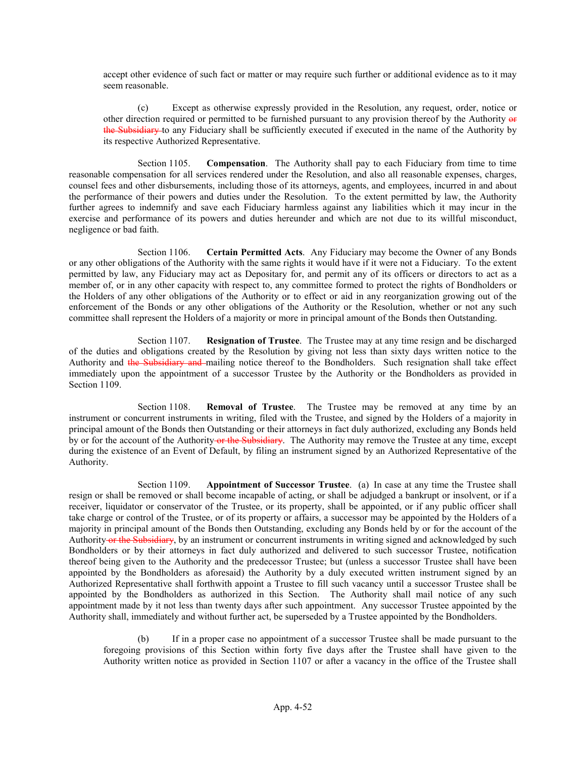accept other evidence of such fact or matter or may require such further or additional evidence as to it may seem reasonable.

(c) Except as otherwise expressly provided in the Resolution, any request, order, notice or other direction required or permitted to be furnished pursuant to any provision thereof by the Authority ~~or the Subsidiary~~ to any Fiduciary shall be sufficiently executed if executed in the name of the Authority by its respective Authorized Representative.

Section 1105. **Compensation**. The Authority shall pay to each Fiduciary from time to time reasonable compensation for all services rendered under the Resolution, and also all reasonable expenses, charges, counsel fees and other disbursements, including those of its attorneys, agents, and employees, incurred in and about the performance of their powers and duties under the Resolution. To the extent permitted by law, the Authority further agrees to indemnify and save each Fiduciary harmless against any liabilities which it may incur in the exercise and performance of its powers and duties hereunder and which are not due to its willful misconduct, negligence or bad faith.

Section 1106. **Certain Permitted Acts**. Any Fiduciary may become the Owner of any Bonds or any other obligations of the Authority with the same rights it would have if it were not a Fiduciary. To the extent permitted by law, any Fiduciary may act as Depositary for, and permit any of its officers or directors to act as a member of, or in any other capacity with respect to, any committee formed to protect the rights of Bondholders or the Holders of any other obligations of the Authority or to effect or aid in any reorganization growing out of the enforcement of the Bonds or any other obligations of the Authority or the Resolution, whether or not any such committee shall represent the Holders of a majority or more in principal amount of the Bonds then Outstanding.

Section 1107. **Resignation of Trustee**. The Trustee may at any time resign and be discharged of the duties and obligations created by the Resolution by giving not less than sixty days written notice to the Authority and ~~the Subsidiary and~~ mailing notice thereof to the Bondholders. Such resignation shall take effect immediately upon the appointment of a successor Trustee by the Authority or the Bondholders as provided in Section 1109.

Section 1108. **Removal of Trustee**. The Trustee may be removed at any time by an instrument or concurrent instruments in writing, filed with the Trustee, and signed by the Holders of a majority in principal amount of the Bonds then Outstanding or their attorneys in fact duly authorized, excluding any Bonds held by or for the account of the Authority ~~or the Subsidiary~~. The Authority may remove the Trustee at any time, except during the existence of an Event of Default, by filing an instrument signed by an Authorized Representative of the Authority.

Section 1109. **Appointment of Successor Trustee**. (a) In case at any time the Trustee shall resign or shall be removed or shall become incapable of acting, or shall be adjudged a bankrupt or insolvent, or if a receiver, liquidator or conservator of the Trustee, or its property, shall be appointed, or if any public officer shall take charge or control of the Trustee, or of its property or affairs, a successor may be appointed by the Holders of a majority in principal amount of the Bonds then Outstanding, excluding any Bonds held by or for the account of the Authority ~~or the Subsidiary~~, by an instrument or concurrent instruments in writing signed and acknowledged by such Bondholders or by their attorneys in fact duly authorized and delivered to such successor Trustee, notification thereof being given to the Authority and the predecessor Trustee; but (unless a successor Trustee shall have been appointed by the Bondholders as aforesaid) the Authority by a duly executed written instrument signed by an Authorized Representative shall forthwith appoint a Trustee to fill such vacancy until a successor Trustee shall be appointed by the Bondholders as authorized in this Section. The Authority shall mail notice of any such appointment made by it not less than twenty days after such appointment. Any successor Trustee appointed by the Authority shall, immediately and without further act, be superseded by a Trustee appointed by the Bondholders.

(b) If in a proper case no appointment of a successor Trustee shall be made pursuant to the foregoing provisions of this Section within forty five days after the Trustee shall have given to the Authority written notice as provided in Section 1107 or after a vacancy in the office of the Trustee shall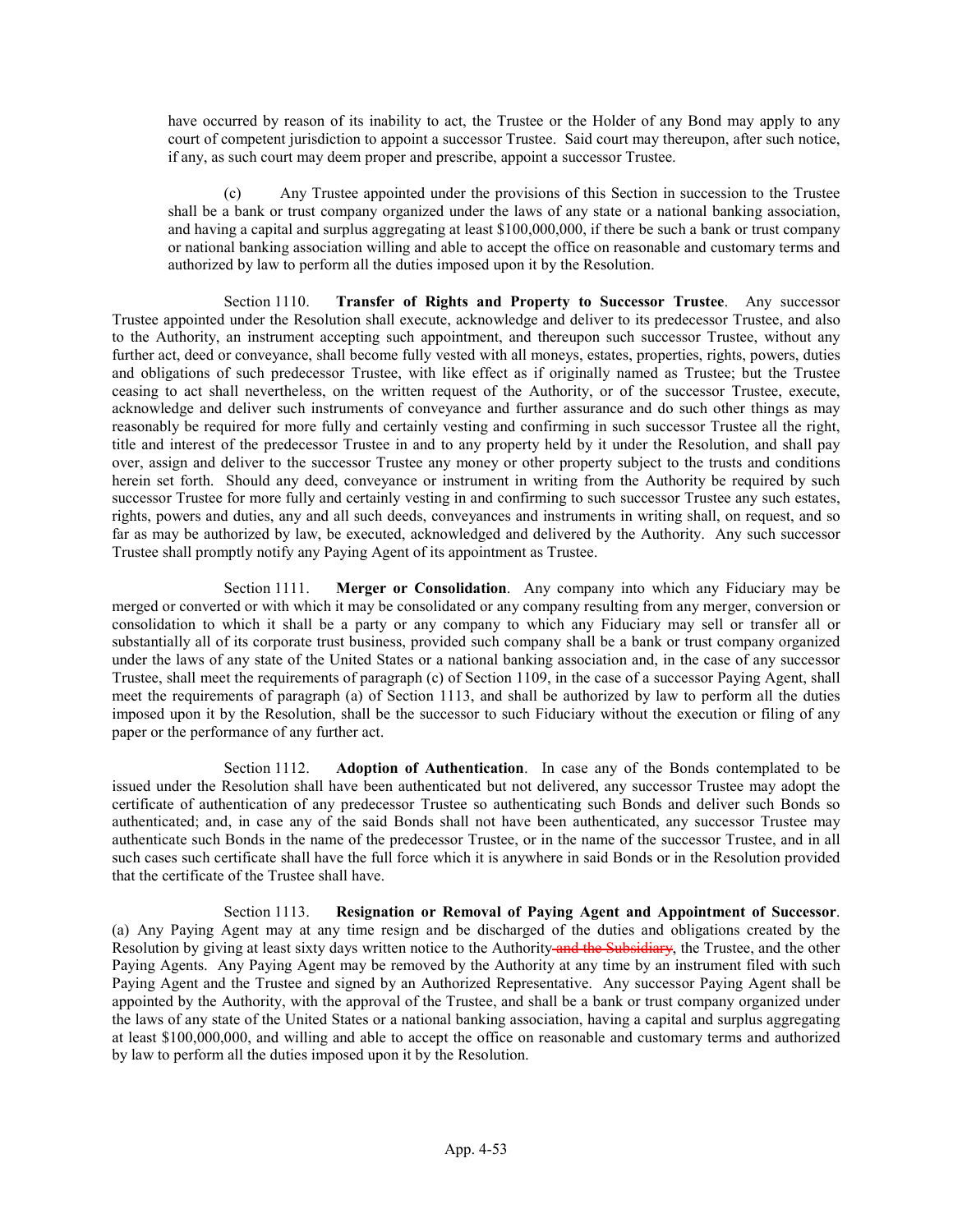have occurred by reason of its inability to act, the Trustee or the Holder of any Bond may apply to any court of competent jurisdiction to appoint a successor Trustee. Said court may thereupon, after such notice, if any, as such court may deem proper and prescribe, appoint a successor Trustee.

(c) Any Trustee appointed under the provisions of this Section in succession to the Trustee shall be a bank or trust company organized under the laws of any state or a national banking association, and having a capital and surplus aggregating at least $100,000,000, if there be such a bank or trust company or national banking association willing and able to accept the office on reasonable and customary terms and authorized by law to perform all the duties imposed upon it by the Resolution.

Section 1110. **Transfer of Rights and Property to Successor Trustee**. Any successor Trustee appointed under the Resolution shall execute, acknowledge and deliver to its predecessor Trustee, and also to the Authority, an instrument accepting such appointment, and thereupon such successor Trustee, without any further act, deed or conveyance, shall become fully vested with all moneys, estates, properties, rights, powers, duties and obligations of such predecessor Trustee, with like effect as if originally named as Trustee; but the Trustee ceasing to act shall nevertheless, on the written request of the Authority, or of the successor Trustee, execute, acknowledge and deliver such instruments of conveyance and further assurance and do such other things as may reasonably be required for more fully and certainly vesting and confirming in such successor Trustee all the right, title and interest of the predecessor Trustee in and to any property held by it under the Resolution, and shall pay over, assign and deliver to the successor Trustee any money or other property subject to the trusts and conditions herein set forth. Should any deed, conveyance or instrument in writing from the Authority be required by such successor Trustee for more fully and certainly vesting in and confirming to such successor Trustee any such estates, rights, powers and duties, any and all such deeds, conveyances and instruments in writing shall, on request, and so far as may be authorized by law, be executed, acknowledged and delivered by the Authority. Any such successor Trustee shall promptly notify any Paying Agent of its appointment as Trustee.

Section 1111. **Merger or Consolidation**. Any company into which any Fiduciary may be merged or converted or with which it may be consolidated or any company resulting from any merger, conversion or consolidation to which it shall be a party or any company to which any Fiduciary may sell or transfer all or substantially all of its corporate trust business, provided such company shall be a bank or trust company organized under the laws of any state of the United States or a national banking association and, in the case of any successor Trustee, shall meet the requirements of paragraph (c) of Section 1109, in the case of a successor Paying Agent, shall meet the requirements of paragraph (a) of Section 1113, and shall be authorized by law to perform all the duties imposed upon it by the Resolution, shall be the successor to such Fiduciary without the execution or filing of any paper or the performance of any further act.

Section 1112. **Adoption of Authentication**. In case any of the Bonds contemplated to be issued under the Resolution shall have been authenticated but not delivered, any successor Trustee may adopt the certificate of authentication of any predecessor Trustee so authenticating such Bonds and deliver such Bonds so authenticated; and, in case any of the said Bonds shall not have been authenticated, any successor Trustee may authenticate such Bonds in the name of the predecessor Trustee, or in the name of the successor Trustee, and in all such cases such certificate shall have the full force which it is anywhere in said Bonds or in the Resolution provided that the certificate of the Trustee shall have.

Section 1113. **Resignation or Removal of Paying Agent and Appointment of Successor**. (a) Any Paying Agent may at any time resign and be discharged of the duties and obligations created by the Resolution by giving at least sixty days written notice to the Authority~~ and the Subsidiary~~, the Trustee, and the other Paying Agents. Any Paying Agent may be removed by the Authority at any time by an instrument filed with such Paying Agent and the Trustee and signed by an Authorized Representative. Any successor Paying Agent shall be appointed by the Authority, with the approval of the Trustee, and shall be a bank or trust company organized under the laws of any state of the United States or a national banking association, having a capital and surplus aggregating at least $100,000,000, and willing and able to accept the office on reasonable and customary terms and authorized by law to perform all the duties imposed upon it by the Resolution.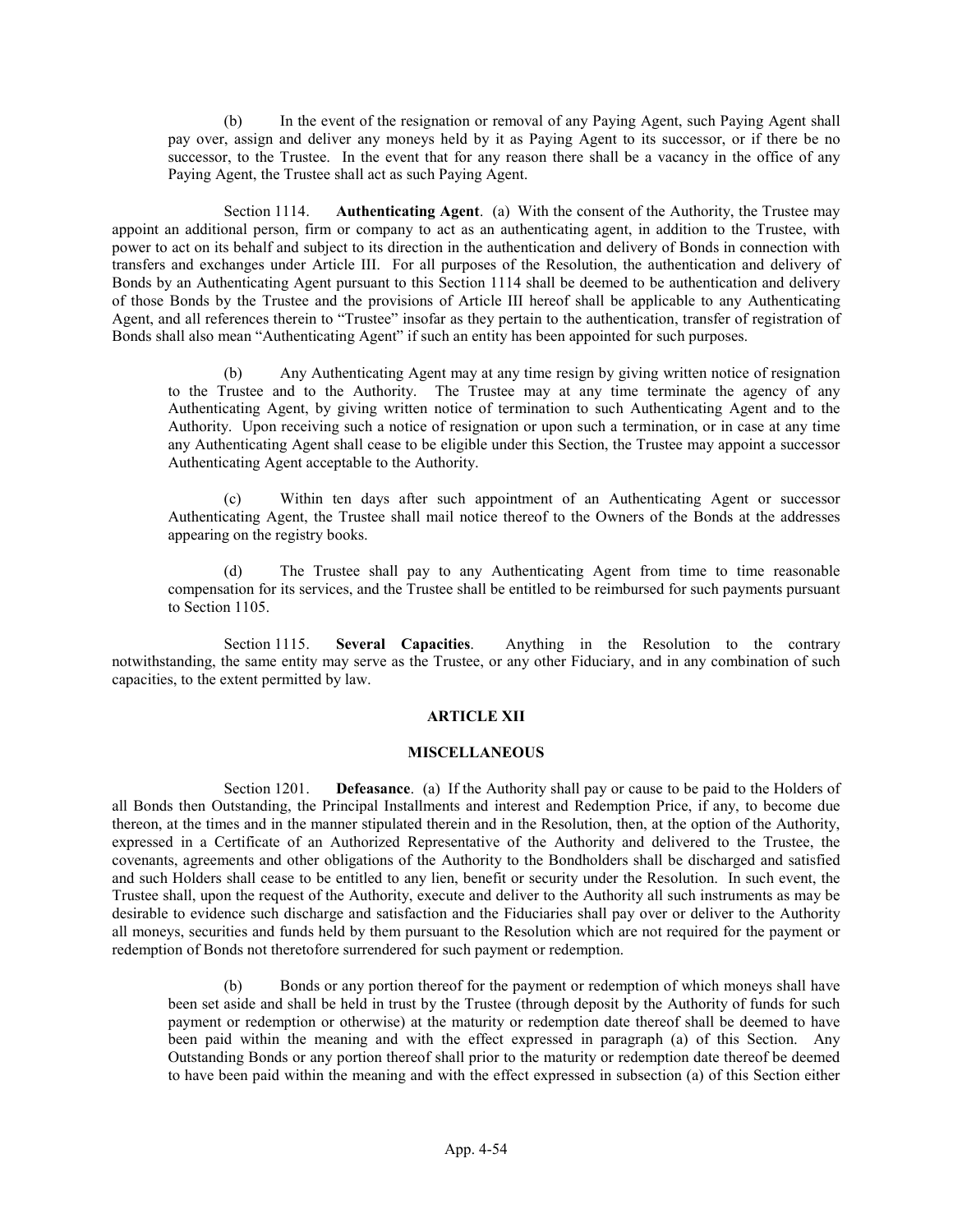(b) In the event of the resignation or removal of any Paying Agent, such Paying Agent shall pay over, assign and deliver any moneys held by it as Paying Agent to its successor, or if there be no successor, to the Trustee. In the event that for any reason there shall be a vacancy in the office of any Paying Agent, the Trustee shall act as such Paying Agent.

Section 1114. **Authenticating Agent**. (a) With the consent of the Authority, the Trustee may appoint an additional person, firm or company to act as an authenticating agent, in addition to the Trustee, with power to act on its behalf and subject to its direction in the authentication and delivery of Bonds in connection with transfers and exchanges under Article III. For all purposes of the Resolution, the authentication and delivery of Bonds by an Authenticating Agent pursuant to this Section 1114 shall be deemed to be authentication and delivery of those Bonds by the Trustee and the provisions of Article III hereof shall be applicable to any Authenticating Agent, and all references therein to "Trustee" insofar as they pertain to the authentication, transfer of registration of Bonds shall also mean "Authenticating Agent" if such an entity has been appointed for such purposes.

(b) Any Authenticating Agent may at any time resign by giving written notice of resignation to the Trustee and to the Authority. The Trustee may at any time terminate the agency of any Authenticating Agent, by giving written notice of termination to such Authenticating Agent and to the Authority. Upon receiving such a notice of resignation or upon such a termination, or in case at any time any Authenticating Agent shall cease to be eligible under this Section, the Trustee may appoint a successor Authenticating Agent acceptable to the Authority.

(c) Within ten days after such appointment of an Authenticating Agent or successor Authenticating Agent, the Trustee shall mail notice thereof to the Owners of the Bonds at the addresses appearing on the registry books.

(d) The Trustee shall pay to any Authenticating Agent from time to time reasonable compensation for its services, and the Trustee shall be entitled to be reimbursed for such payments pursuant to Section 1105.

Section 1115. **Several Capacities**. Anything in the Resolution to the contrary notwithstanding, the same entity may serve as the Trustee, or any other Fiduciary, and in any combination of such capacities, to the extent permitted by law.

## ARTICLE XII

## MISCELLANEOUS

Section 1201. **Defeasance**. (a) If the Authority shall pay or cause to be paid to the Holders of all Bonds then Outstanding, the Principal Installments and interest and Redemption Price, if any, to become due thereon, at the times and in the manner stipulated therein and in the Resolution, then, at the option of the Authority, expressed in a Certificate of an Authorized Representative of the Authority and delivered to the Trustee, the covenants, agreements and other obligations of the Authority to the Bondholders shall be discharged and satisfied and such Holders shall cease to be entitled to any lien, benefit or security under the Resolution. In such event, the Trustee shall, upon the request of the Authority, execute and deliver to the Authority all such instruments as may be desirable to evidence such discharge and satisfaction and the Fiduciaries shall pay over or deliver to the Authority all moneys, securities and funds held by them pursuant to the Resolution which are not required for the payment or redemption of Bonds not theretofore surrendered for such payment or redemption.

(b) Bonds or any portion thereof for the payment or redemption of which moneys shall have been set aside and shall be held in trust by the Trustee (through deposit by the Authority of funds for such payment or redemption or otherwise) at the maturity or redemption date thereof shall be deemed to have been paid within the meaning and with the effect expressed in paragraph (a) of this Section. Any Outstanding Bonds or any portion thereof shall prior to the maturity or redemption date thereof be deemed to have been paid within the meaning and with the effect expressed in subsection (a) of this Section either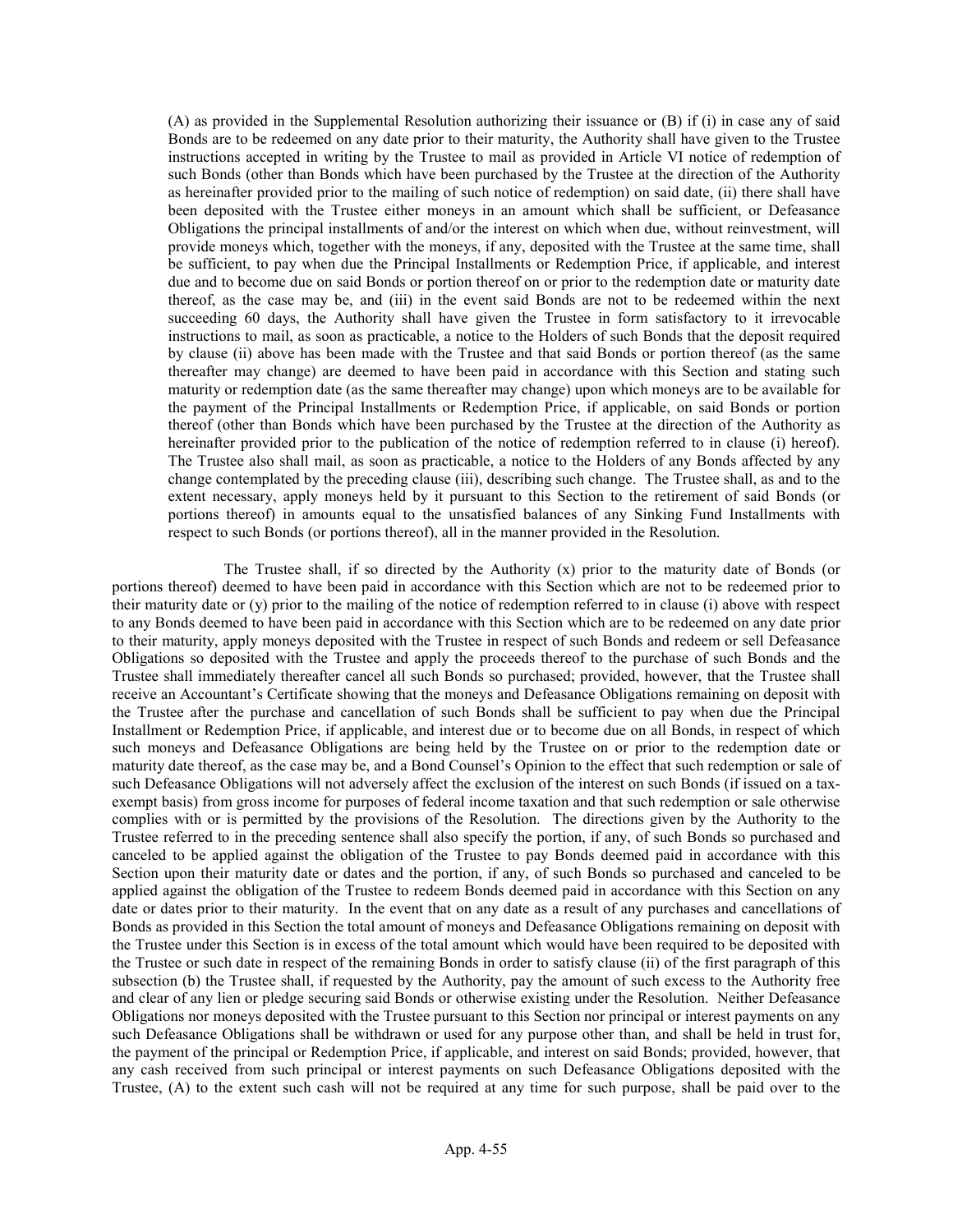(A) as provided in the Supplemental Resolution authorizing their issuance or (B) if (i) in case any of said Bonds are to be redeemed on any date prior to their maturity, the Authority shall have given to the Trustee instructions accepted in writing by the Trustee to mail as provided in Article VI notice of redemption of such Bonds (other than Bonds which have been purchased by the Trustee at the direction of the Authority as hereinafter provided prior to the mailing of such notice of redemption) on said date, (ii) there shall have been deposited with the Trustee either moneys in an amount which shall be sufficient, or Defeasance Obligations the principal installments of and/or the interest on which when due, without reinvestment, will provide moneys which, together with the moneys, if any, deposited with the Trustee at the same time, shall be sufficient, to pay when due the Principal Installments or Redemption Price, if applicable, and interest due and to become due on said Bonds or portion thereof on or prior to the redemption date or maturity date thereof, as the case may be, and (iii) in the event said Bonds are not to be redeemed within the next succeeding 60 days, the Authority shall have given the Trustee in form satisfactory to it irrevocable instructions to mail, as soon as practicable, a notice to the Holders of such Bonds that the deposit required by clause (ii) above has been made with the Trustee and that said Bonds or portion thereof (as the same thereafter may change) are deemed to have been paid in accordance with this Section and stating such maturity or redemption date (as the same thereafter may change) upon which moneys are to be available for the payment of the Principal Installments or Redemption Price, if applicable, on said Bonds or portion thereof (other than Bonds which have been purchased by the Trustee at the direction of the Authority as hereinafter provided prior to the publication of the notice of redemption referred to in clause (i) hereof). The Trustee also shall mail, as soon as practicable, a notice to the Holders of any Bonds affected by any change contemplated by the preceding clause (iii), describing such change. The Trustee shall, as and to the extent necessary, apply moneys held by it pursuant to this Section to the retirement of said Bonds (or portions thereof) in amounts equal to the unsatisfied balances of any Sinking Fund Installments with respect to such Bonds (or portions thereof), all in the manner provided in the Resolution.

The Trustee shall, if so directed by the Authority (x) prior to the maturity date of Bonds (or portions thereof) deemed to have been paid in accordance with this Section which are not to be redeemed prior to their maturity date or (y) prior to the mailing of the notice of redemption referred to in clause (i) above with respect to any Bonds deemed to have been paid in accordance with this Section which are to be redeemed on any date prior to their maturity, apply moneys deposited with the Trustee in respect of such Bonds and redeem or sell Defeasance Obligations so deposited with the Trustee and apply the proceeds thereof to the purchase of such Bonds and the Trustee shall immediately thereafter cancel all such Bonds so purchased; provided, however, that the Trustee shall receive an Accountant's Certificate showing that the moneys and Defeasance Obligations remaining on deposit with the Trustee after the purchase and cancellation of such Bonds shall be sufficient to pay when due the Principal Installment or Redemption Price, if applicable, and interest due or to become due on all Bonds, in respect of which such moneys and Defeasance Obligations are being held by the Trustee on or prior to the redemption date or maturity date thereof, as the case may be, and a Bond Counsel's Opinion to the effect that such redemption or sale of such Defeasance Obligations will not adversely affect the exclusion of the interest on such Bonds (if issued on a tax-exempt basis) from gross income for purposes of federal income taxation and that such redemption or sale otherwise complies with or is permitted by the provisions of the Resolution. The directions given by the Authority to the Trustee referred to in the preceding sentence shall also specify the portion, if any, of such Bonds so purchased and canceled to be applied against the obligation of the Trustee to pay Bonds deemed paid in accordance with this Section upon their maturity date or dates and the portion, if any, of such Bonds so purchased and canceled to be applied against the obligation of the Trustee to redeem Bonds deemed paid in accordance with this Section on any date or dates prior to their maturity. In the event that on any date as a result of any purchases and cancellations of Bonds as provided in this Section the total amount of moneys and Defeasance Obligations remaining on deposit with the Trustee under this Section is in excess of the total amount which would have been required to be deposited with the Trustee or such date in respect of the remaining Bonds in order to satisfy clause (ii) of the first paragraph of this subsection (b) the Trustee shall, if requested by the Authority, pay the amount of such excess to the Authority free and clear of any lien or pledge securing said Bonds or otherwise existing under the Resolution. Neither Defeasance Obligations nor moneys deposited with the Trustee pursuant to this Section nor principal or interest payments on any such Defeasance Obligations shall be withdrawn or used for any purpose other than, and shall be held in trust for, the payment of the principal or Redemption Price, if applicable, and interest on said Bonds; provided, however, that any cash received from such principal or interest payments on such Defeasance Obligations deposited with the Trustee, (A) to the extent such cash will not be required at any time for such purpose, shall be paid over to the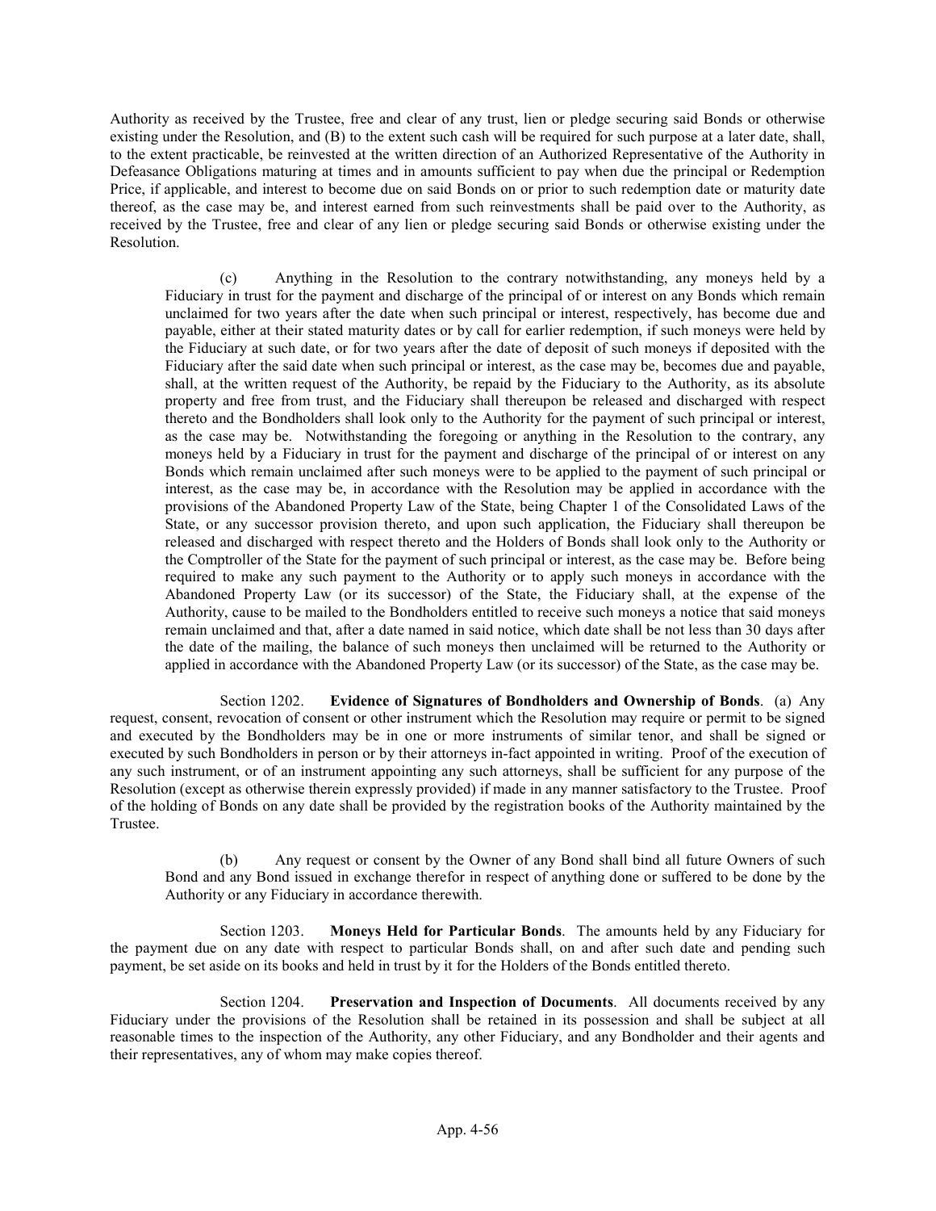Authority as received by the Trustee, free and clear of any trust, lien or pledge securing said Bonds or otherwise existing under the Resolution, and (B) to the extent such cash will be required for such purpose at a later date, shall, to the extent practicable, be reinvested at the written direction of an Authorized Representative of the Authority in Defeasance Obligations maturing at times and in amounts sufficient to pay when due the principal or Redemption Price, if applicable, and interest to become due on said Bonds on or prior to such redemption date or maturity date thereof, as the case may be, and interest earned from such reinvestments shall be paid over to the Authority, as received by the Trustee, free and clear of any lien or pledge securing said Bonds or otherwise existing under the Resolution.

(c) Anything in the Resolution to the contrary notwithstanding, any moneys held by a Fiduciary in trust for the payment and discharge of the principal of or interest on any Bonds which remain unclaimed for two years after the date when such principal or interest, respectively, has become due and payable, either at their stated maturity dates or by call for earlier redemption, if such moneys were held by the Fiduciary at such date, or for two years after the date of deposit of such moneys if deposited with the Fiduciary after the said date when such principal or interest, as the case may be, becomes due and payable, shall, at the written request of the Authority, be repaid by the Fiduciary to the Authority, as its absolute property and free from trust, and the Fiduciary shall thereupon be released and discharged with respect thereto and the Bondholders shall look only to the Authority for the payment of such principal or interest, as the case may be. Notwithstanding the foregoing or anything in the Resolution to the contrary, any moneys held by a Fiduciary in trust for the payment and discharge of the principal of or interest on any Bonds which remain unclaimed after such moneys were to be applied to the payment of such principal or interest, as the case may be, in accordance with the Resolution may be applied in accordance with the provisions of the Abandoned Property Law of the State, being Chapter 1 of the Consolidated Laws of the State, or any successor provision thereto, and upon such application, the Fiduciary shall thereupon be released and discharged with respect thereto and the Holders of Bonds shall look only to the Authority or the Comptroller of the State for the payment of such principal or interest, as the case may be. Before being required to make any such payment to the Authority or to apply such moneys in accordance with the Abandoned Property Law (or its successor) of the State, the Fiduciary shall, at the expense of the Authority, cause to be mailed to the Bondholders entitled to receive such moneys a notice that said moneys remain unclaimed and that, after a date named in said notice, which date shall be not less than 30 days after the date of the mailing, the balance of such moneys then unclaimed will be returned to the Authority or applied in accordance with the Abandoned Property Law (or its successor) of the State, as the case may be.

Section 1202. **Evidence of Signatures of Bondholders and Ownership of Bonds**. (a) Any request, consent, revocation of consent or other instrument which the Resolution may require or permit to be signed and executed by the Bondholders may be in one or more instruments of similar tenor, and shall be signed or executed by such Bondholders in person or by their attorneys in-fact appointed in writing. Proof of the execution of any such instrument, or of an instrument appointing any such attorneys, shall be sufficient for any purpose of the Resolution (except as otherwise therein expressly provided) if made in any manner satisfactory to the Trustee. Proof of the holding of Bonds on any date shall be provided by the registration books of the Authority maintained by the Trustee.

(b) Any request or consent by the Owner of any Bond shall bind all future Owners of such Bond and any Bond issued in exchange therefor in respect of anything done or suffered to be done by the Authority or any Fiduciary in accordance therewith.

Section 1203. **Moneys Held for Particular Bonds**. The amounts held by any Fiduciary for the payment due on any date with respect to particular Bonds shall, on and after such date and pending such payment, be set aside on its books and held in trust by it for the Holders of the Bonds entitled thereto.

Section 1204. **Preservation and Inspection of Documents**. All documents received by any Fiduciary under the provisions of the Resolution shall be retained in its possession and shall be subject at all reasonable times to the inspection of the Authority, any other Fiduciary, and any Bondholder and their agents and their representatives, any of whom may make copies thereof.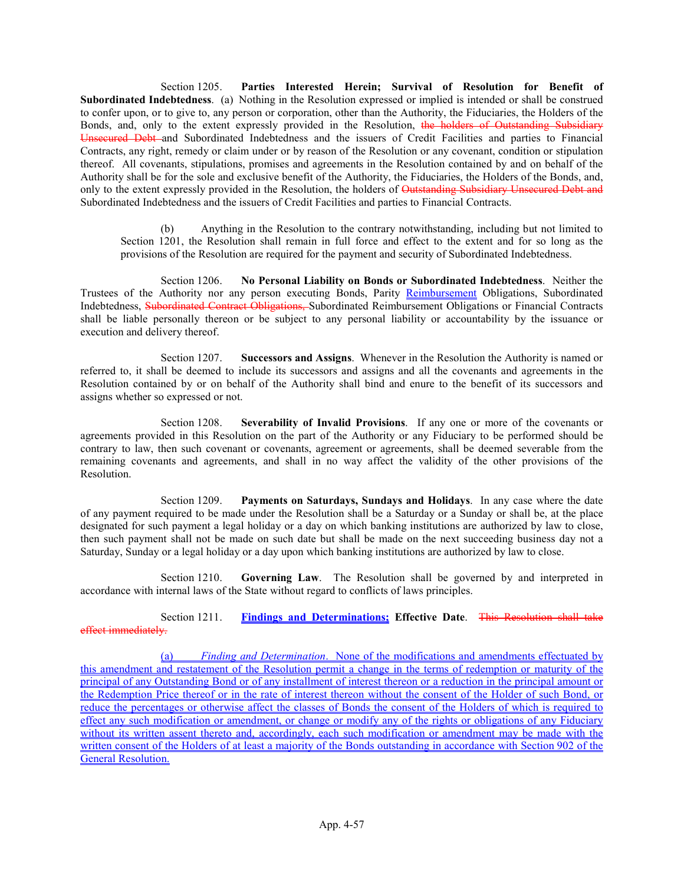Section 1205. **Parties Interested Herein; Survival of Resolution for Benefit of Subordinated Indebtedness**. (a) Nothing in the Resolution expressed or implied is intended or shall be construed to confer upon, or to give to, any person or corporation, other than the Authority, the Fiduciaries, the Holders of the Bonds, and, only to the extent expressly provided in the Resolution, ~~the holders of Outstanding Subsidiary Unsecured Debt~~ and Subordinated Indebtedness and the issuers of Credit Facilities and parties to Financial Contracts, any right, remedy or claim under or by reason of the Resolution or any covenant, condition or stipulation thereof. All covenants, stipulations, promises and agreements in the Resolution contained by and on behalf of the Authority shall be for the sole and exclusive benefit of the Authority, the Fiduciaries, the Holders of the Bonds, and, only to the extent expressly provided in the Resolution, the holders of ~~Outstanding Subsidiary Unsecured Debt and~~ Subordinated Indebtedness and the issuers of Credit Facilities and parties to Financial Contracts.

(b) Anything in the Resolution to the contrary notwithstanding, including but not limited to Section 1201, the Resolution shall remain in full force and effect to the extent and for so long as the provisions of the Resolution are required for the payment and security of Subordinated Indebtedness.

Section 1206. **No Personal Liability on Bonds or Subordinated Indebtedness**. Neither the Trustees of the Authority nor any person executing Bonds, Parity Reimbursement Obligations, Subordinated Indebtedness, ~~Subordinated Contract Obligations,~~ Subordinated Reimbursement Obligations or Financial Contracts shall be liable personally thereon or be subject to any personal liability or accountability by the issuance or execution and delivery thereof.

Section 1207. **Successors and Assigns**. Whenever in the Resolution the Authority is named or referred to, it shall be deemed to include its successors and assigns and all the covenants and agreements in the Resolution contained by or on behalf of the Authority shall bind and enure to the benefit of its successors and assigns whether so expressed or not.

Section 1208. **Severability of Invalid Provisions**. If any one or more of the covenants or agreements provided in this Resolution on the part of the Authority or any Fiduciary to be performed should be contrary to law, then such covenant or covenants, agreement or agreements, shall be deemed severable from the remaining covenants and agreements, and shall in no way affect the validity of the other provisions of the Resolution.

Section 1209. **Payments on Saturdays, Sundays and Holidays**. In any case where the date of any payment required to be made under the Resolution shall be a Saturday or a Sunday or shall be, at the place designated for such payment a legal holiday or a day on which banking institutions are authorized by law to close, then such payment shall not be made on such date but shall be made on the next succeeding business day not a Saturday, Sunday or a legal holiday or a day upon which banking institutions are authorized by law to close.

Section 1210. **Governing Law**. The Resolution shall be governed by and interpreted in accordance with internal laws of the State without regard to conflicts of laws principles.

Section 1211. **Findings and Determinations; Effective Date**. ~~This Resolution shall take effect immediately.~~

(a) *Finding and Determination*. None of the modifications and amendments effectuated by this amendment and restatement of the Resolution permit a change in the terms of redemption or maturity of the principal of any Outstanding Bond or of any installment of interest thereon or a reduction in the principal amount or the Redemption Price thereof or in the rate of interest thereon without the consent of the Holder of such Bond, or reduce the percentages or otherwise affect the classes of Bonds the consent of the Holders of which is required to effect any such modification or amendment, or change or modify any of the rights or obligations of any Fiduciary without its written assent thereto and, accordingly, each such modification or amendment may be made with the written consent of the Holders of at least a majority of the Bonds outstanding in accordance with Section 902 of the General Resolution.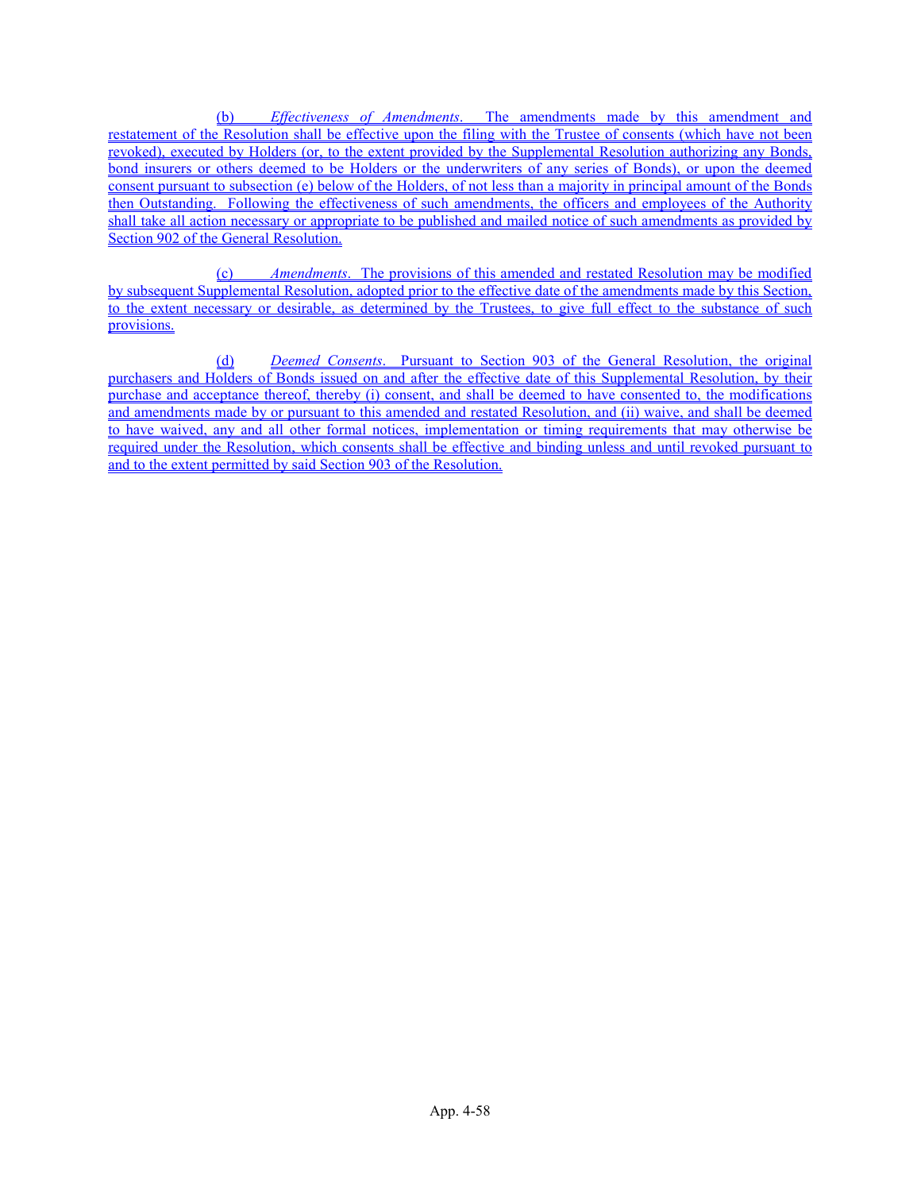(b) *Effectiveness of Amendments*. The amendments made by this amendment and restatement of the Resolution shall be effective upon the filing with the Trustee of consents (which have not been revoked), executed by Holders (or, to the extent provided by the Supplemental Resolution authorizing any Bonds, bond insurers or others deemed to be Holders or the underwriters of any series of Bonds), or upon the deemed consent pursuant to subsection (e) below of the Holders, of not less than a majority in principal amount of the Bonds then Outstanding. Following the effectiveness of such amendments, the officers and employees of the Authority shall take all action necessary or appropriate to be published and mailed notice of such amendments as provided by Section 902 of the General Resolution.

(c) *Amendments*. The provisions of this amended and restated Resolution may be modified by subsequent Supplemental Resolution, adopted prior to the effective date of the amendments made by this Section, to the extent necessary or desirable, as determined by the Trustees, to give full effect to the substance of such provisions.

(d) *Deemed Consents*. Pursuant to Section 903 of the General Resolution, the original purchasers and Holders of Bonds issued on and after the effective date of this Supplemental Resolution, by their purchase and acceptance thereof, thereby (i) consent, and shall be deemed to have consented to, the modifications and amendments made by or pursuant to this amended and restated Resolution, and (ii) waive, and shall be deemed to have waived, any and all other formal notices, implementation or timing requirements that may otherwise be required under the Resolution, which consents shall be effective and binding unless and until revoked pursuant to and to the extent permitted by said Section 903 of the Resolution.